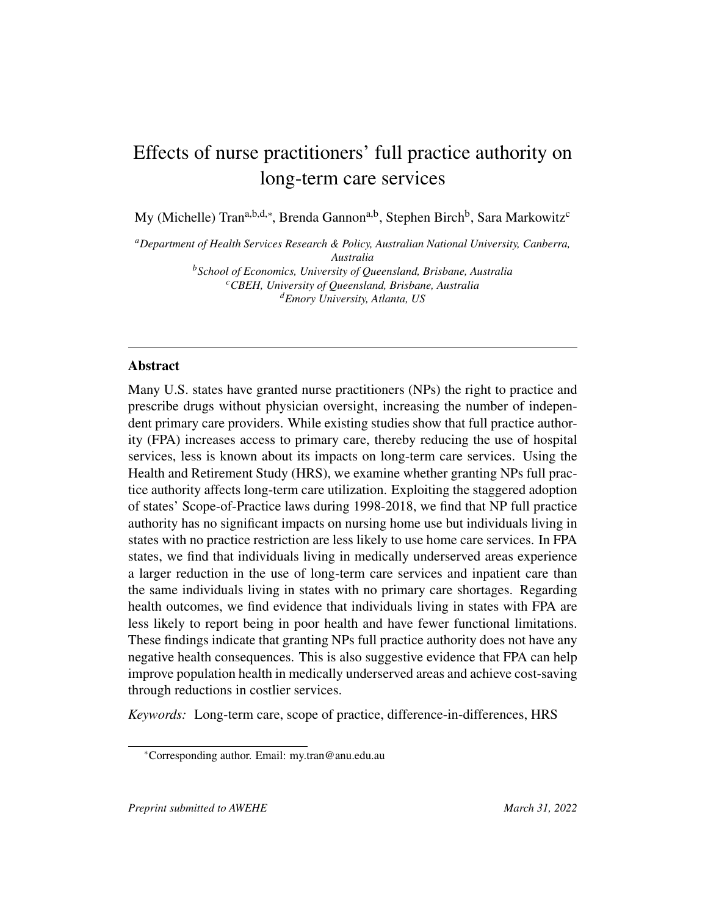# Effects of nurse practitioners' full practice authority on long-term care services

My (Michelle) Tran[a,b,d,*], Brenda Gannon[a,b], Stephen Birch[b], Sara Markowitz[c]

[a] *Department of Health Services Research & Policy, Australian National University, Canberra, Australia*
[b] *School of Economics, University of Queensland, Brisbane, Australia*
[c] *CBEH, University of Queensland, Brisbane, Australia*
[d] *Emory University, Atlanta, US*

---

## Abstract

Many U.S. states have granted nurse practitioners (NPs) the right to practice and prescribe drugs without physician oversight, increasing the number of independent primary care providers. While existing studies show that full practice authority (FPA) increases access to primary care, thereby reducing the use of hospital services, less is known about its impacts on long-term care services. Using the Health and Retirement Study (HRS), we examine whether granting NPs full practice authority affects long-term care utilization. Exploiting the staggered adoption of states' Scope-of-Practice laws during 1998-2018, we find that NP full practice authority has no significant impacts on nursing home use but individuals living in states with no practice restriction are less likely to use home care services. In FPA states, we find that individuals living in medically underserved areas experience a larger reduction in the use of long-term care services and inpatient care than the same individuals living in states with no primary care shortages. Regarding health outcomes, we find evidence that individuals living in states with FPA are less likely to report being in poor health and have fewer functional limitations. These findings indicate that granting NPs full practice authority does not have any negative health consequences. This is also suggestive evidence that FPA can help improve population health in medically underserved areas and achieve cost-saving through reductions in costlier services.

*Keywords:* Long-term care, scope of practice, difference-in-differences, HRS

---

*Corresponding author. Email: my.tran@anu.edu.au

*Preprint submitted to AWEHE* *March 31, 2022*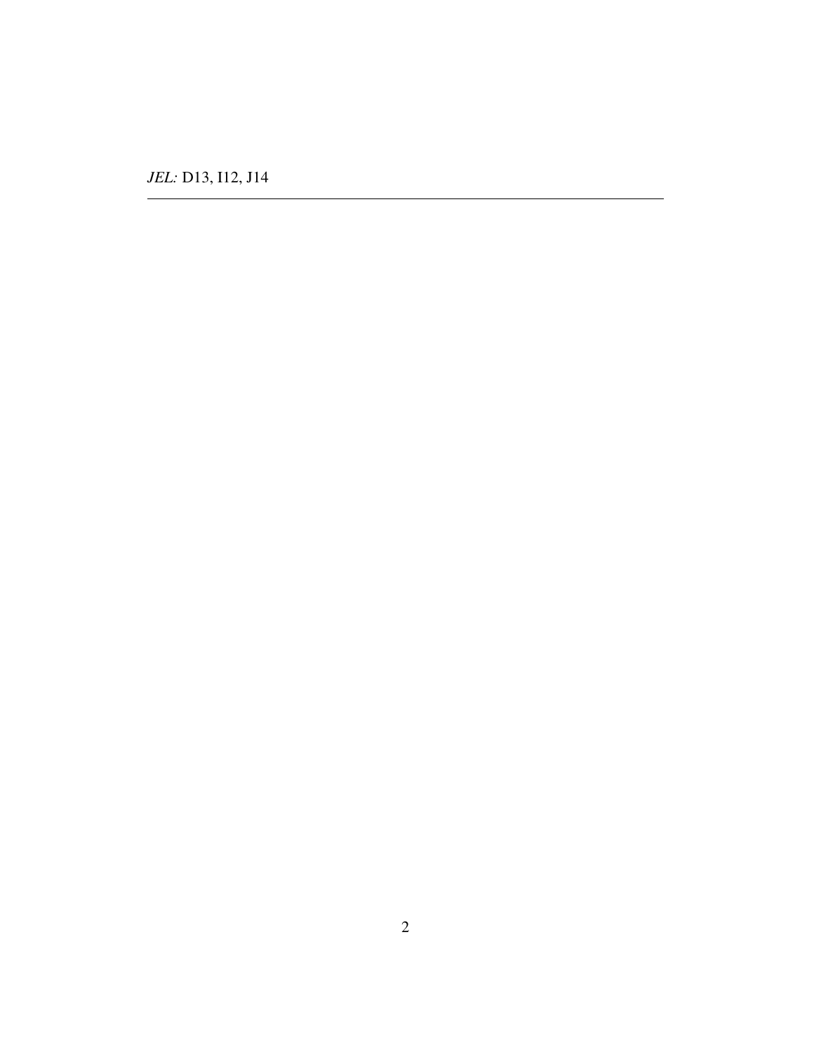*JEL:* D13, I12, J14

---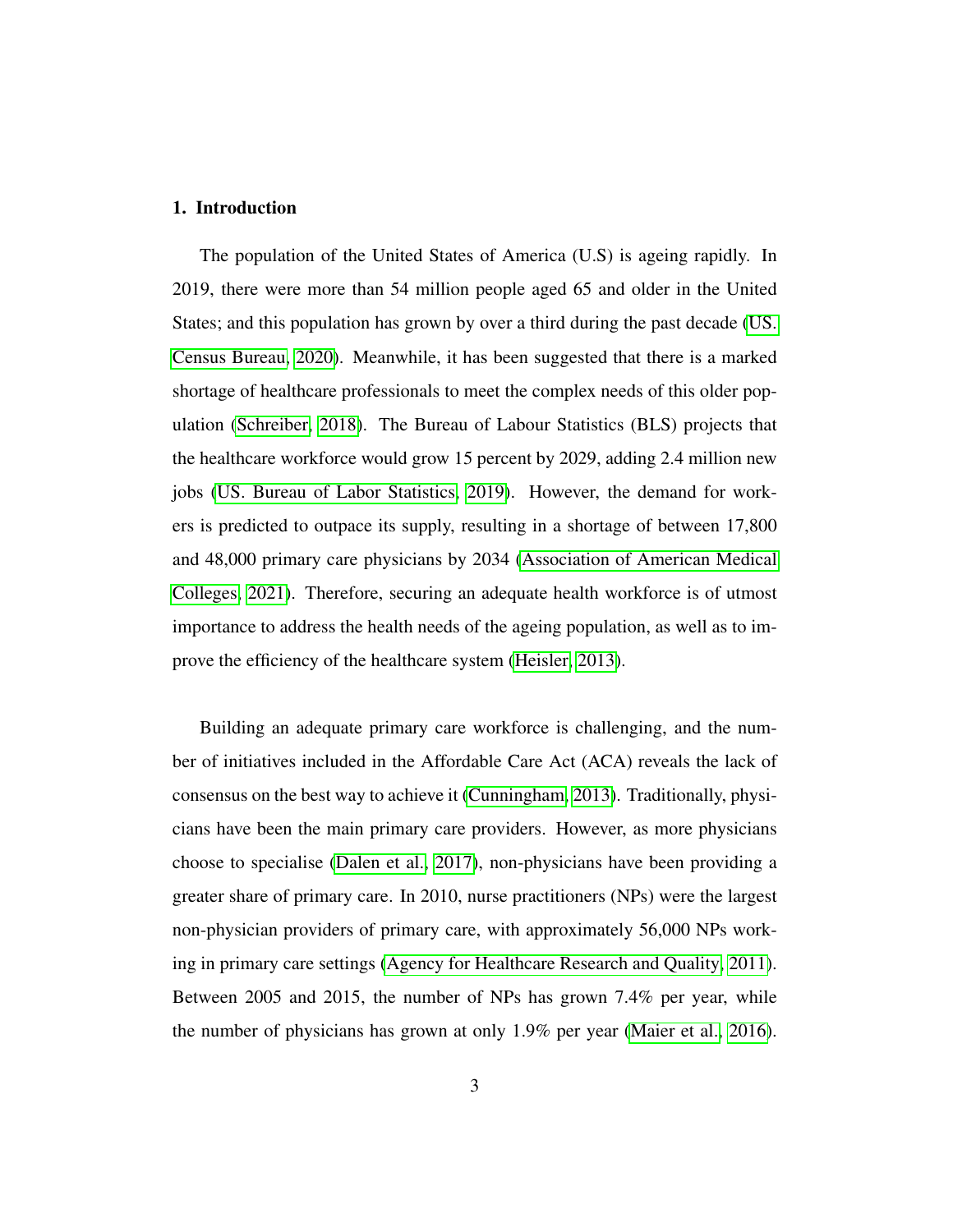## 1. Introduction

The population of the United States of America (U.S) is ageing rapidly. In 2019, there were more than 54 million people aged 65 and older in the United States; and this population has grown by over a third during the past decade (US. Census Bureau, 2020). Meanwhile, it has been suggested that there is a marked shortage of healthcare professionals to meet the complex needs of this older population (Schreiber, 2018). The Bureau of Labour Statistics (BLS) projects that the healthcare workforce would grow 15 percent by 2029, adding 2.4 million new jobs (US. Bureau of Labor Statistics, 2019). However, the demand for workers is predicted to outpace its supply, resulting in a shortage of between 17,800 and 48,000 primary care physicians by 2034 (Association of American Medical Colleges, 2021). Therefore, securing an adequate health workforce is of utmost importance to address the health needs of the ageing population, as well as to improve the efficiency of the healthcare system (Heisler, 2013).

Building an adequate primary care workforce is challenging, and the number of initiatives included in the Affordable Care Act (ACA) reveals the lack of consensus on the best way to achieve it (Cunningham, 2013). Traditionally, physicians have been the main primary care providers. However, as more physicians choose to specialise (Dalen et al., 2017), non-physicians have been providing a greater share of primary care. In 2010, nurse practitioners (NPs) were the largest non-physician providers of primary care, with approximately 56,000 NPs working in primary care settings (Agency for Healthcare Research and Quality, 2011). Between 2005 and 2015, the number of NPs has grown 7.4% per year, while the number of physicians has grown at only 1.9% per year (Maier et al., 2016).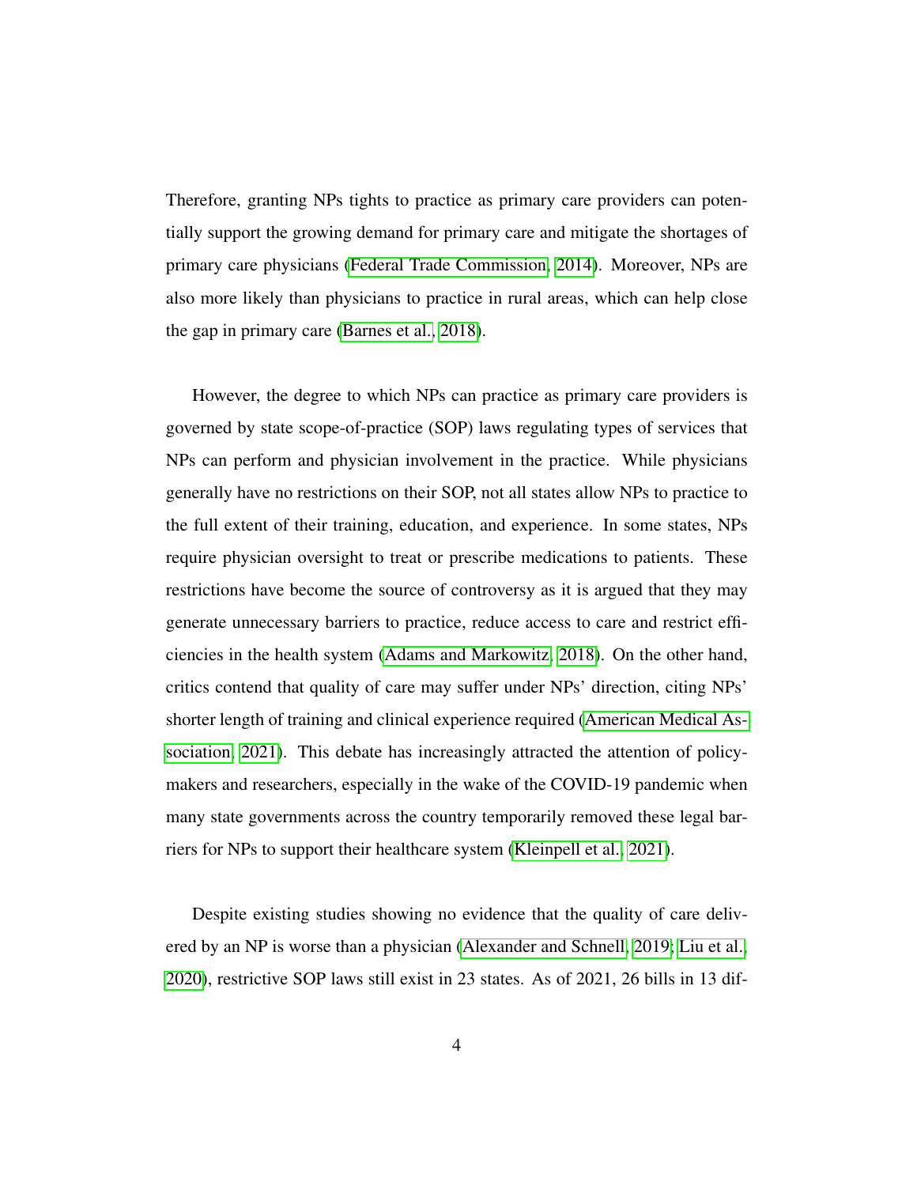Therefore, granting NPs tights to practice as primary care providers can potentially support the growing demand for primary care and mitigate the shortages of primary care physicians (Federal Trade Commission, 2014). Moreover, NPs are also more likely than physicians to practice in rural areas, which can help close the gap in primary care (Barnes et al., 2018).

However, the degree to which NPs can practice as primary care providers is governed by state scope-of-practice (SOP) laws regulating types of services that NPs can perform and physician involvement in the practice. While physicians generally have no restrictions on their SOP, not all states allow NPs to practice to the full extent of their training, education, and experience. In some states, NPs require physician oversight to treat or prescribe medications to patients. These restrictions have become the source of controversy as it is argued that they may generate unnecessary barriers to practice, reduce access to care and restrict efficiencies in the health system (Adams and Markowitz, 2018). On the other hand, critics contend that quality of care may suffer under NPs' direction, citing NPs' shorter length of training and clinical experience required (American Medical Association, 2021). This debate has increasingly attracted the attention of policymakers and researchers, especially in the wake of the COVID-19 pandemic when many state governments across the country temporarily removed these legal barriers for NPs to support their healthcare system (Kleinpell et al., 2021).

Despite existing studies showing no evidence that the quality of care delivered by an NP is worse than a physician (Alexander and Schnell, 2019; Liu et al., 2020), restrictive SOP laws still exist in 23 states. As of 2021, 26 bills in 13 dif-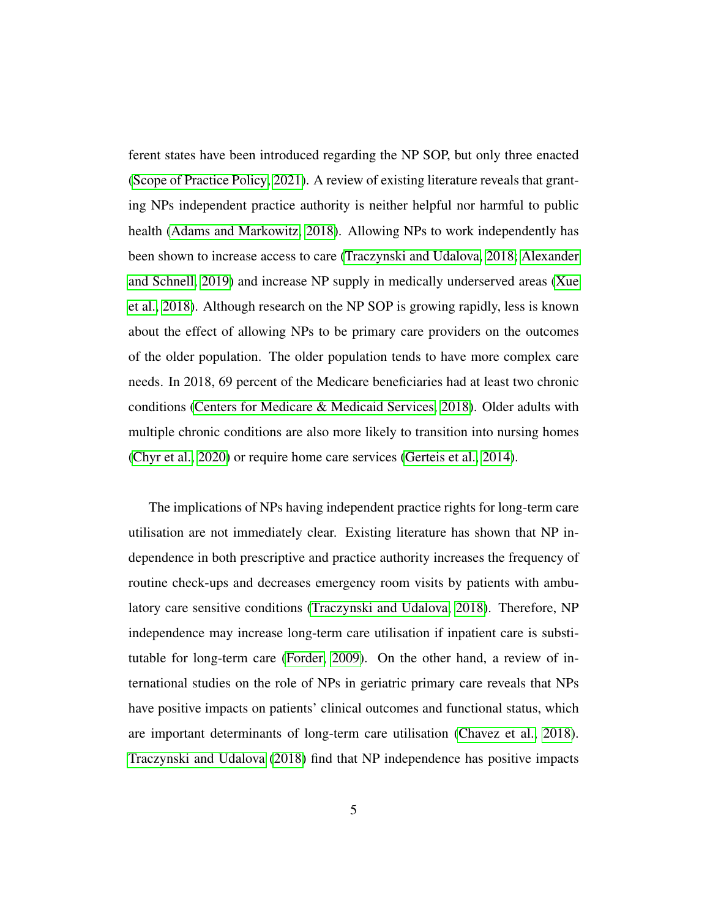ferent states have been introduced regarding the NP SOP, but only three enacted (Scope of Practice Policy, 2021). A review of existing literature reveals that granting NPs independent practice authority is neither helpful nor harmful to public health (Adams and Markowitz, 2018). Allowing NPs to work independently has been shown to increase access to care (Traczynski and Udalova, 2018; Alexander and Schnell, 2019) and increase NP supply in medically underserved areas (Xue et al., 2018). Although research on the NP SOP is growing rapidly, less is known about the effect of allowing NPs to be primary care providers on the outcomes of the older population. The older population tends to have more complex care needs. In 2018, 69 percent of the Medicare beneficiaries had at least two chronic conditions (Centers for Medicare & Medicaid Services, 2018). Older adults with multiple chronic conditions are also more likely to transition into nursing homes (Chyr et al., 2020) or require home care services (Gerteis et al., 2014).

The implications of NPs having independent practice rights for long-term care utilisation are not immediately clear. Existing literature has shown that NP independence in both prescriptive and practice authority increases the frequency of routine check-ups and decreases emergency room visits by patients with ambulatory care sensitive conditions (Traczynski and Udalova, 2018). Therefore, NP independence may increase long-term care utilisation if inpatient care is substitutable for long-term care (Forder, 2009). On the other hand, a review of international studies on the role of NPs in geriatric primary care reveals that NPs have positive impacts on patients' clinical outcomes and functional status, which are important determinants of long-term care utilisation (Chavez et al., 2018). Traczynski and Udalova (2018) find that NP independence has positive impacts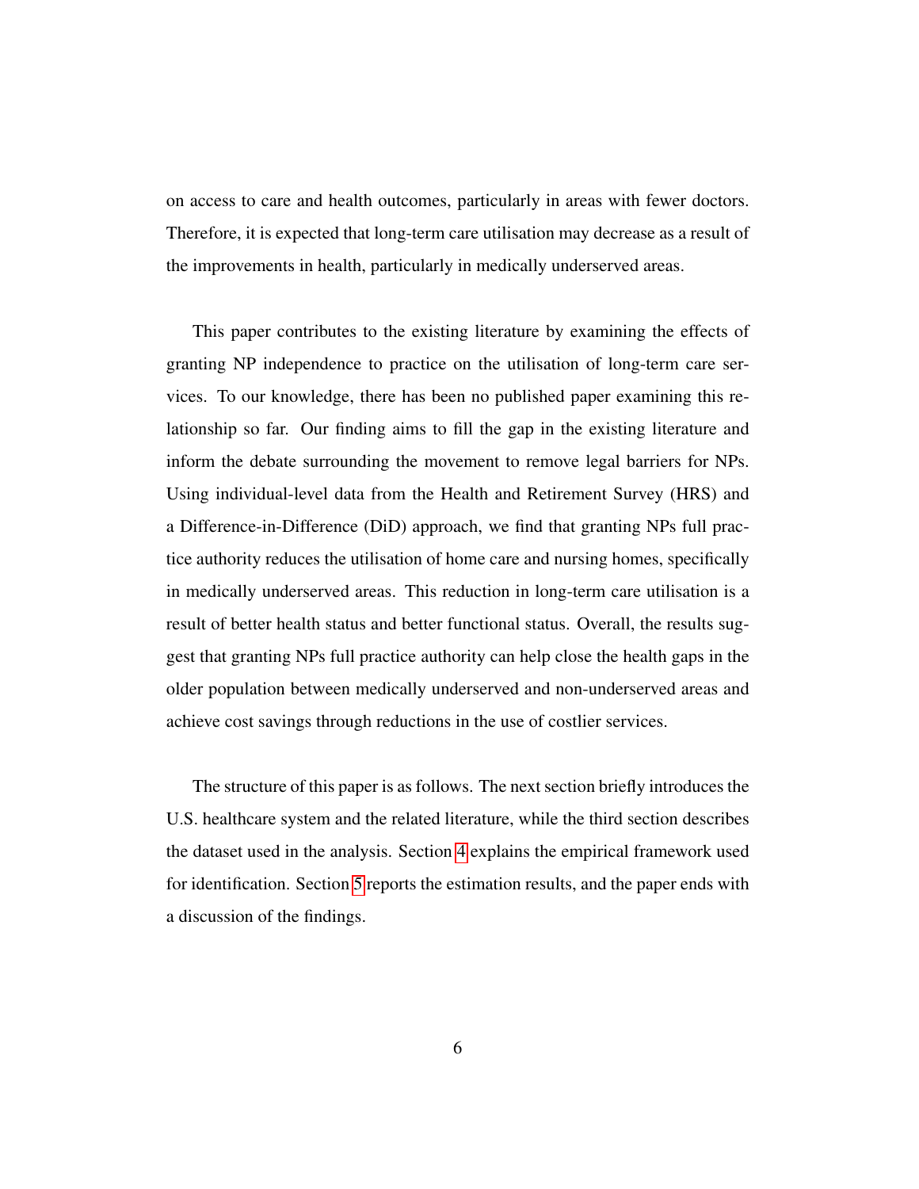on access to care and health outcomes, particularly in areas with fewer doctors. Therefore, it is expected that long-term care utilisation may decrease as a result of the improvements in health, particularly in medically underserved areas.

This paper contributes to the existing literature by examining the effects of granting NP independence to practice on the utilisation of long-term care services. To our knowledge, there has been no published paper examining this relationship so far. Our finding aims to fill the gap in the existing literature and inform the debate surrounding the movement to remove legal barriers for NPs. Using individual-level data from the Health and Retirement Survey (HRS) and a Difference-in-Difference (DiD) approach, we find that granting NPs full practice authority reduces the utilisation of home care and nursing homes, specifically in medically underserved areas. This reduction in long-term care utilisation is a result of better health status and better functional status. Overall, the results suggest that granting NPs full practice authority can help close the health gaps in the older population between medically underserved and non-underserved areas and achieve cost savings through reductions in the use of costlier services.

The structure of this paper is as follows. The next section briefly introduces the U.S. healthcare system and the related literature, while the third section describes the dataset used in the analysis. Section 4 explains the empirical framework used for identification. Section 5 reports the estimation results, and the paper ends with a discussion of the findings.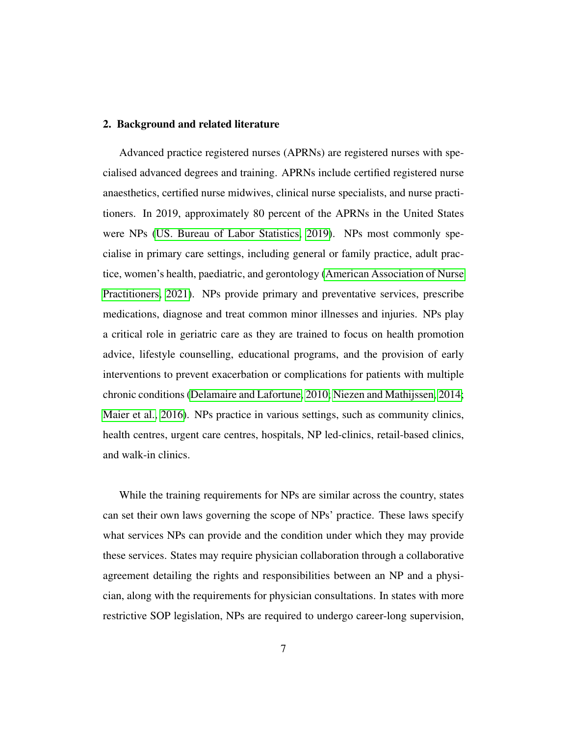## 2. Background and related literature

Advanced practice registered nurses (APRNs) are registered nurses with specialised advanced degrees and training. APRNs include certified registered nurse anaesthetics, certified nurse midwives, clinical nurse specialists, and nurse practitioners. In 2019, approximately 80 percent of the APRNs in the United States were NPs (US. Bureau of Labor Statistics, 2019). NPs most commonly specialise in primary care settings, including general or family practice, adult practice, women's health, paediatric, and gerontology (American Association of Nurse Practitioners, 2021). NPs provide primary and preventative services, prescribe medications, diagnose and treat common minor illnesses and injuries. NPs play a critical role in geriatric care as they are trained to focus on health promotion advice, lifestyle counselling, educational programs, and the provision of early interventions to prevent exacerbation or complications for patients with multiple chronic conditions (Delamaire and Lafortune, 2010; Niezen and Mathijssen, 2014; Maier et al., 2016). NPs practice in various settings, such as community clinics, health centres, urgent care centres, hospitals, NP led-clinics, retail-based clinics, and walk-in clinics.

While the training requirements for NPs are similar across the country, states can set their own laws governing the scope of NPs' practice. These laws specify what services NPs can provide and the condition under which they may provide these services. States may require physician collaboration through a collaborative agreement detailing the rights and responsibilities between an NP and a physician, along with the requirements for physician consultations. In states with more restrictive SOP legislation, NPs are required to undergo career-long supervision,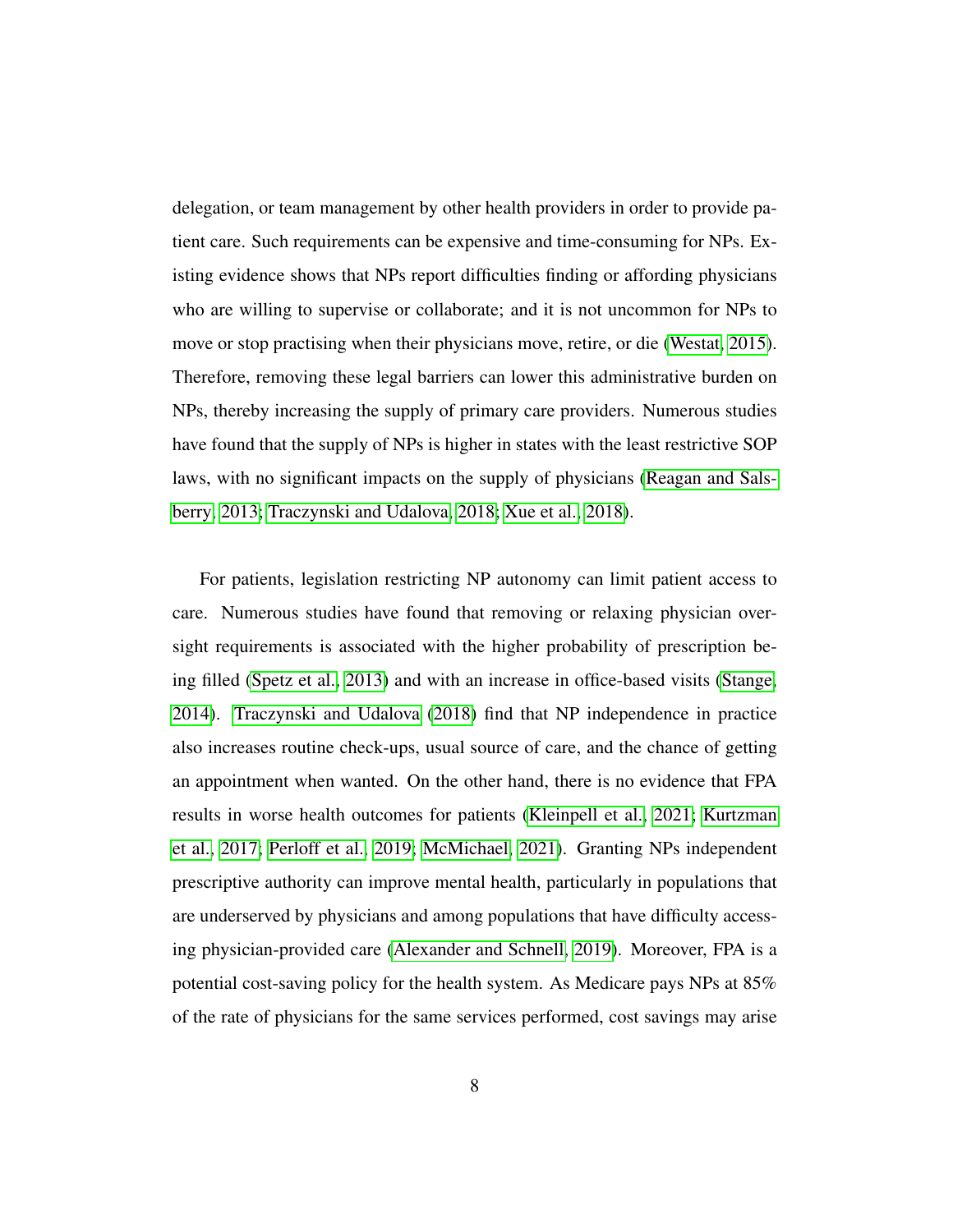delegation, or team management by other health providers in order to provide patient care. Such requirements can be expensive and time-consuming for NPs. Existing evidence shows that NPs report difficulties finding or affording physicians who are willing to supervise or collaborate; and it is not uncommon for NPs to move or stop practising when their physicians move, retire, or die (Westat, 2015). Therefore, removing these legal barriers can lower this administrative burden on NPs, thereby increasing the supply of primary care providers. Numerous studies have found that the supply of NPs is higher in states with the least restrictive SOP laws, with no significant impacts on the supply of physicians (Reagan and Salsberry, 2013; Traczynski and Udalova, 2018; Xue et al., 2018).

For patients, legislation restricting NP autonomy can limit patient access to care. Numerous studies have found that removing or relaxing physician oversight requirements is associated with the higher probability of prescription being filled (Spetz et al., 2013) and with an increase in office-based visits (Stange, 2014). Traczynski and Udalova (2018) find that NP independence in practice also increases routine check-ups, usual source of care, and the chance of getting an appointment when wanted. On the other hand, there is no evidence that FPA results in worse health outcomes for patients (Kleinpell et al., 2021; Kurtzman et al., 2017; Perloff et al., 2019; McMichael, 2021). Granting NPs independent prescriptive authority can improve mental health, particularly in populations that are underserved by physicians and among populations that have difficulty accessing physician-provided care (Alexander and Schnell, 2019). Moreover, FPA is a potential cost-saving policy for the health system. As Medicare pays NPs at 85% of the rate of physicians for the same services performed, cost savings may arise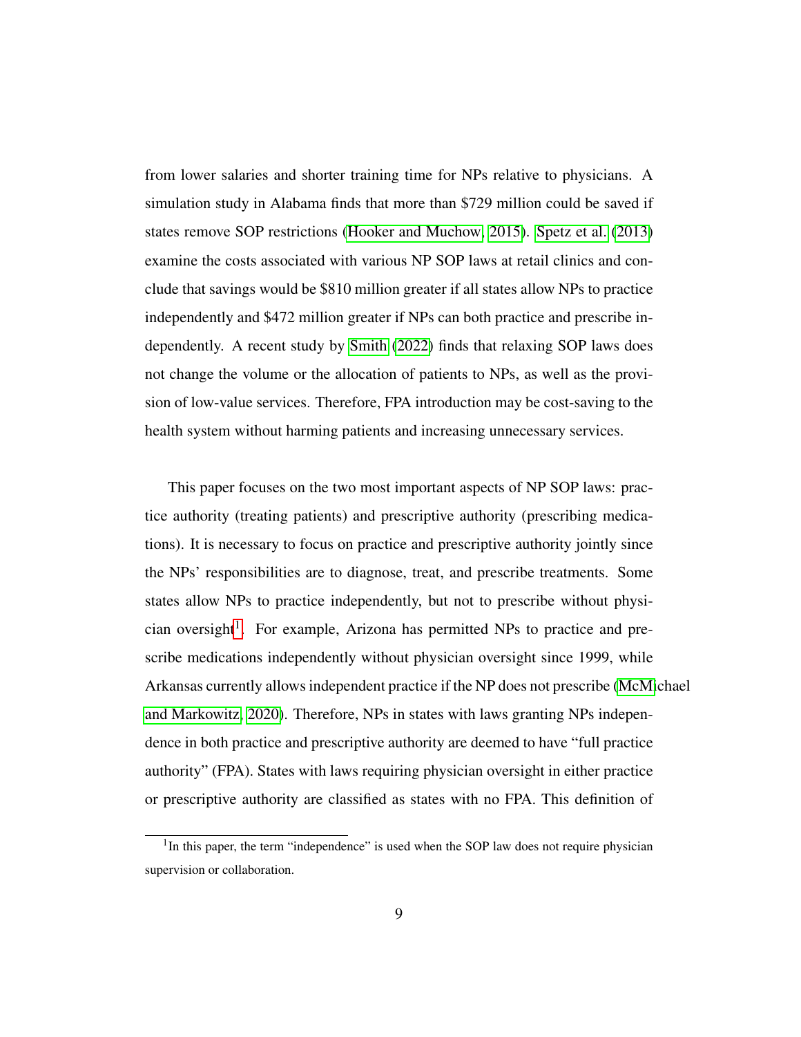from lower salaries and shorter training time for NPs relative to physicians. A simulation study in Alabama finds that more than $729 million could be saved if states remove SOP restrictions (Hooker and Muchow, 2015). Spetz et al. (2013) examine the costs associated with various NP SOP laws at retail clinics and conclude that savings would be $810 million greater if all states allow NPs to practice independently and $472 million greater if NPs can both practice and prescribe independently. A recent study by Smith (2022) finds that relaxing SOP laws does not change the volume or the allocation of patients to NPs, as well as the provision of low-value services. Therefore, FPA introduction may be cost-saving to the health system without harming patients and increasing unnecessary services.

This paper focuses on the two most important aspects of NP SOP laws: practice authority (treating patients) and prescriptive authority (prescribing medications). It is necessary to focus on practice and prescriptive authority jointly since the NPs' responsibilities are to diagnose, treat, and prescribe treatments. Some states allow NPs to practice independently, but not to prescribe without physician oversight[1]. For example, Arizona has permitted NPs to practice and prescribe medications independently without physician oversight since 1999, while Arkansas currently allows independent practice if the NP does not prescribe (McMichael and Markowitz, 2020). Therefore, NPs in states with laws granting NPs independence in both practice and prescriptive authority are deemed to have "full practice authority" (FPA). States with laws requiring physician oversight in either practice or prescriptive authority are classified as states with no FPA. This definition of

[1] In this paper, the term "independence" is used when the SOP law does not require physician supervision or collaboration.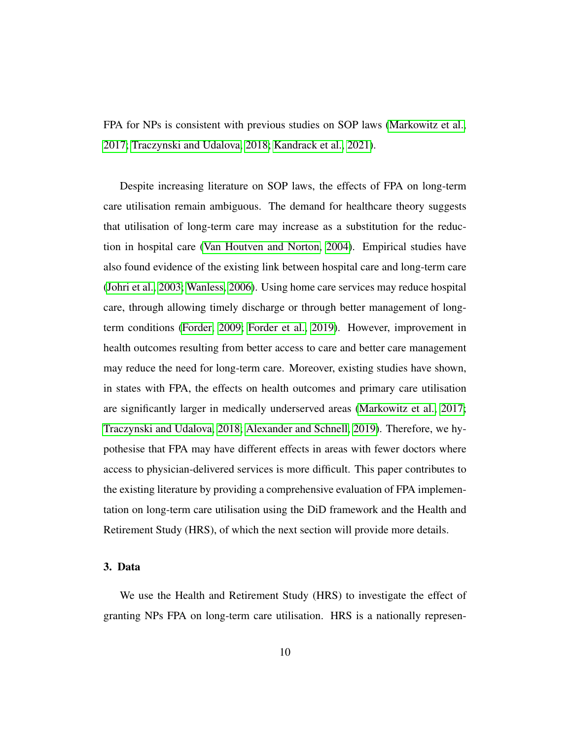FPA for NPs is consistent with previous studies on SOP laws (Markowitz et al., 2017; Traczynski and Udalova, 2018; Kandrack et al., 2021).

Despite increasing literature on SOP laws, the effects of FPA on long-term care utilisation remain ambiguous. The demand for healthcare theory suggests that utilisation of long-term care may increase as a substitution for the reduction in hospital care (Van Houtven and Norton, 2004). Empirical studies have also found evidence of the existing link between hospital care and long-term care (Johri et al., 2003; Wanless, 2006). Using home care services may reduce hospital care, through allowing timely discharge or through better management of long-term conditions (Forder, 2009; Forder et al., 2019). However, improvement in health outcomes resulting from better access to care and better care management may reduce the need for long-term care. Moreover, existing studies have shown, in states with FPA, the effects on health outcomes and primary care utilisation are significantly larger in medically underserved areas (Markowitz et al., 2017; Traczynski and Udalova, 2018; Alexander and Schnell, 2019). Therefore, we hypothesise that FPA may have different effects in areas with fewer doctors where access to physician-delivered services is more difficult. This paper contributes to the existing literature by providing a comprehensive evaluation of FPA implementation on long-term care utilisation using the DiD framework and the Health and Retirement Study (HRS), of which the next section will provide more details.

## 3. Data

We use the Health and Retirement Study (HRS) to investigate the effect of granting NPs FPA on long-term care utilisation. HRS is a nationally represen-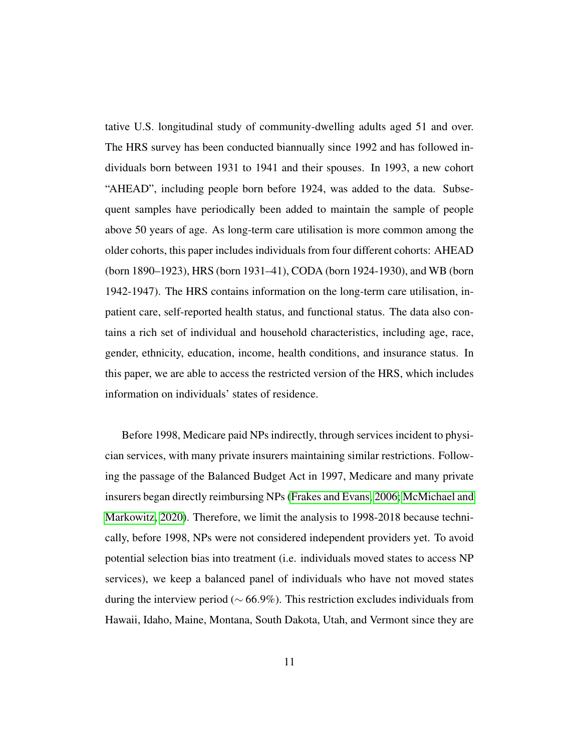tative U.S. longitudinal study of community-dwelling adults aged 51 and over. The HRS survey has been conducted biannually since 1992 and has followed individuals born between 1931 to 1941 and their spouses. In 1993, a new cohort "AHEAD", including people born before 1924, was added to the data. Subsequent samples have periodically been added to maintain the sample of people above 50 years of age. As long-term care utilisation is more common among the older cohorts, this paper includes individuals from four different cohorts: AHEAD (born 1890–1923), HRS (born 1931–41), CODA (born 1924-1930), and WB (born 1942-1947). The HRS contains information on the long-term care utilisation, inpatient care, self-reported health status, and functional status. The data also contains a rich set of individual and household characteristics, including age, race, gender, ethnicity, education, income, health conditions, and insurance status. In this paper, we are able to access the restricted version of the HRS, which includes information on individuals' states of residence.

Before 1998, Medicare paid NPs indirectly, through services incident to physician services, with many private insurers maintaining similar restrictions. Following the passage of the Balanced Budget Act in 1997, Medicare and many private insurers began directly reimbursing NPs (Frakes and Evans, 2006; McMichael and Markowitz, 2020). Therefore, we limit the analysis to 1998-2018 because technically, before 1998, NPs were not considered independent providers yet. To avoid potential selection bias into treatment (i.e. individuals moved states to access NP services), we keep a balanced panel of individuals who have not moved states during the interview period ($\sim$ 66.9%). This restriction excludes individuals from Hawaii, Idaho, Maine, Montana, South Dakota, Utah, and Vermont since they are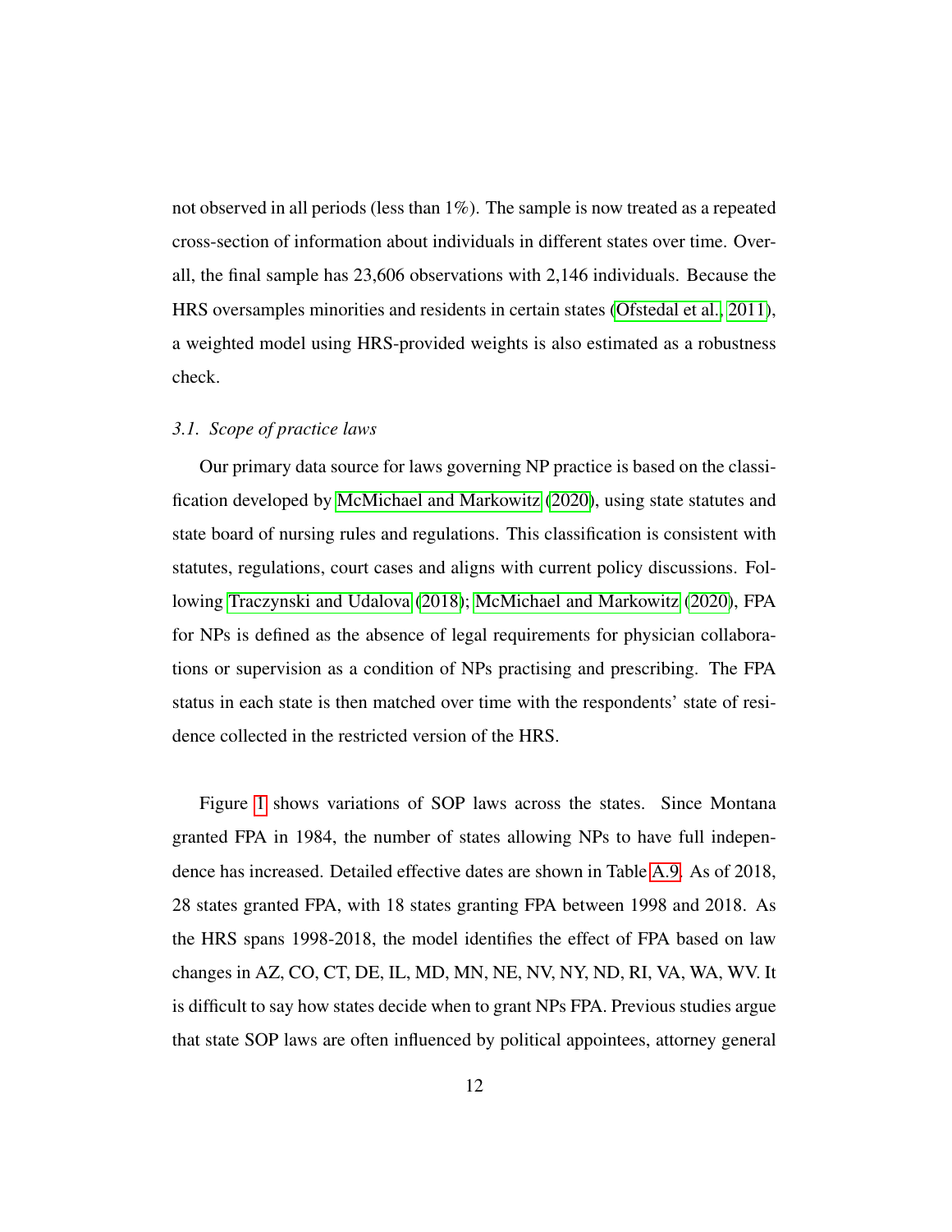not observed in all periods (less than 1%). The sample is now treated as a repeated cross-section of information about individuals in different states over time. Overall, the final sample has 23,606 observations with 2,146 individuals. Because the HRS oversamples minorities and residents in certain states (Ofstedal et al., 2011), a weighted model using HRS-provided weights is also estimated as a robustness check.

### *3.1. Scope of practice laws*

Our primary data source for laws governing NP practice is based on the classification developed by McMichael and Markowitz (2020), using state statutes and state board of nursing rules and regulations. This classification is consistent with statutes, regulations, court cases and aligns with current policy discussions. Following Traczynski and Udalova (2018); McMichael and Markowitz (2020), FPA for NPs is defined as the absence of legal requirements for physician collaborations or supervision as a condition of NPs practising and prescribing. The FPA status in each state is then matched over time with the respondents' state of residence collected in the restricted version of the HRS.

Figure 1 shows variations of SOP laws across the states. Since Montana granted FPA in 1984, the number of states allowing NPs to have full independence has increased. Detailed effective dates are shown in Table A.9. As of 2018, 28 states granted FPA, with 18 states granting FPA between 1998 and 2018. As the HRS spans 1998-2018, the model identifies the effect of FPA based on law changes in AZ, CO, CT, DE, IL, MD, MN, NE, NV, NY, ND, RI, VA, WA, WV. It is difficult to say how states decide when to grant NPs FPA. Previous studies argue that state SOP laws are often influenced by political appointees, attorney general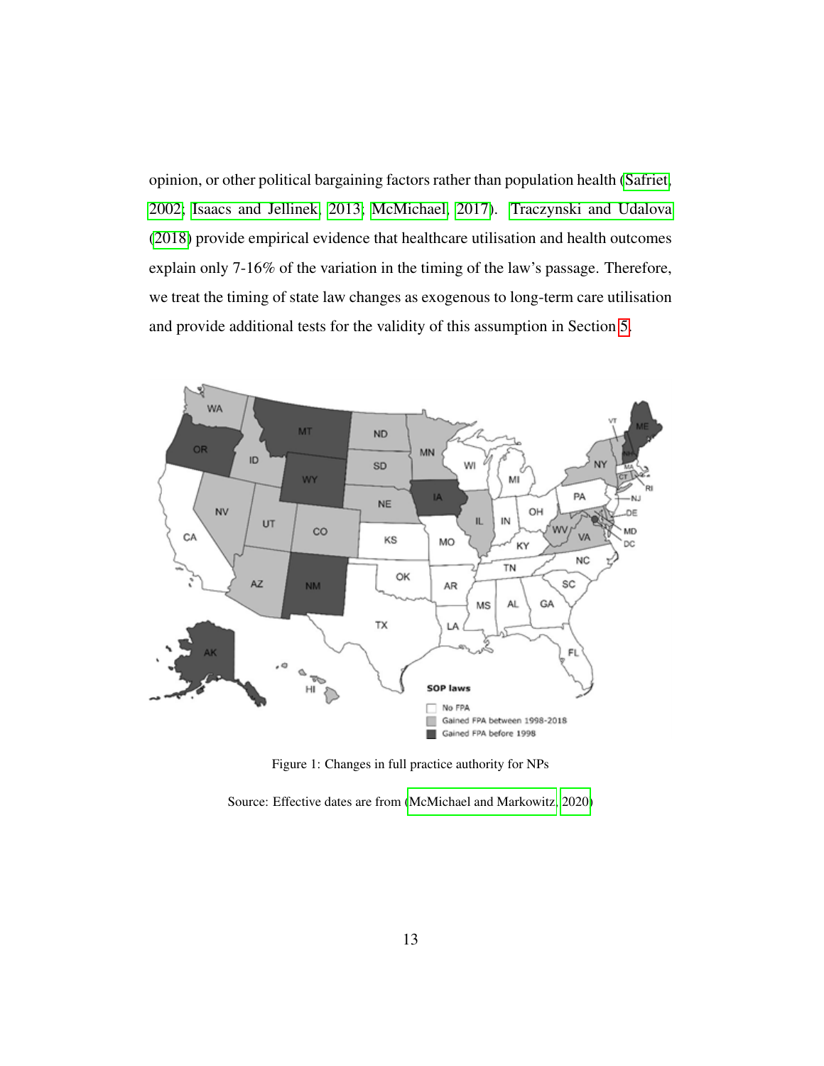opinion, or other political bargaining factors rather than population health (Safriet, 2002; Isaacs and Jellinek, 2013; McMichael, 2017). Traczynski and Udalova (2018) provide empirical evidence that healthcare utilisation and health outcomes explain only 7-16% of the variation in the timing of the law's passage. Therefore, we treat the timing of state law changes as exogenous to long-term care utilisation and provide additional tests for the validity of this assumption in Section 5.

Figure 1: Changes in full practice authority for NPs

Source: Effective dates are from (McMichael and Markowitz, 2020)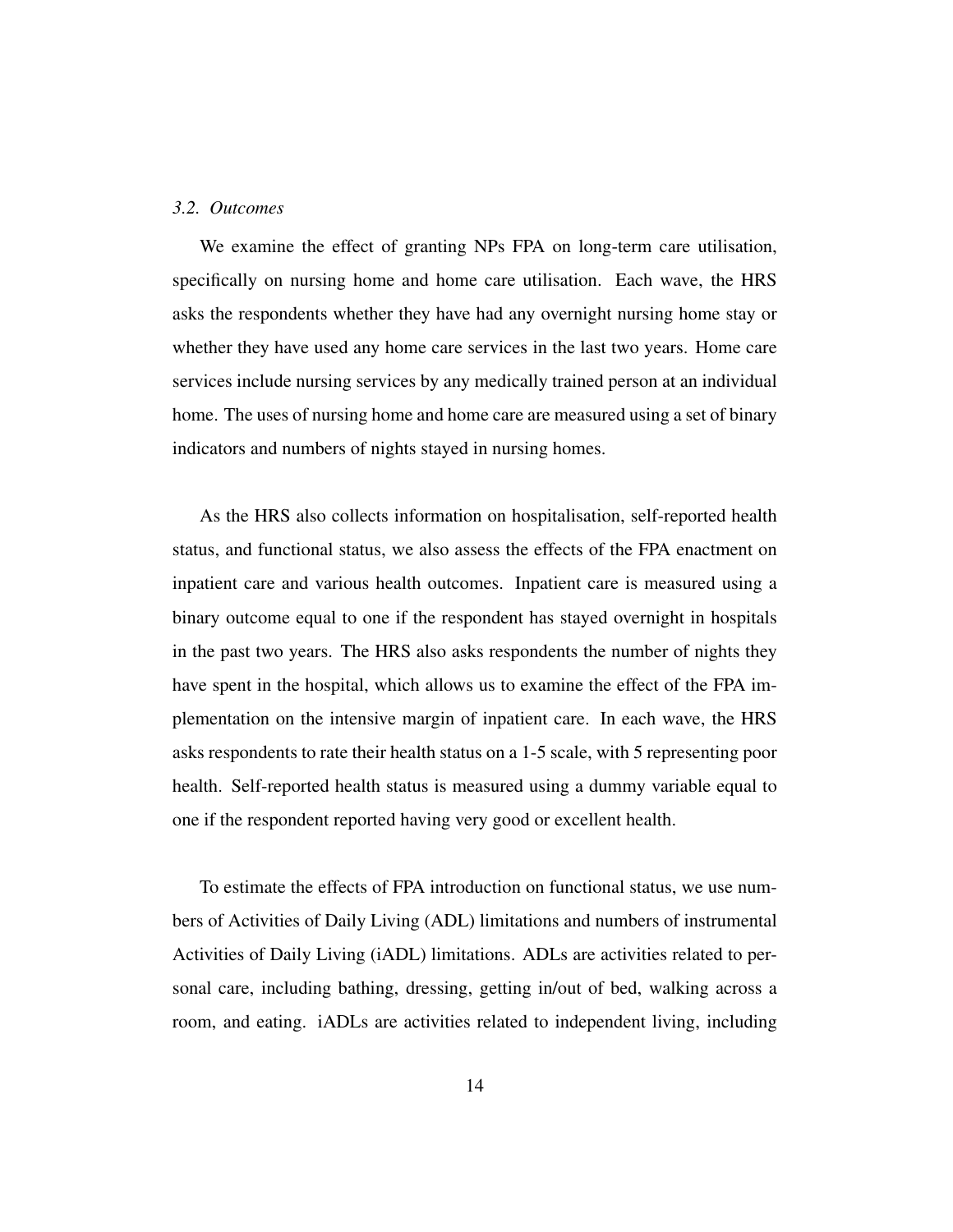### *3.2. Outcomes*

We examine the effect of granting NPs FPA on long-term care utilisation, specifically on nursing home and home care utilisation. Each wave, the HRS asks the respondents whether they have had any overnight nursing home stay or whether they have used any home care services in the last two years. Home care services include nursing services by any medically trained person at an individual home. The uses of nursing home and home care are measured using a set of binary indicators and numbers of nights stayed in nursing homes.

As the HRS also collects information on hospitalisation, self-reported health status, and functional status, we also assess the effects of the FPA enactment on inpatient care and various health outcomes. Inpatient care is measured using a binary outcome equal to one if the respondent has stayed overnight in hospitals in the past two years. The HRS also asks respondents the number of nights they have spent in the hospital, which allows us to examine the effect of the FPA implementation on the intensive margin of inpatient care. In each wave, the HRS asks respondents to rate their health status on a 1-5 scale, with 5 representing poor health. Self-reported health status is measured using a dummy variable equal to one if the respondent reported having very good or excellent health.

To estimate the effects of FPA introduction on functional status, we use numbers of Activities of Daily Living (ADL) limitations and numbers of instrumental Activities of Daily Living (iADL) limitations. ADLs are activities related to personal care, including bathing, dressing, getting in/out of bed, walking across a room, and eating. iADLs are activities related to independent living, including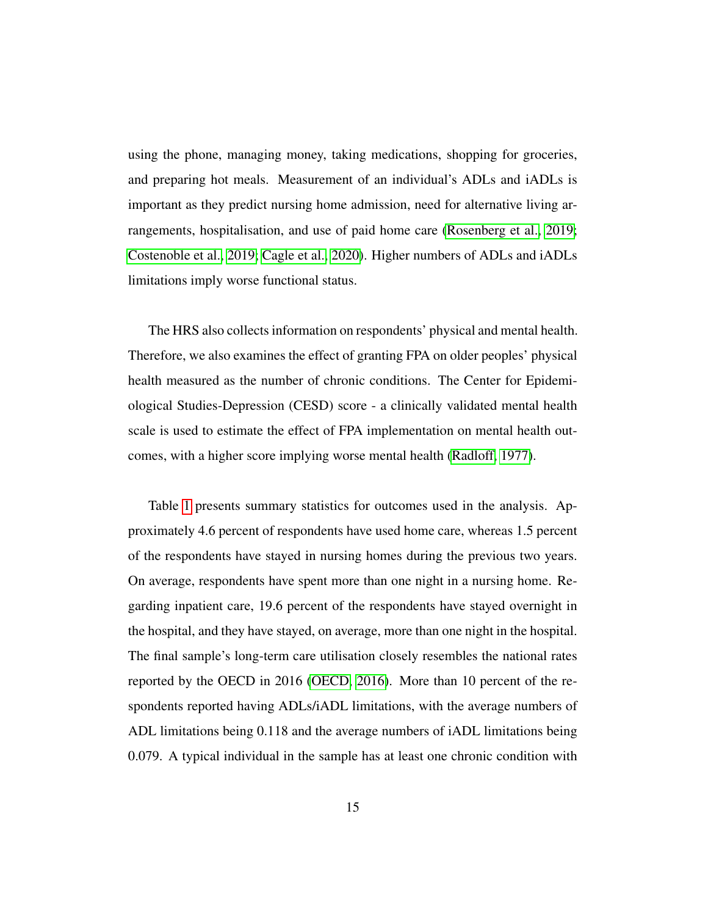using the phone, managing money, taking medications, shopping for groceries, and preparing hot meals. Measurement of an individual's ADLs and iADLs is important as they predict nursing home admission, need for alternative living arrangements, hospitalisation, and use of paid home care (Rosenberg et al., 2019; Costenoble et al., 2019; Cagle et al., 2020). Higher numbers of ADLs and iADLs limitations imply worse functional status.

The HRS also collects information on respondents' physical and mental health. Therefore, we also examines the effect of granting FPA on older peoples' physical health measured as the number of chronic conditions. The Center for Epidemiological Studies-Depression (CESD) score - a clinically validated mental health scale is used to estimate the effect of FPA implementation on mental health outcomes, with a higher score implying worse mental health (Radloff, 1977).

Table 1 presents summary statistics for outcomes used in the analysis. Approximately 4.6 percent of respondents have used home care, whereas 1.5 percent of the respondents have stayed in nursing homes during the previous two years. On average, respondents have spent more than one night in a nursing home. Regarding inpatient care, 19.6 percent of the respondents have stayed overnight in the hospital, and they have stayed, on average, more than one night in the hospital. The final sample's long-term care utilisation closely resembles the national rates reported by the OECD in 2016 (OECD, 2016). More than 10 percent of the respondents reported having ADLs/iADL limitations, with the average numbers of ADL limitations being 0.118 and the average numbers of iADL limitations being 0.079. A typical individual in the sample has at least one chronic condition with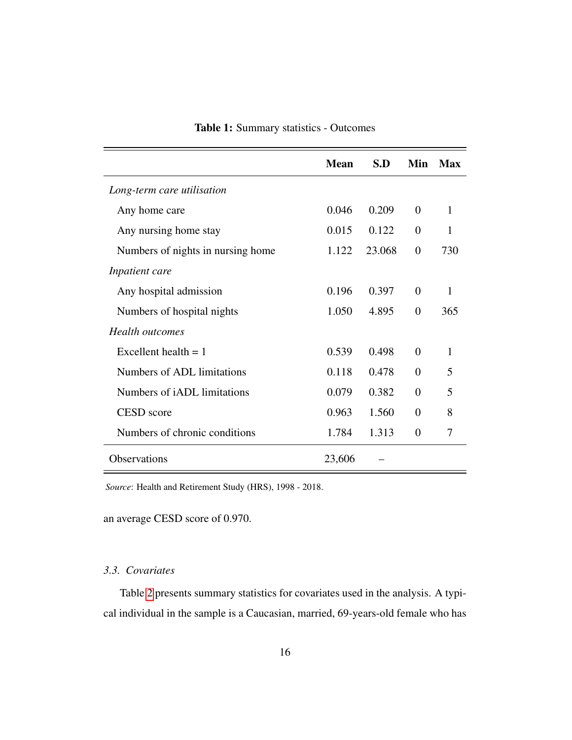**Table 1:** Summary statistics - Outcomes

| | **Mean** | **S.D** | **Min** | **Max** |
|---|---|---|---|---|
| *Long-term care utilisation* | | | | |
| Any home care | 0.046 | 0.209 | 0 | 1 |
| Any nursing home stay | 0.015 | 0.122 | 0 | 1 |
| Numbers of nights in nursing home | 1.122 | 23.068 | 0 | 730 |
| *Inpatient care* | | | | |
| Any hospital admission | 0.196 | 0.397 | 0 | 1 |
| Numbers of hospital nights | 1.050 | 4.895 | 0 | 365 |
| *Health outcomes* | | | | |
| Excellent health = 1 | 0.539 | 0.498 | 0 | 1 |
| Numbers of ADL limitations | 0.118 | 0.478 | 0 | 5 |
| Numbers of iADL limitations | 0.079 | 0.382 | 0 | 5 |
| CESD score | 0.963 | 1.560 | 0 | 8 |
| Numbers of chronic conditions | 1.784 | 1.313 | 0 | 7 |
| Observations | 23,606 | – | | |

*Source*: Health and Retirement Study (HRS), 1998 - 2018.

an average CESD score of 0.970.

### 3.3. Covariates

Table 2 presents summary statistics for covariates used in the analysis. A typical individual in the sample is a Caucasian, married, 69-years-old female who has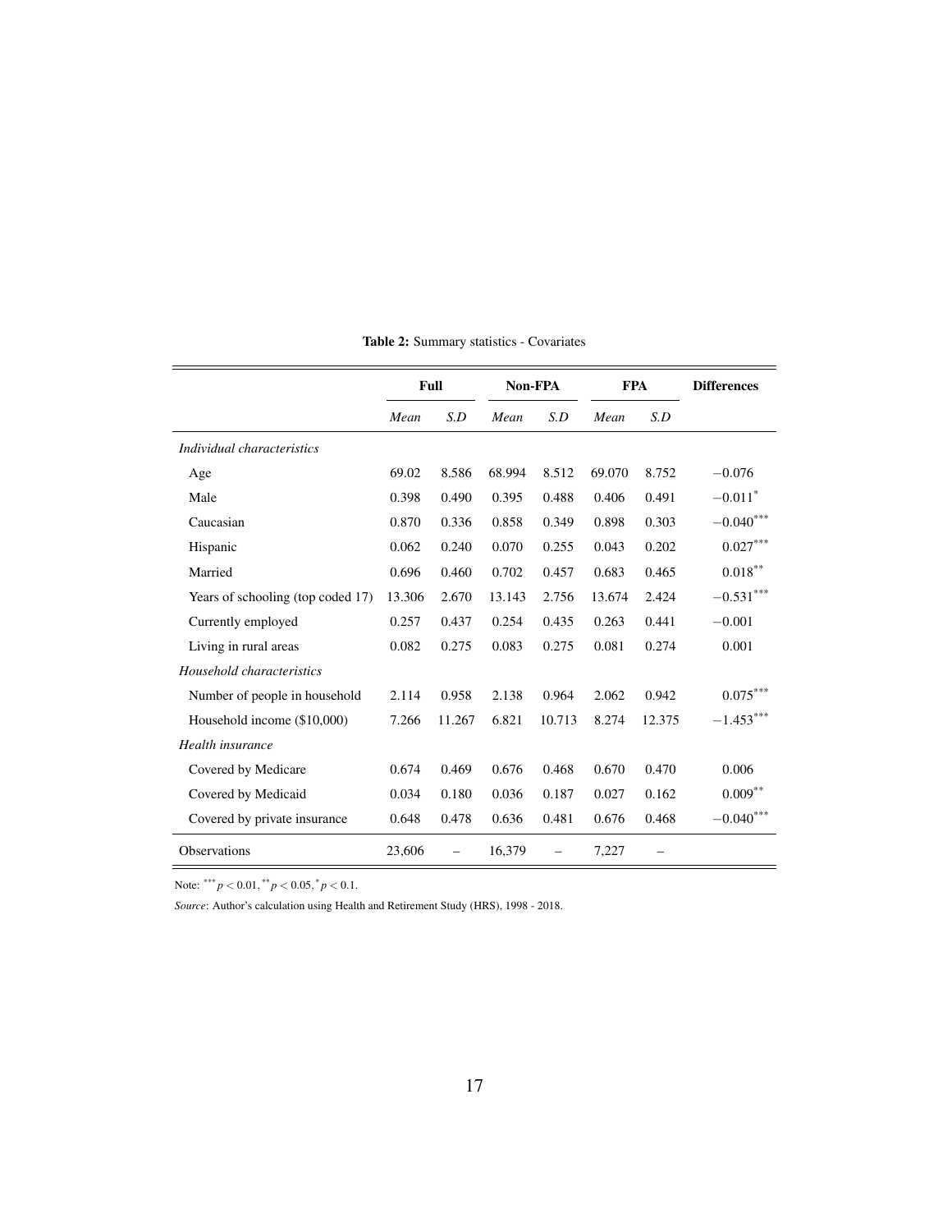**Table 2:** Summary statistics - Covariates

| | Full | | Non-FPA | | FPA | | Differences |
|---|---|---|---|---|---|---|---|
| | *Mean* | *S.D* | *Mean* | *S.D* | *Mean* | *S.D* | |
| *Individual characteristics* | | | | | | | |
| Age | 69.02 | 8.586 | 68.994 | 8.512 | 69.070 | 8.752 | $-0.076$ |
| Male | 0.398 | 0.490 | 0.395 | 0.488 | 0.406 | 0.491 | $-0.011^{*}$ |
| Caucasian | 0.870 | 0.336 | 0.858 | 0.349 | 0.898 | 0.303 | $-0.040^{***}$ |
| Hispanic | 0.062 | 0.240 | 0.070 | 0.255 | 0.043 | 0.202 | $0.027^{***}$ |
| Married | 0.696 | 0.460 | 0.702 | 0.457 | 0.683 | 0.465 | $0.018^{**}$ |
| Years of schooling (top coded 17) | 13.306 | 2.670 | 13.143 | 2.756 | 13.674 | 2.424 | $-0.531^{***}$ |
| Currently employed | 0.257 | 0.437 | 0.254 | 0.435 | 0.263 | 0.441 | $-0.001$ |
| Living in rural areas | 0.082 | 0.275 | 0.083 | 0.275 | 0.081 | 0.274 | 0.001 |
| *Household characteristics* | | | | | | | |
| Number of people in household | 2.114 | 0.958 | 2.138 | 0.964 | 2.062 | 0.942 | $0.075^{***}$ |
| Household income ($10,000) | 7.266 | 11.267 | 6.821 | 10.713 | 8.274 | 12.375 | $-1.453^{***}$ |
| *Health insurance* | | | | | | | |
| Covered by Medicare | 0.674 | 0.469 | 0.676 | 0.468 | 0.670 | 0.470 | 0.006 |
| Covered by Medicaid | 0.034 | 0.180 | 0.036 | 0.187 | 0.027 | 0.162 | $0.009^{**}$ |
| Covered by private insurance | 0.648 | 0.478 | 0.636 | 0.481 | 0.676 | 0.468 | $-0.040^{***}$ |
| Observations | 23,606 | – | 16,379 | – | 7,227 | – | |

Note: $^{***}p < 0.01, ^{**}p < 0.05, ^{*}p < 0.1$.

*Source*: Author's calculation using Health and Retirement Study (HRS), 1998 - 2018.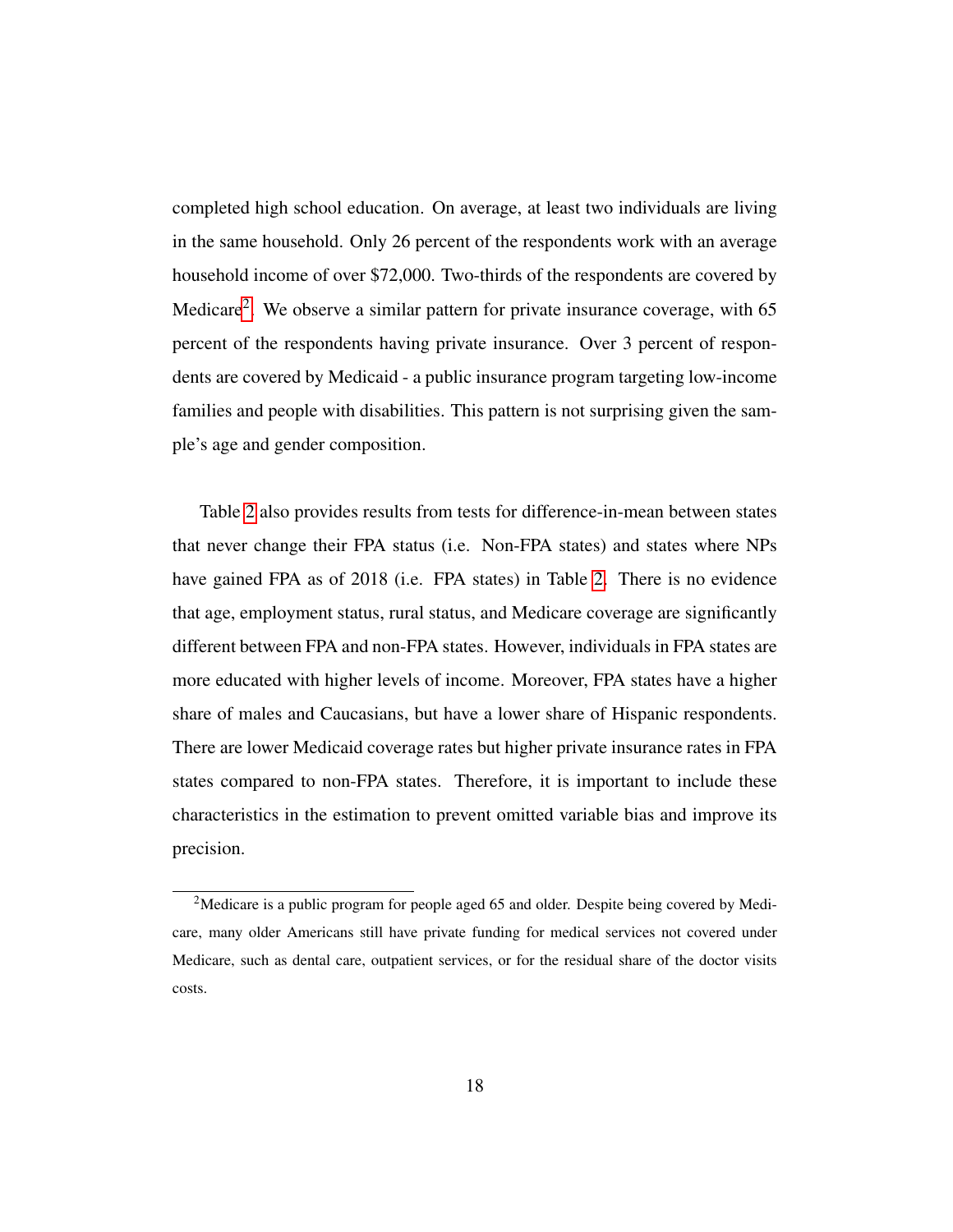completed high school education. On average, at least two individuals are living in the same household. Only 26 percent of the respondents work with an average household income of over $72,000. Two-thirds of the respondents are covered by Medicare[2]. We observe a similar pattern for private insurance coverage, with 65 percent of the respondents having private insurance. Over 3 percent of respondents are covered by Medicaid - a public insurance program targeting low-income families and people with disabilities. This pattern is not surprising given the sample's age and gender composition.

Table 2 also provides results from tests for difference-in-mean between states that never change their FPA status (i.e. Non-FPA states) and states where NPs have gained FPA as of 2018 (i.e. FPA states) in Table 2. There is no evidence that age, employment status, rural status, and Medicare coverage are significantly different between FPA and non-FPA states. However, individuals in FPA states are more educated with higher levels of income. Moreover, FPA states have a higher share of males and Caucasians, but have a lower share of Hispanic respondents. There are lower Medicaid coverage rates but higher private insurance rates in FPA states compared to non-FPA states. Therefore, it is important to include these characteristics in the estimation to prevent omitted variable bias and improve its precision.

[2]Medicare is a public program for people aged 65 and older. Despite being covered by Medicare, many older Americans still have private funding for medical services not covered under Medicare, such as dental care, outpatient services, or for the residual share of the doctor visits costs.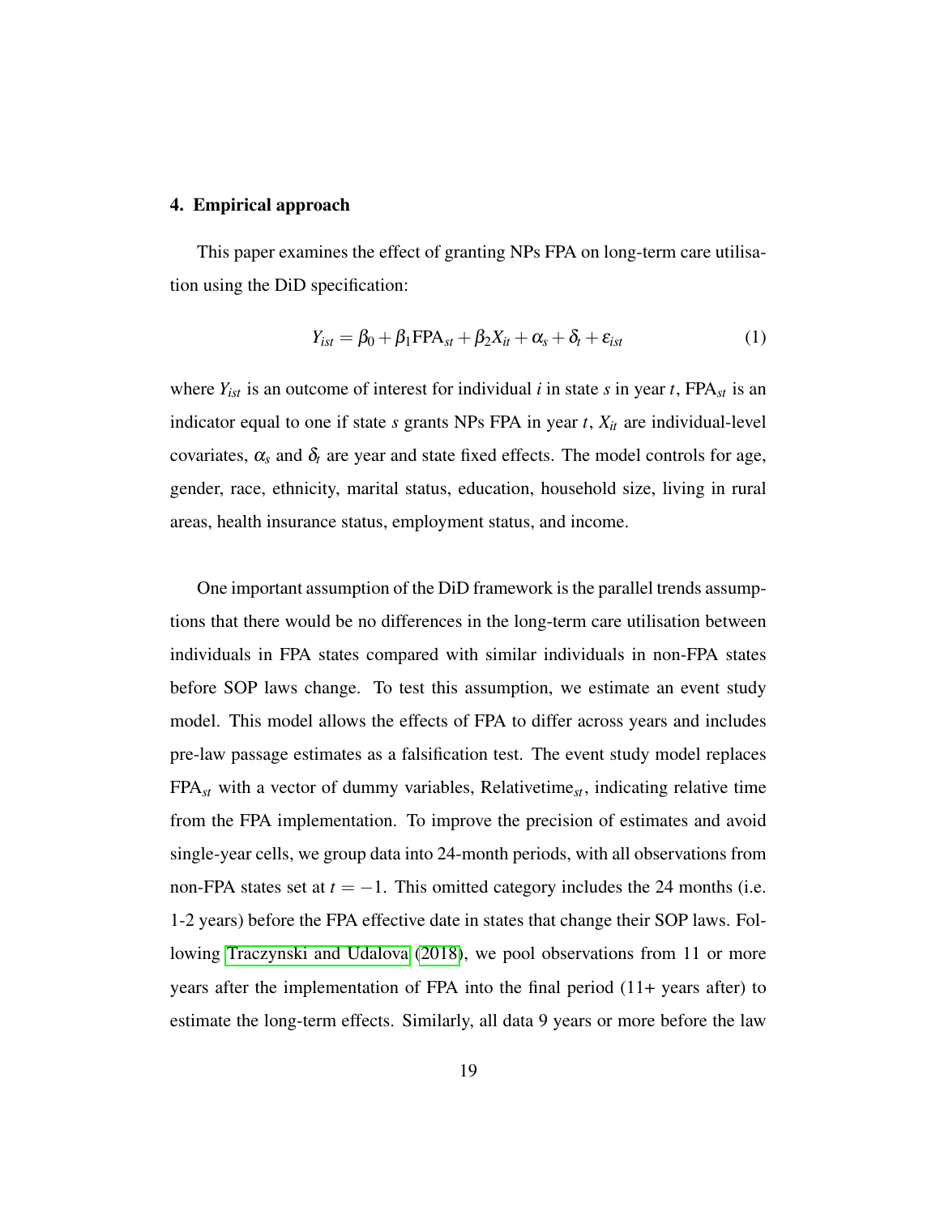## 4. Empirical approach

This paper examines the effect of granting NPs FPA on long-term care utilisation using the DiD specification:

$$Y_{ist} = \beta_0 + \beta_1 \text{FPA}_{st} + \beta_2 X_{it} + \alpha_s + \delta_t + \varepsilon_{ist} \tag{1}$$

where $Y_{ist}$ is an outcome of interest for individual $i$ in state $s$ in year $t$, $\text{FPA}_{st}$ is an indicator equal to one if state $s$ grants NPs FPA in year $t$, $X_{it}$ are individual-level covariates, $\alpha_s$ and $\delta_t$ are year and state fixed effects. The model controls for age, gender, race, ethnicity, marital status, education, household size, living in rural areas, health insurance status, employment status, and income.

One important assumption of the DiD framework is the parallel trends assumptions that there would be no differences in the long-term care utilisation between individuals in FPA states compared with similar individuals in non-FPA states before SOP laws change. To test this assumption, we estimate an event study model. This model allows the effects of FPA to differ across years and includes pre-law passage estimates as a falsification test. The event study model replaces $\text{FPA}_{st}$ with a vector of dummy variables, $\text{Relativetime}_{st}$, indicating relative time from the FPA implementation. To improve the precision of estimates and avoid single-year cells, we group data into 24-month periods, with all observations from non-FPA states set at $t = -1$. This omitted category includes the 24 months (i.e. 1-2 years) before the FPA effective date in states that change their SOP laws. Following Traczynski and Udalova (2018), we pool observations from 11 or more years after the implementation of FPA into the final period (11+ years after) to estimate the long-term effects. Similarly, all data 9 years or more before the law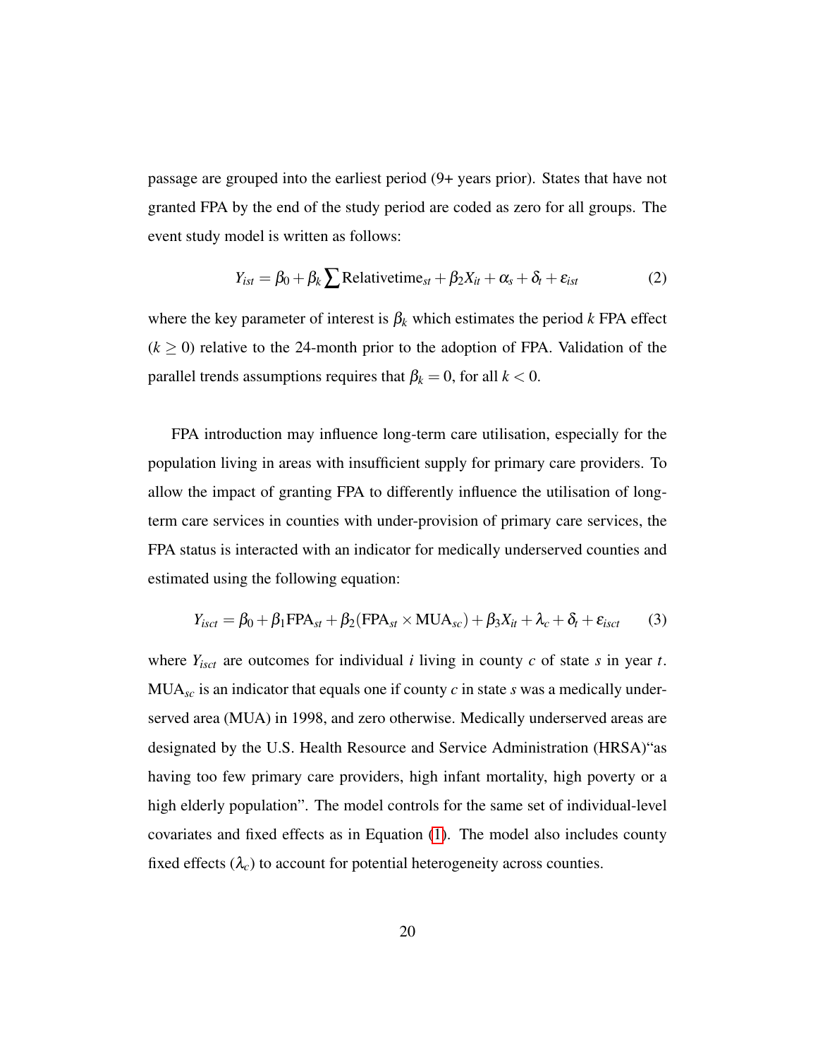passage are grouped into the earliest period (9+ years prior). States that have not granted FPA by the end of the study period are coded as zero for all groups. The event study model is written as follows:

$$Y_{ist} = \beta_0 + \beta_k \sum \text{Relativetime}_{st} + \beta_2 X_{it} + \alpha_s + \delta_t + \varepsilon_{ist} \tag{2}$$

where the key parameter of interest is $\beta_k$ which estimates the period $k$ FPA effect ($k \geq 0$) relative to the 24-month prior to the adoption of FPA. Validation of the parallel trends assumptions requires that $\beta_k = 0$, for all $k < 0$.

FPA introduction may influence long-term care utilisation, especially for the population living in areas with insufficient supply for primary care providers. To allow the impact of granting FPA to differently influence the utilisation of long-term care services in counties with under-provision of primary care services, the FPA status is interacted with an indicator for medically underserved counties and estimated using the following equation:

$$Y_{isct} = \beta_0 + \beta_1 \text{FPA}_{st} + \beta_2(\text{FPA}_{st} \times \text{MUA}_{sc}) + \beta_3 X_{it} + \lambda_c + \delta_t + \varepsilon_{isct} \tag{3}$$

where $Y_{isct}$ are outcomes for individual $i$ living in county $c$ of state $s$ in year $t$. $\text{MUA}_{sc}$ is an indicator that equals one if county $c$ in state $s$ was a medically underserved area (MUA) in 1998, and zero otherwise. Medically underserved areas are designated by the U.S. Health Resource and Service Administration (HRSA)"as having too few primary care providers, high infant mortality, high poverty or a high elderly population". The model controls for the same set of individual-level covariates and fixed effects as in Equation (1). The model also includes county fixed effects ($\lambda_c$) to account for potential heterogeneity across counties.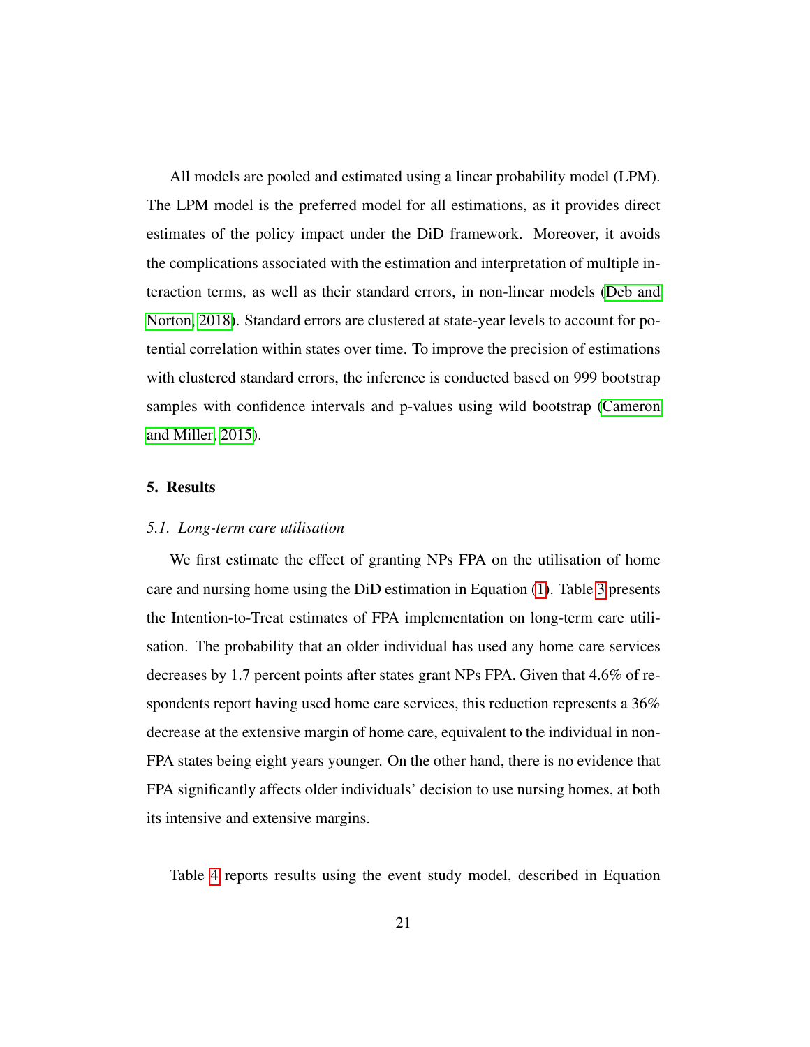All models are pooled and estimated using a linear probability model (LPM). The LPM model is the preferred model for all estimations, as it provides direct estimates of the policy impact under the DiD framework. Moreover, it avoids the complications associated with the estimation and interpretation of multiple interaction terms, as well as their standard errors, in non-linear models (Deb and Norton, 2018). Standard errors are clustered at state-year levels to account for potential correlation within states over time. To improve the precision of estimations with clustered standard errors, the inference is conducted based on 999 bootstrap samples with confidence intervals and p-values using wild bootstrap (Cameron and Miller, 2015).

## 5. Results

### *5.1. Long-term care utilisation*

We first estimate the effect of granting NPs FPA on the utilisation of home care and nursing home using the DiD estimation in Equation (1). Table 3 presents the Intention-to-Treat estimates of FPA implementation on long-term care utilisation. The probability that an older individual has used any home care services decreases by 1.7 percent points after states grant NPs FPA. Given that 4.6% of respondents report having used home care services, this reduction represents a 36% decrease at the extensive margin of home care, equivalent to the individual in non-FPA states being eight years younger. On the other hand, there is no evidence that FPA significantly affects older individuals' decision to use nursing homes, at both its intensive and extensive margins.

Table 4 reports results using the event study model, described in Equation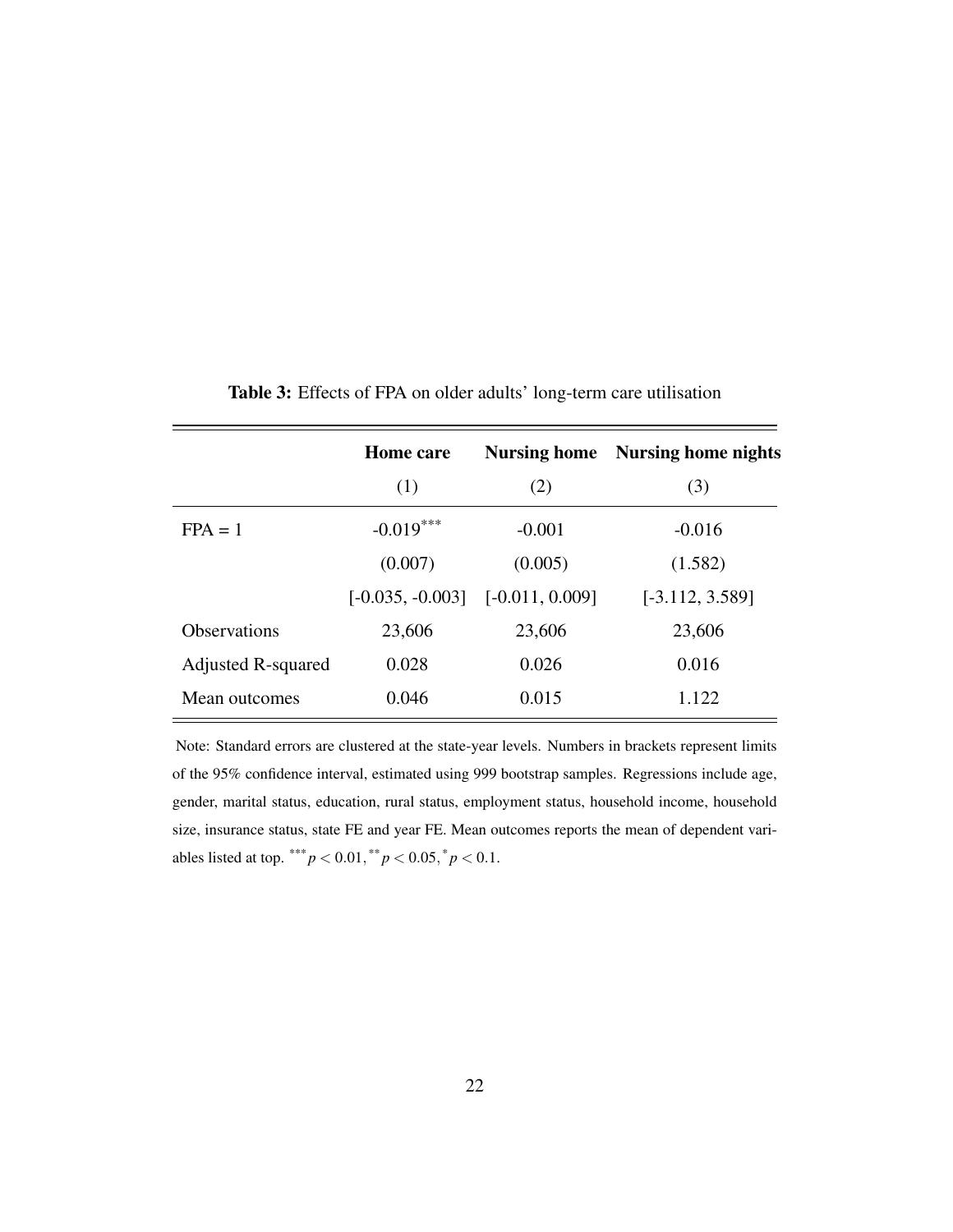**Table 3:** Effects of FPA on older adults' long-term care utilisation

| | **Home care** | **Nursing home** | **Nursing home nights** |
|---|---|---|---|
| | (1) | (2) | (3) |
| FPA = 1 | -0.019*** | -0.001 | -0.016 |
| | (0.007) | (0.005) | (1.582) |
| | [-0.035, -0.003] | [-0.011, 0.009] | [-3.112, 3.589] |
| Observations | 23,606 | 23,606 | 23,606 |
| Adjusted R-squared | 0.028 | 0.026 | 0.016 |
| Mean outcomes | 0.046 | 0.015 | 1.122 |

Note: Standard errors are clustered at the state-year levels. Numbers in brackets represent limits of the 95% confidence interval, estimated using 999 bootstrap samples. Regressions include age, gender, marital status, education, rural status, employment status, household income, household size, insurance status, state FE and year FE. Mean outcomes reports the mean of dependent variables listed at top. *** $p < 0.01$, ** $p < 0.05$, * $p < 0.1$.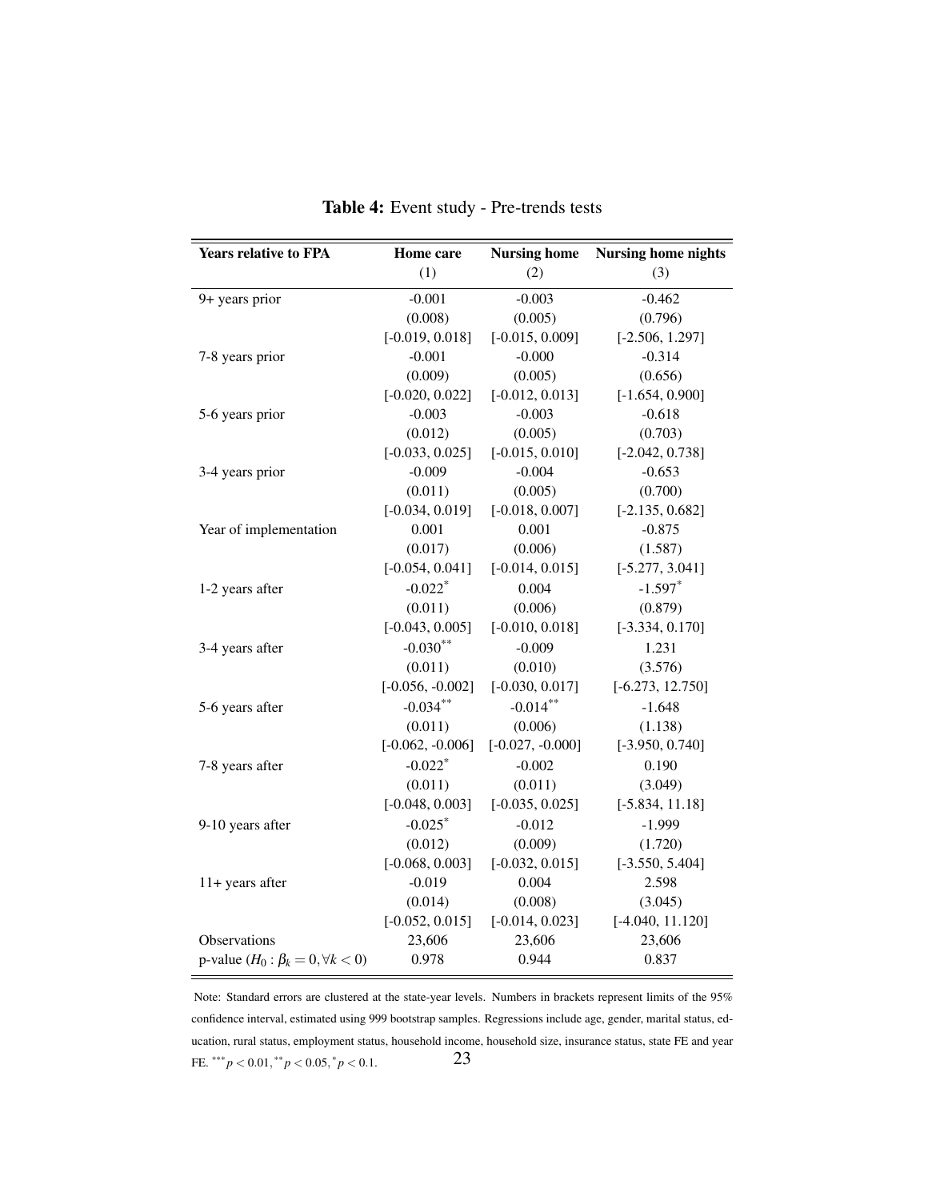**Table 4:** Event study - Pre-trends tests

| Years relative to FPA | Home care (1) | Nursing home (2) | Nursing home nights (3) |
|---|---|---|---|
| 9+ years prior | -0.001 | -0.003 | -0.462 |
| | (0.008) | (0.005) | (0.796) |
| | [-0.019, 0.018] | [-0.015, 0.009] | [-2.506, 1.297] |
| 7-8 years prior | -0.001 | -0.000 | -0.314 |
| | (0.009) | (0.005) | (0.656) |
| | [-0.020, 0.022] | [-0.012, 0.013] | [-1.654, 0.900] |
| 5-6 years prior | -0.003 | -0.003 | -0.618 |
| | (0.012) | (0.005) | (0.703) |
| | [-0.033, 0.025] | [-0.015, 0.010] | [-2.042, 0.738] |
| 3-4 years prior | -0.009 | -0.004 | -0.653 |
| | (0.011) | (0.005) | (0.700) |
| | [-0.034, 0.019] | [-0.018, 0.007] | [-2.135, 0.682] |
| Year of implementation | 0.001 | 0.001 | -0.875 |
| | (0.017) | (0.006) | (1.587) |
| | [-0.054, 0.041] | [-0.014, 0.015] | [-5.277, 3.041] |
| 1-2 years after | -0.022* | 0.004 | -1.597* |
| | (0.011) | (0.006) | (0.879) |
| | [-0.043, 0.005] | [-0.010, 0.018] | [-3.334, 0.170] |
| 3-4 years after | -0.030** | -0.009 | 1.231 |
| | (0.011) | (0.010) | (3.576) |
| | [-0.056, -0.002] | [-0.030, 0.017] | [-6.273, 12.750] |
| 5-6 years after | -0.034** | -0.014** | -1.648 |
| | (0.011) | (0.006) | (1.138) |
| | [-0.062, -0.006] | [-0.027, -0.000] | [-3.950, 0.740] |
| 7-8 years after | -0.022* | -0.002 | 0.190 |
| | (0.011) | (0.011) | (3.049) |
| | [-0.048, 0.003] | [-0.035, 0.025] | [-5.834, 11.18] |
| 9-10 years after | -0.025* | -0.012 | -1.999 |
| | (0.012) | (0.009) | (1.720) |
| | [-0.068, 0.003] | [-0.032, 0.015] | [-3.550, 5.404] |
| 11+ years after | -0.019 | 0.004 | 2.598 |
| | (0.014) | (0.008) | (3.045) |
| | [-0.052, 0.015] | [-0.014, 0.023] | [-4.040, 11.120] |
| Observations | 23,606 | 23,606 | 23,606 |
| p-value ($H_0 : \beta_k = 0, \forall k < 0$) | 0.978 | 0.944 | 0.837 |

Note: Standard errors are clustered at the state-year levels. Numbers in brackets represent limits of the 95% confidence interval, estimated using 999 bootstrap samples. Regressions include age, gender, marital status, education, rural status, employment status, household income, household size, insurance status, state FE and year FE. $^{***}p < 0.01, ^{**}p < 0.05, ^{*}p < 0.1$.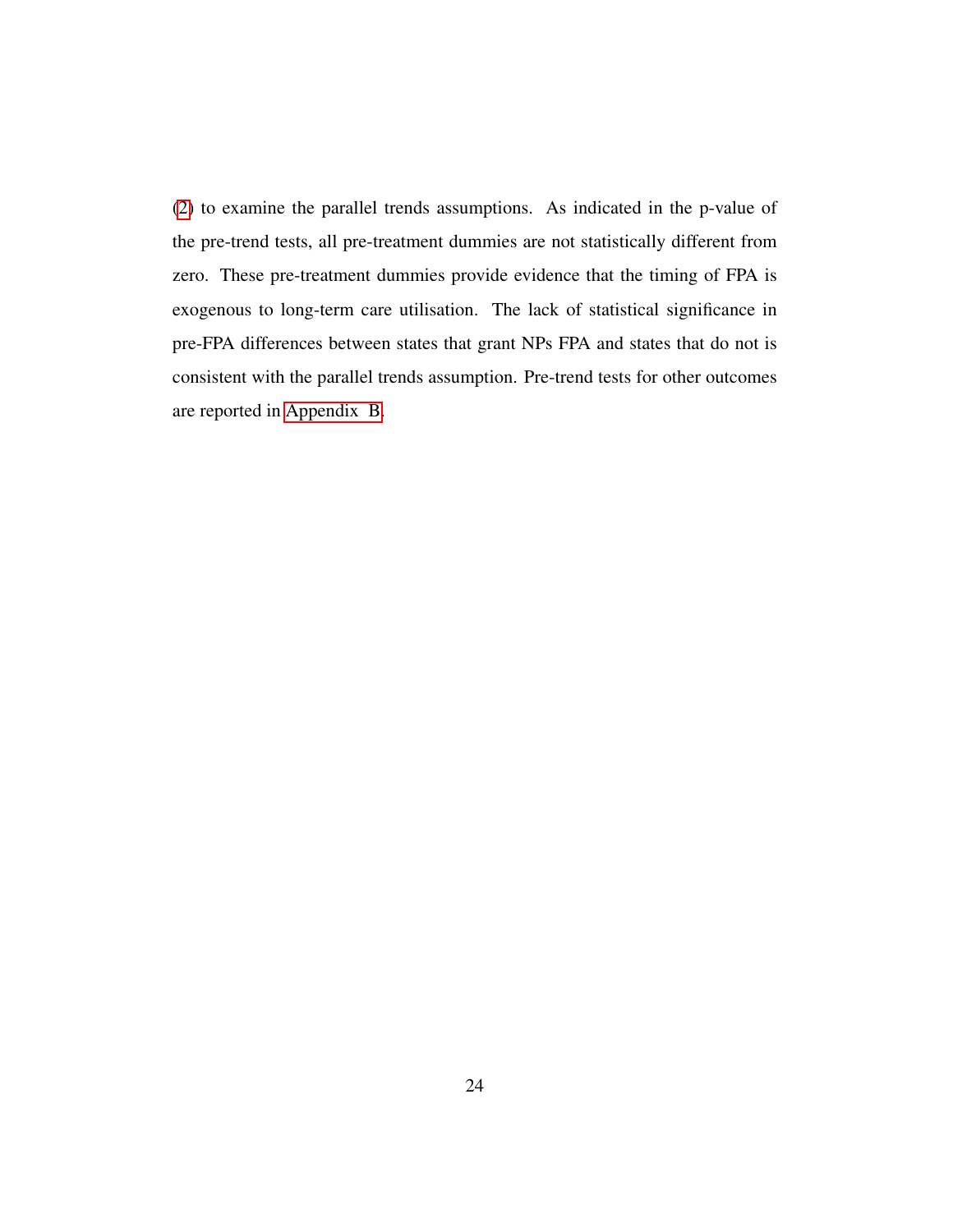(2) to examine the parallel trends assumptions. As indicated in the p-value of the pre-trend tests, all pre-treatment dummies are not statistically different from zero. These pre-treatment dummies provide evidence that the timing of FPA is exogenous to long-term care utilisation. The lack of statistical significance in pre-FPA differences between states that grant NPs FPA and states that do not is consistent with the parallel trends assumption. Pre-trend tests for other outcomes are reported in Appendix B.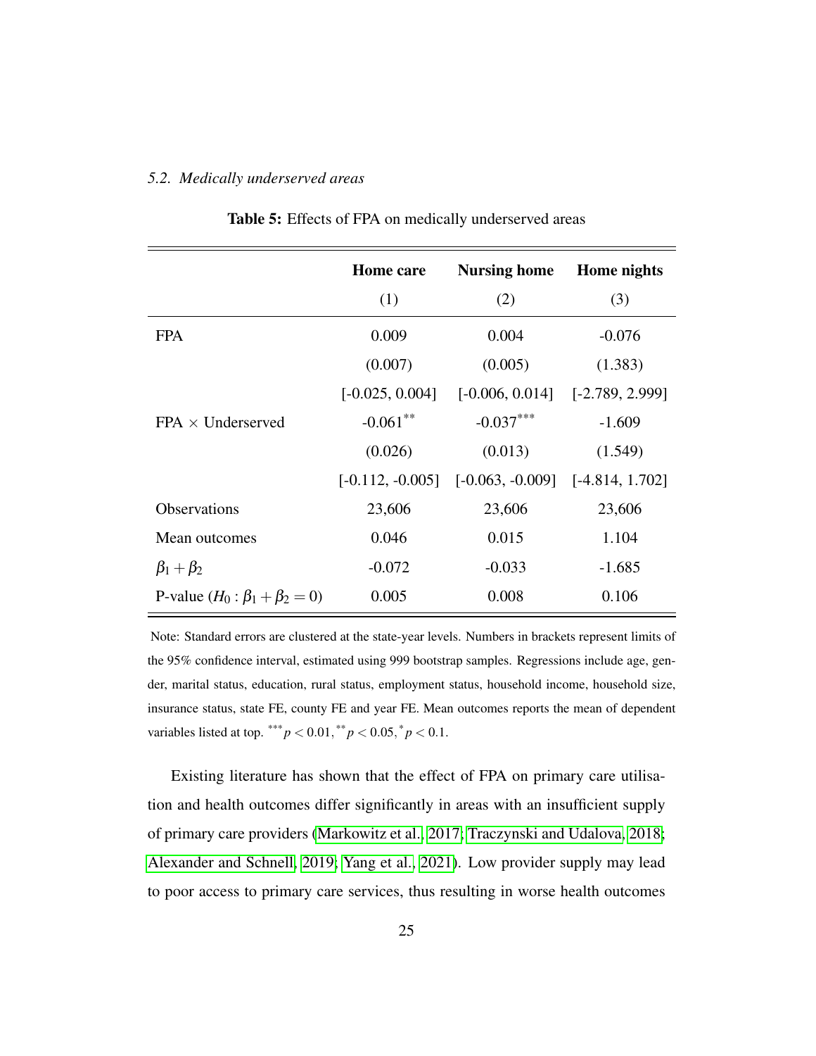### *5.2. Medically underserved areas*

**Table 5:** Effects of FPA on medically underserved areas

| | **Home care** | **Nursing home** | **Home nights** |
|---|---|---|---|
| | (1) | (2) | (3) |
| FPA | 0.009 | 0.004 | -0.076 |
| | (0.007) | (0.005) | (1.383) |
| | [-0.025, 0.004] | [-0.006, 0.014] | [-2.789, 2.999] |
| FPA × Underserved | -0.061$^{**}$ | -0.037$^{***}$ | -1.609 |
| | (0.026) | (0.013) | (1.549) |
| | [-0.112, -0.005] | [-0.063, -0.009] | [-4.814, 1.702] |
| Observations | 23,606 | 23,606 | 23,606 |
| Mean outcomes | 0.046 | 0.015 | 1.104 |
| $\beta_1 + \beta_2$ | -0.072 | -0.033 | -1.685 |
| P-value ($H_0 : \beta_1 + \beta_2 = 0$) | 0.005 | 0.008 | 0.106 |

Note: Standard errors are clustered at the state-year levels. Numbers in brackets represent limits of the 95% confidence interval, estimated using 999 bootstrap samples. Regressions include age, gender, marital status, education, rural status, employment status, household income, household size, insurance status, state FE, county FE and year FE. Mean outcomes reports the mean of dependent variables listed at top. $^{***}p < 0.01, ^{**}p < 0.05, ^{*}p < 0.1$.

Existing literature has shown that the effect of FPA on primary care utilisation and health outcomes differ significantly in areas with an insufficient supply of primary care providers (Markowitz et al., 2017; Traczynski and Udalova, 2018; Alexander and Schnell, 2019; Yang et al., 2021). Low provider supply may lead to poor access to primary care services, thus resulting in worse health outcomes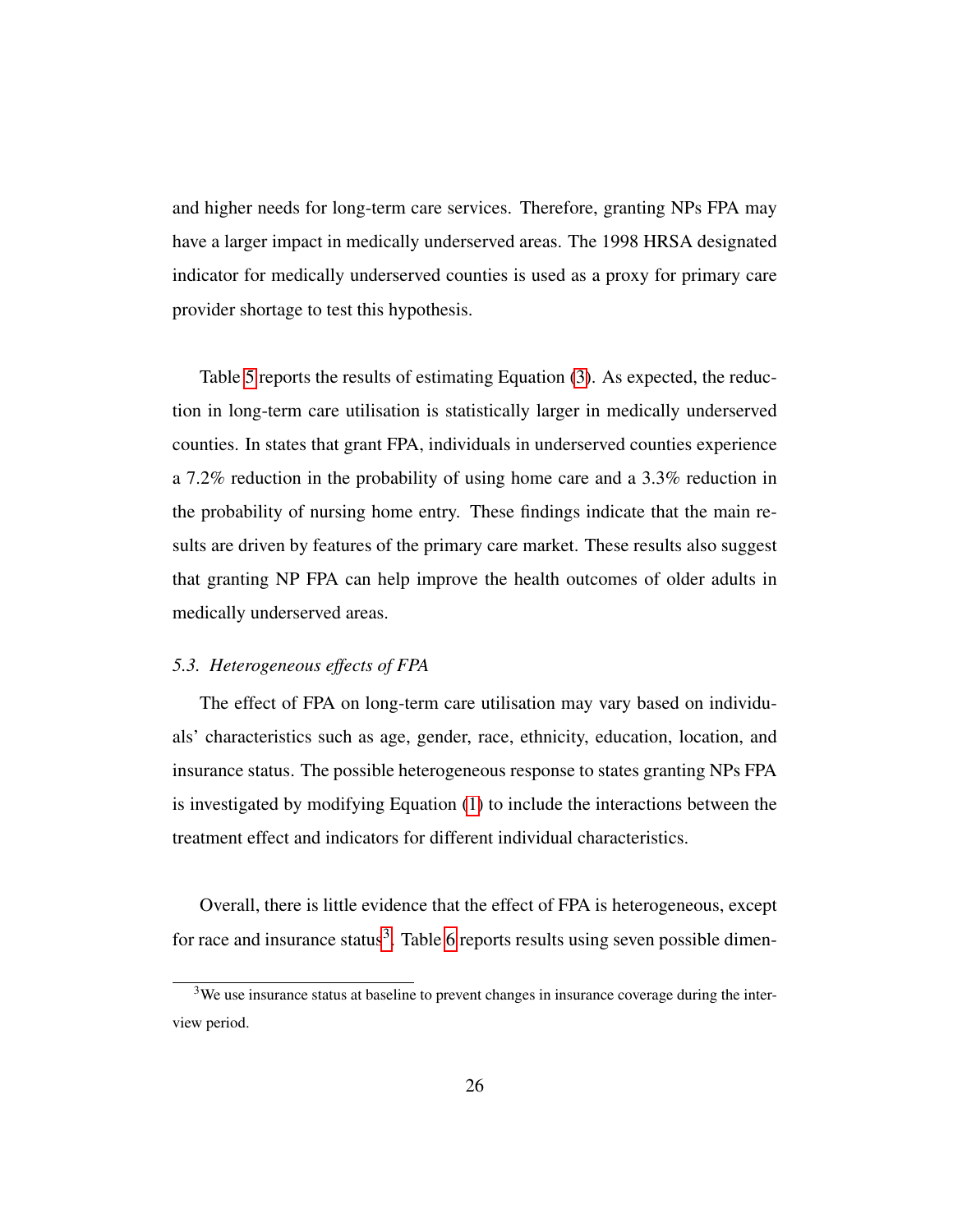and higher needs for long-term care services. Therefore, granting NPs FPA may have a larger impact in medically underserved areas. The 1998 HRSA designated indicator for medically underserved counties is used as a proxy for primary care provider shortage to test this hypothesis.

Table 5 reports the results of estimating Equation (3). As expected, the reduction in long-term care utilisation is statistically larger in medically underserved counties. In states that grant FPA, individuals in underserved counties experience a 7.2% reduction in the probability of using home care and a 3.3% reduction in the probability of nursing home entry. These findings indicate that the main results are driven by features of the primary care market. These results also suggest that granting NP FPA can help improve the health outcomes of older adults in medically underserved areas.

### *5.3. Heterogeneous effects of FPA*

The effect of FPA on long-term care utilisation may vary based on individuals' characteristics such as age, gender, race, ethnicity, education, location, and insurance status. The possible heterogeneous response to states granting NPs FPA is investigated by modifying Equation (1) to include the interactions between the treatment effect and indicators for different individual characteristics.

Overall, there is little evidence that the effect of FPA is heterogeneous, except for race and insurance status[3]. Table 6 reports results using seven possible dimen-

[3] We use insurance status at baseline to prevent changes in insurance coverage during the interview period.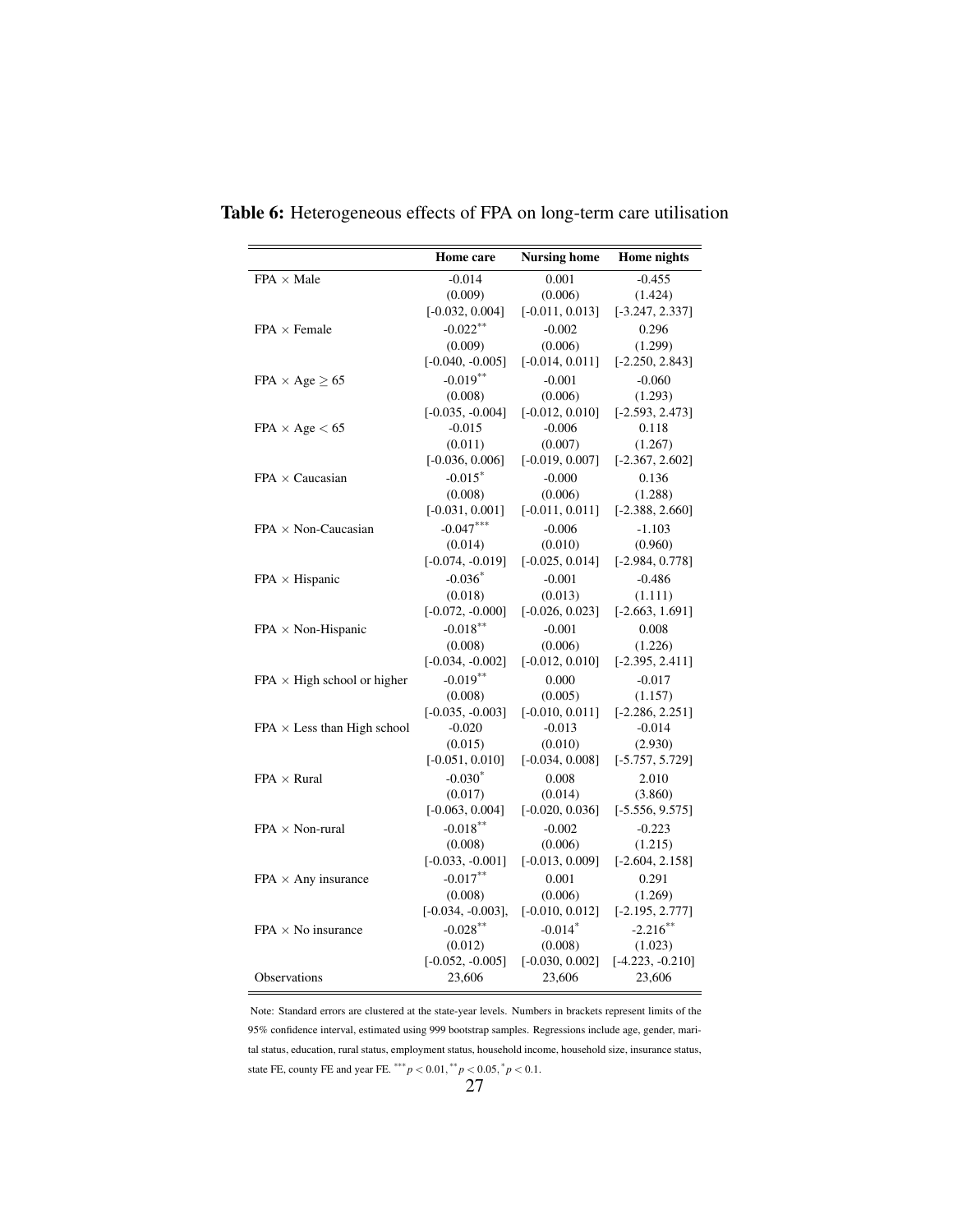**Table 6:** Heterogeneous effects of FPA on long-term care utilisation

| | Home care | Nursing home | Home nights |
|---|---|---|---|
| FPA × Male | -0.014 | 0.001 | -0.455 |
| | (0.009) | (0.006) | (1.424) |
| | [-0.032, 0.004] | [-0.011, 0.013] | [-3.247, 2.337] |
| FPA × Female | -0.022** | -0.002 | 0.296 |
| | (0.009) | (0.006) | (1.299) |
| | [-0.040, -0.005] | [-0.014, 0.011] | [-2.250, 2.843] |
| FPA × Age $\geq$ 65 | -0.019** | -0.001 | -0.060 |
| | (0.008) | (0.006) | (1.293) |
| | [-0.035, -0.004] | [-0.012, 0.010] | [-2.593, 2.473] |
| FPA × Age $<$ 65 | -0.015 | -0.006 | 0.118 |
| | (0.011) | (0.007) | (1.267) |
| | [-0.036, 0.006] | [-0.019, 0.007] | [-2.367, 2.602] |
| FPA × Caucasian | -0.015* | -0.000 | 0.136 |
| | (0.008) | (0.006) | (1.288) |
| | [-0.031, 0.001] | [-0.011, 0.011] | [-2.388, 2.660] |
| FPA × Non-Caucasian | -0.047*** | -0.006 | -1.103 |
| | (0.014) | (0.010) | (0.960) |
| | [-0.074, -0.019] | [-0.025, 0.014] | [-2.984, 0.778] |
| FPA × Hispanic | -0.036* | -0.001 | -0.486 |
| | (0.018) | (0.013) | (1.111) |
| | [-0.072, -0.000] | [-0.026, 0.023] | [-2.663, 1.691] |
| FPA × Non-Hispanic | -0.018** | -0.001 | 0.008 |
| | (0.008) | (0.006) | (1.226) |
| | [-0.034, -0.002] | [-0.012, 0.010] | [-2.395, 2.411] |
| FPA × High school or higher | -0.019** | 0.000 | -0.017 |
| | (0.008) | (0.005) | (1.157) |
| | [-0.035, -0.003] | [-0.010, 0.011] | [-2.286, 2.251] |
| FPA × Less than High school | -0.020 | -0.013 | -0.014 |
| | (0.015) | (0.010) | (2.930) |
| | [-0.051, 0.010] | [-0.034, 0.008] | [-5.757, 5.729] |
| FPA × Rural | -0.030* | 0.008 | 2.010 |
| | (0.017) | (0.014) | (3.860) |
| | [-0.063, 0.004] | [-0.020, 0.036] | [-5.556, 9.575] |
| FPA × Non-rural | -0.018** | -0.002 | -0.223 |
| | (0.008) | (0.006) | (1.215) |
| | [-0.033, -0.001] | [-0.013, 0.009] | [-2.604, 2.158] |
| FPA × Any insurance | -0.017** | 0.001 | 0.291 |
| | (0.008) | (0.006) | (1.269) |
| | [-0.034, -0.003], | [-0.010, 0.012] | [-2.195, 2.777] |
| FPA × No insurance | -0.028** | -0.014* | -2.216** |
| | (0.012) | (0.008) | (1.023) |
| | [-0.052, -0.005] | [-0.030, 0.002] | [-4.223, -0.210] |
| Observations | 23,606 | 23,606 | 23,606 |

Note: Standard errors are clustered at the state-year levels. Numbers in brackets represent limits of the 95% confidence interval, estimated using 999 bootstrap samples. Regressions include age, gender, marital status, education, rural status, employment status, household income, household size, insurance status, state FE, county FE and year FE. $^{***}p < 0.01$, $^{**}p < 0.05$, $^{*}p < 0.1$.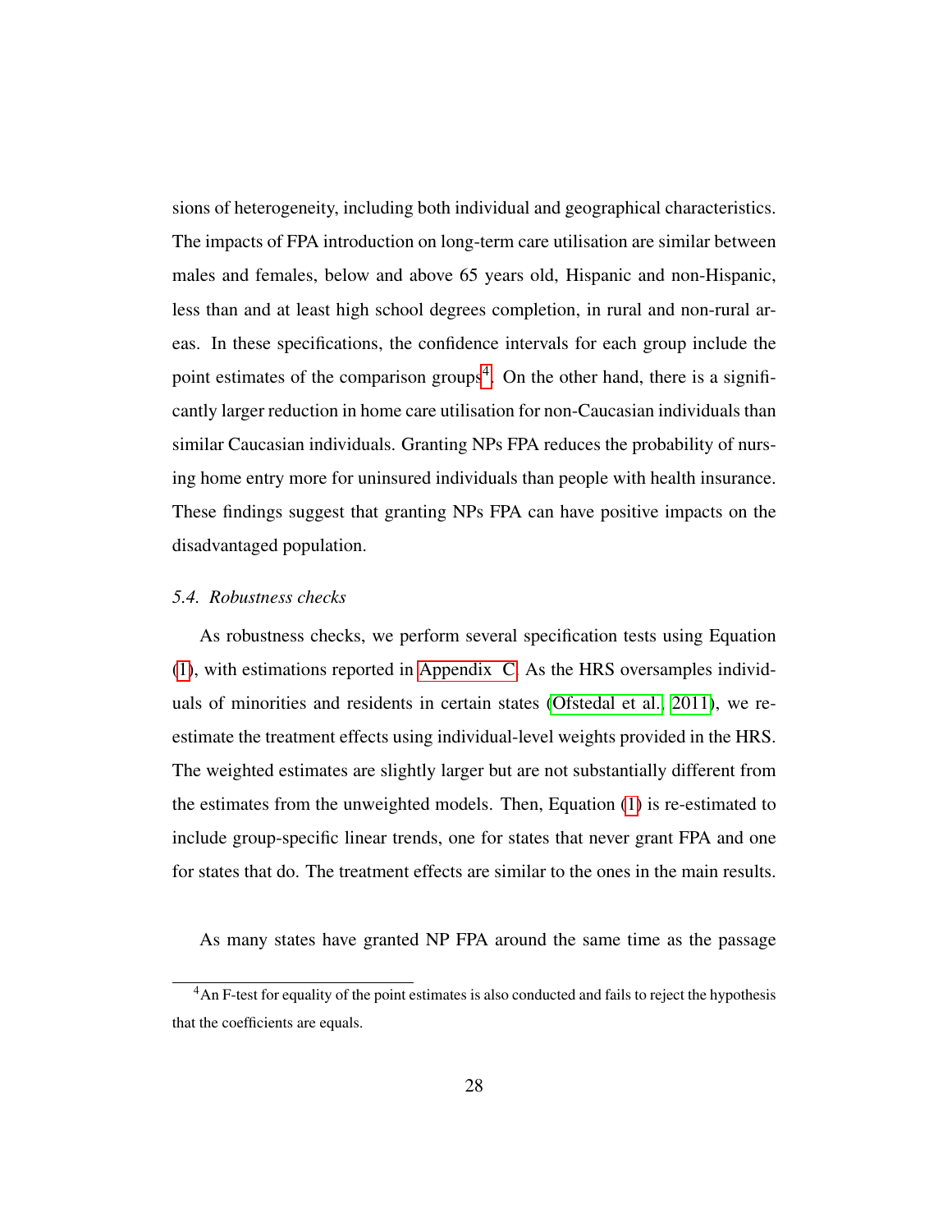sions of heterogeneity, including both individual and geographical characteristics. The impacts of FPA introduction on long-term care utilisation are similar between males and females, below and above 65 years old, Hispanic and non-Hispanic, less than and at least high school degrees completion, in rural and non-rural areas. In these specifications, the confidence intervals for each group include the point estimates of the comparison groups[4]. On the other hand, there is a significantly larger reduction in home care utilisation for non-Caucasian individuals than similar Caucasian individuals. Granting NPs FPA reduces the probability of nursing home entry more for uninsured individuals than people with health insurance. These findings suggest that granting NPs FPA can have positive impacts on the disadvantaged population.

### *5.4. Robustness checks*

As robustness checks, we perform several specification tests using Equation (1), with estimations reported in Appendix C. As the HRS oversamples individuals of minorities and residents in certain states (Ofstedal et al., 2011), we re-estimate the treatment effects using individual-level weights provided in the HRS. The weighted estimates are slightly larger but are not substantially different from the estimates from the unweighted models. Then, Equation (1) is re-estimated to include group-specific linear trends, one for states that never grant FPA and one for states that do. The treatment effects are similar to the ones in the main results.

As many states have granted NP FPA around the same time as the passage

[4] An F-test for equality of the point estimates is also conducted and fails to reject the hypothesis that the coefficients are equals.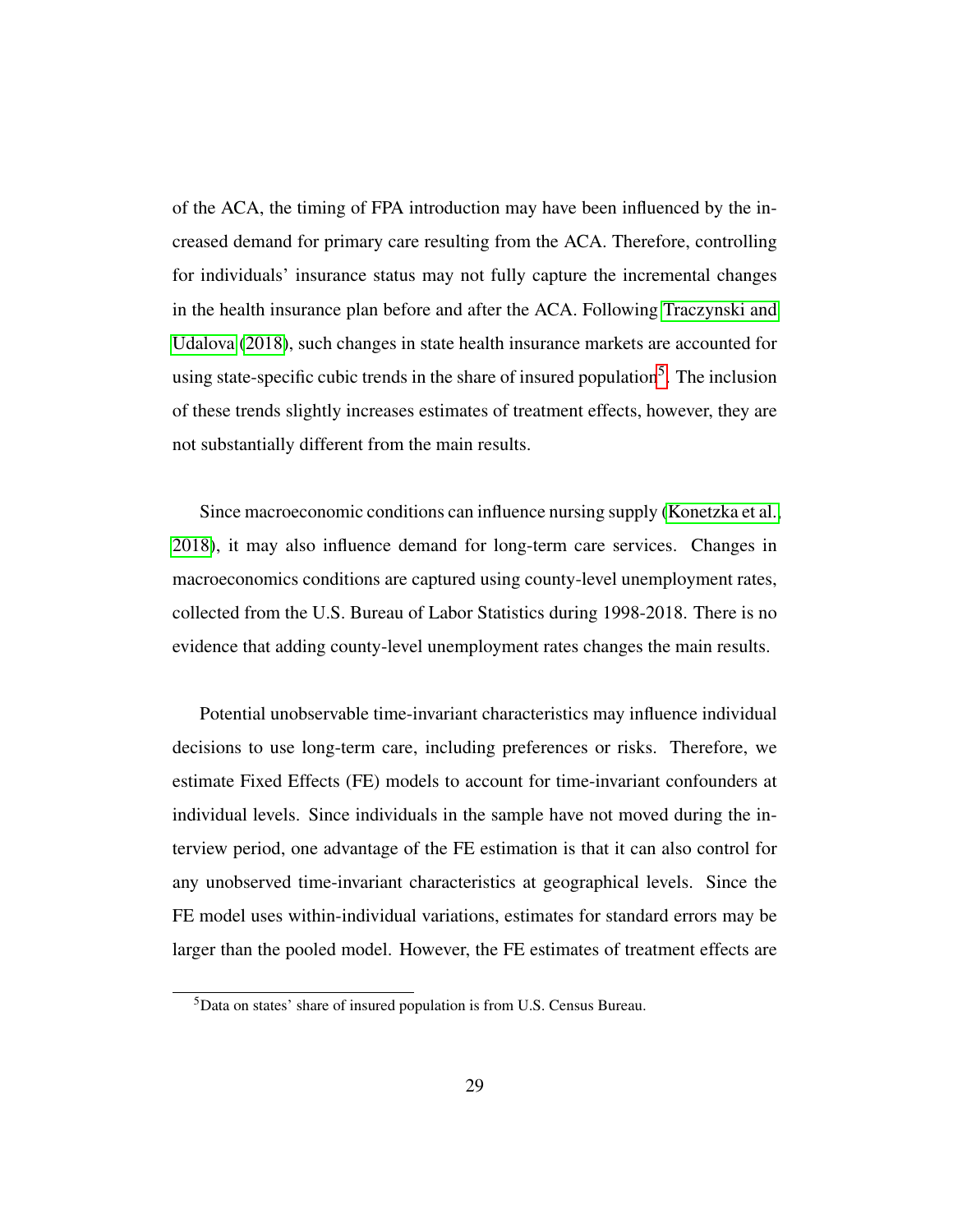of the ACA, the timing of FPA introduction may have been influenced by the increased demand for primary care resulting from the ACA. Therefore, controlling for individuals' insurance status may not fully capture the incremental changes in the health insurance plan before and after the ACA. Following Traczynski and Udalova (2018), such changes in state health insurance markets are accounted for using state-specific cubic trends in the share of insured population[5]. The inclusion of these trends slightly increases estimates of treatment effects, however, they are not substantially different from the main results.

Since macroeconomic conditions can influence nursing supply (Konetzka et al., 2018), it may also influence demand for long-term care services. Changes in macroeconomics conditions are captured using county-level unemployment rates, collected from the U.S. Bureau of Labor Statistics during 1998-2018. There is no evidence that adding county-level unemployment rates changes the main results.

Potential unobservable time-invariant characteristics may influence individual decisions to use long-term care, including preferences or risks. Therefore, we estimate Fixed Effects (FE) models to account for time-invariant confounders at individual levels. Since individuals in the sample have not moved during the interview period, one advantage of the FE estimation is that it can also control for any unobserved time-invariant characteristics at geographical levels. Since the FE model uses within-individual variations, estimates for standard errors may be larger than the pooled model. However, the FE estimates of treatment effects are

[5]Data on states' share of insured population is from U.S. Census Bureau.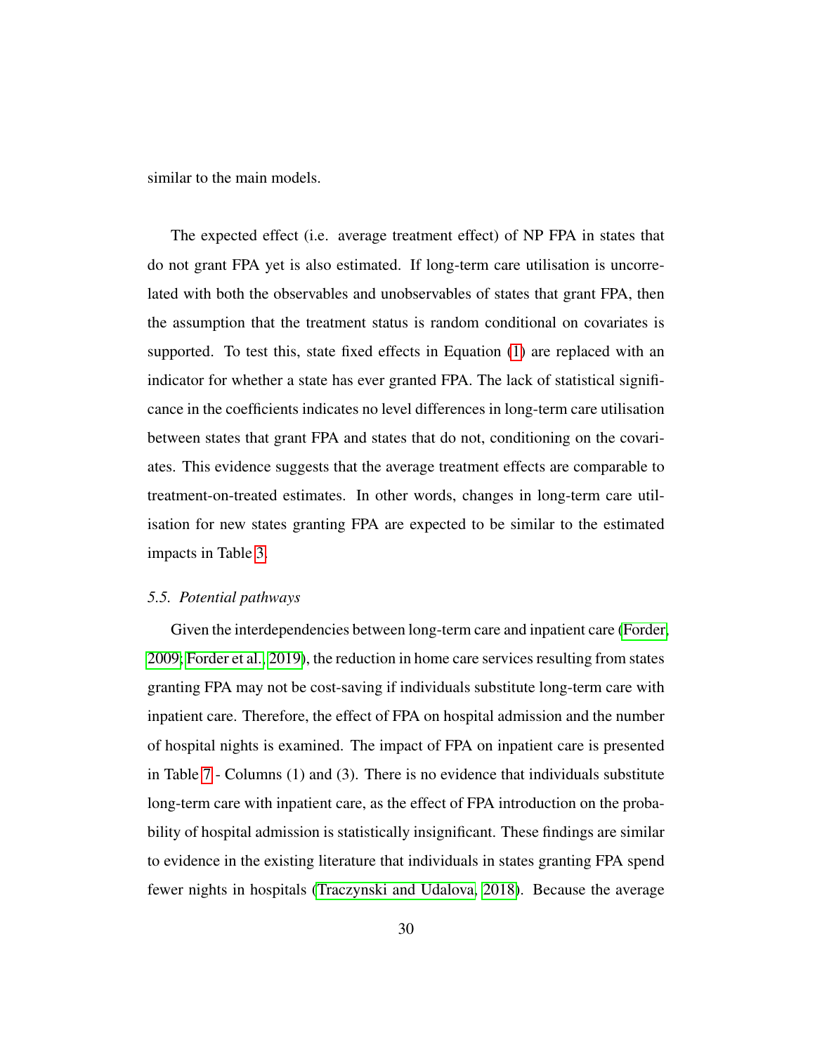similar to the main models.

The expected effect (i.e. average treatment effect) of NP FPA in states that do not grant FPA yet is also estimated. If long-term care utilisation is uncorrelated with both the observables and unobservables of states that grant FPA, then the assumption that the treatment status is random conditional on covariates is supported. To test this, state fixed effects in Equation (1) are replaced with an indicator for whether a state has ever granted FPA. The lack of statistical significance in the coefficients indicates no level differences in long-term care utilisation between states that grant FPA and states that do not, conditioning on the covariates. This evidence suggests that the average treatment effects are comparable to treatment-on-treated estimates. In other words, changes in long-term care utilisation for new states granting FPA are expected to be similar to the estimated impacts in Table 3.

### *5.5. Potential pathways*

Given the interdependencies between long-term care and inpatient care (Forder, 2009; Forder et al., 2019), the reduction in home care services resulting from states granting FPA may not be cost-saving if individuals substitute long-term care with inpatient care. Therefore, the effect of FPA on hospital admission and the number of hospital nights is examined. The impact of FPA on inpatient care is presented in Table 7 - Columns (1) and (3). There is no evidence that individuals substitute long-term care with inpatient care, as the effect of FPA introduction on the probability of hospital admission is statistically insignificant. These findings are similar to evidence in the existing literature that individuals in states granting FPA spend fewer nights in hospitals (Traczynski and Udalova, 2018). Because the average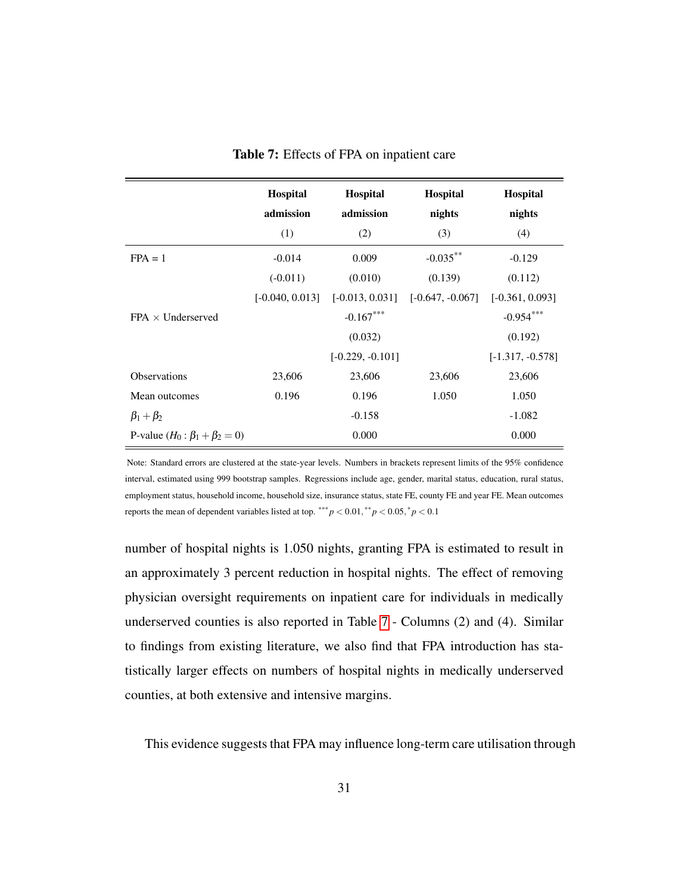**Table 7:** Effects of FPA on inpatient care

| | **Hospital admission** | **Hospital admission** | **Hospital nights** | **Hospital nights** |
|---|---|---|---|---|
| | (1) | (2) | (3) | (4) |
| FPA = 1 | -0.014 | 0.009 | -0.035** | -0.129 |
| | (-0.011) | (0.010) | (0.139) | (0.112) |
| | [-0.040, 0.013] | [-0.013, 0.031] | [-0.647, -0.067] | [-0.361, 0.093] |
| FPA × Underserved | | -0.167*** | | -0.954*** |
| | | (0.032) | | (0.192) |
| | | [-0.229, -0.101] | | [-1.317, -0.578] |
| Observations | 23,606 | 23,606 | 23,606 | 23,606 |
| Mean outcomes | 0.196 | 0.196 | 1.050 | 1.050 |
| $\beta_1 + \beta_2$ | | -0.158 | | -1.082 |
| P-value ($H_0 : \beta_1 + \beta_2 = 0$) | | 0.000 | | 0.000 |

Note: Standard errors are clustered at the state-year levels. Numbers in brackets represent limits of the 95% confidence interval, estimated using 999 bootstrap samples. Regressions include age, gender, marital status, education, rural status, employment status, household income, household size, insurance status, state FE, county FE and year FE. Mean outcomes reports the mean of dependent variables listed at top. $^{***}p < 0.01, ^{**}p < 0.05, ^{*}p < 0.1$

number of hospital nights is 1.050 nights, granting FPA is estimated to result in an approximately 3 percent reduction in hospital nights. The effect of removing physician oversight requirements on inpatient care for individuals in medically underserved counties is also reported in Table 7 - Columns (2) and (4). Similar to findings from existing literature, we also find that FPA introduction has statistically larger effects on numbers of hospital nights in medically underserved counties, at both extensive and intensive margins.

This evidence suggests that FPA may influence long-term care utilisation through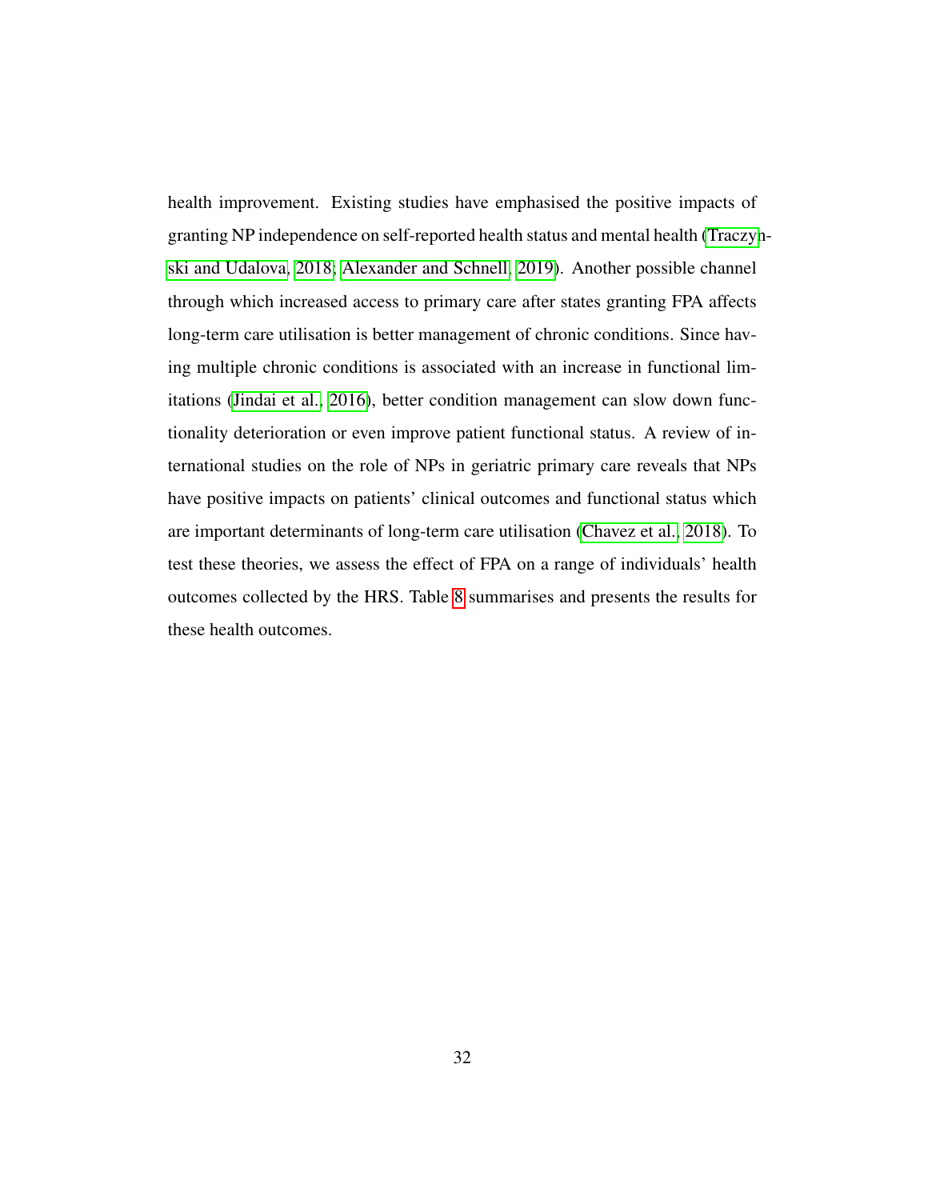health improvement. Existing studies have emphasised the positive impacts of granting NP independence on self-reported health status and mental health (Traczynski and Udalova, 2018; Alexander and Schnell, 2019). Another possible channel through which increased access to primary care after states granting FPA affects long-term care utilisation is better management of chronic conditions. Since having multiple chronic conditions is associated with an increase in functional limitations (Jindai et al., 2016), better condition management can slow down functionality deterioration or even improve patient functional status. A review of international studies on the role of NPs in geriatric primary care reveals that NPs have positive impacts on patients' clinical outcomes and functional status which are important determinants of long-term care utilisation (Chavez et al., 2018). To test these theories, we assess the effect of FPA on a range of individuals' health outcomes collected by the HRS. Table 8 summarises and presents the results for these health outcomes.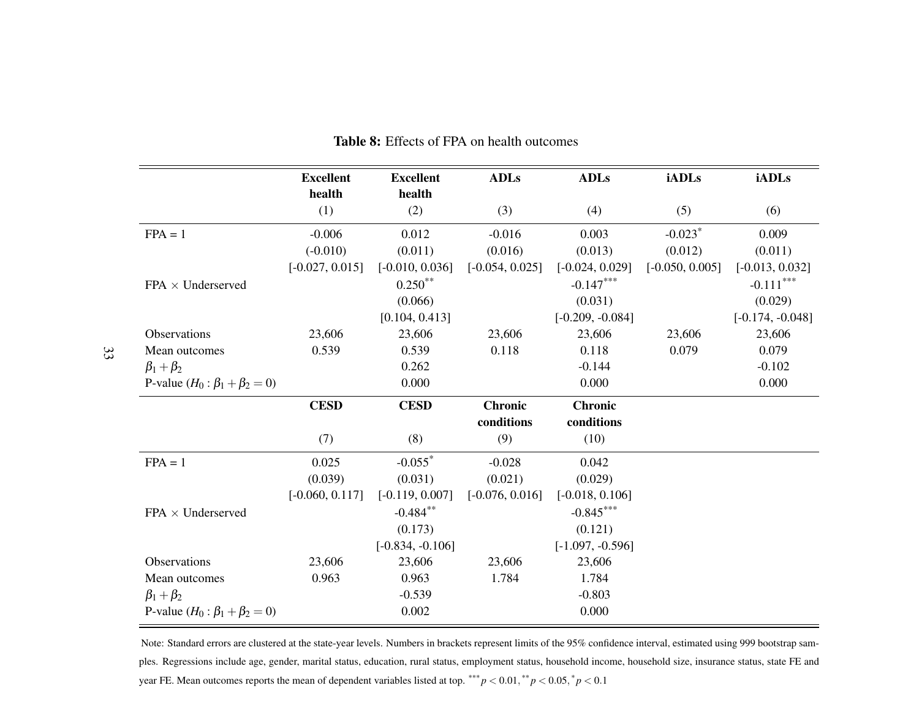**Table 8:** Effects of FPA on health outcomes

| | Excellent health | Excellent health | ADLs | ADLs | iADLs | iADLs |
|---|---|---|---|---|---|---|
| | (1) | (2) | (3) | (4) | (5) | (6) |
| FPA = 1 | -0.006 | 0.012 | -0.016 | 0.003 | -0.023$^{*}$ | 0.009 |
| | (-0.010) | (0.011) | (0.016) | (0.013) | (0.012) | (0.011) |
| | [-0.027, 0.015] | [-0.010, 0.036] | [-0.054, 0.025] | [-0.024, 0.029] | [-0.050, 0.005] | [-0.013, 0.032] |
| FPA × Underserved | | 0.250$^{**}$ | | -0.147$^{***}$ | | -0.111$^{***}$ |
| | | (0.066) | | (0.031) | | (0.029) |
| | | [0.104, 0.413] | | [-0.209, -0.084] | | [-0.174, -0.048] |
| Observations | 23,606 | 23,606 | 23,606 | 23,606 | 23,606 | 23,606 |
| Mean outcomes | 0.539 | 0.539 | 0.118 | 0.118 | 0.079 | 0.079 |
| $\beta_1 + \beta_2$ | | 0.262 | | -0.144 | | -0.102 |
| P-value ($H_0 : \beta_1 + \beta_2 = 0$) | | 0.000 | | 0.000 | | 0.000 |
| | **CESD** | **CESD** | **Chronic conditions** | **Chronic conditions** | | |
| | (7) | (8) | (9) | (10) | | |
| FPA = 1 | 0.025 | -0.055$^{*}$ | -0.028 | 0.042 | | |
| | (0.039) | (0.031) | (0.021) | (0.029) | | |
| | [-0.060, 0.117] | [-0.119, 0.007] | [-0.076, 0.016] | [-0.018, 0.106] | | |
| FPA × Underserved | | -0.484$^{**}$ | | -0.845$^{***}$ | | |
| | | (0.173) | | (0.121) | | |
| | | [-0.834, -0.106] | | [-1.097, -0.596] | | |
| Observations | 23,606 | 23,606 | 23,606 | 23,606 | | |
| Mean outcomes | 0.963 | 0.963 | 1.784 | 1.784 | | |
| $\beta_1 + \beta_2$ | | -0.539 | | -0.803 | | |
| P-value ($H_0 : \beta_1 + \beta_2 = 0$) | | 0.002 | | 0.000 | | |

Note: Standard errors are clustered at the state-year levels. Numbers in brackets represent limits of the 95% confidence interval, estimated using 999 bootstrap samples. Regressions include age, gender, marital status, education, rural status, employment status, household income, household size, insurance status, state FE and year FE. Mean outcomes reports the mean of dependent variables listed at top. $^{***}p < 0.01$, $^{**}p < 0.05$, $^{*}p < 0.1$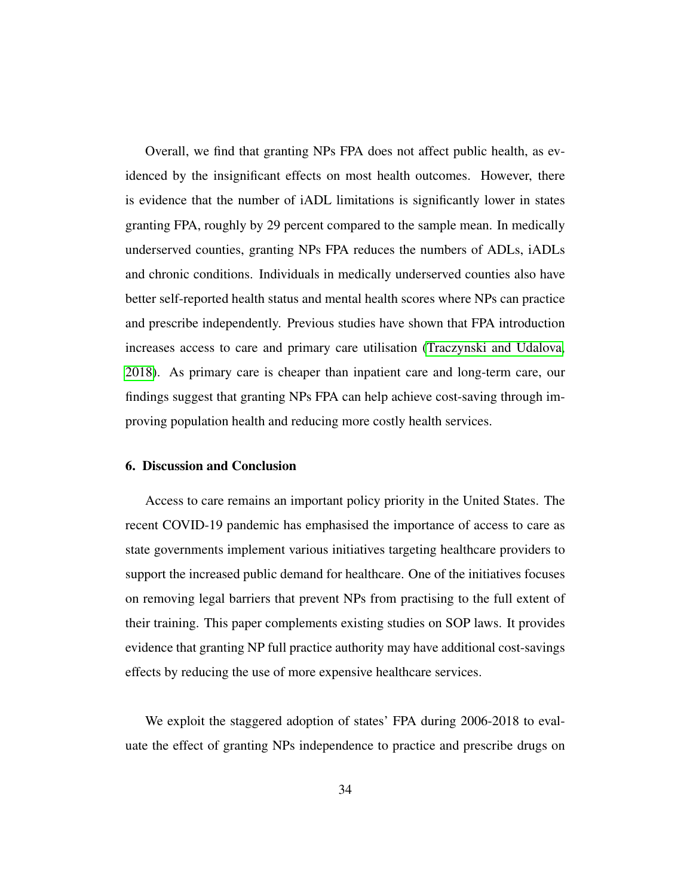Overall, we find that granting NPs FPA does not affect public health, as evidenced by the insignificant effects on most health outcomes. However, there is evidence that the number of iADL limitations is significantly lower in states granting FPA, roughly by 29 percent compared to the sample mean. In medically underserved counties, granting NPs FPA reduces the numbers of ADLs, iADLs and chronic conditions. Individuals in medically underserved counties also have better self-reported health status and mental health scores where NPs can practice and prescribe independently. Previous studies have shown that FPA introduction increases access to care and primary care utilisation (Traczynski and Udalova, 2018). As primary care is cheaper than inpatient care and long-term care, our findings suggest that granting NPs FPA can help achieve cost-saving through improving population health and reducing more costly health services.

## 6. Discussion and Conclusion

Access to care remains an important policy priority in the United States. The recent COVID-19 pandemic has emphasised the importance of access to care as state governments implement various initiatives targeting healthcare providers to support the increased public demand for healthcare. One of the initiatives focuses on removing legal barriers that prevent NPs from practising to the full extent of their training. This paper complements existing studies on SOP laws. It provides evidence that granting NP full practice authority may have additional cost-savings effects by reducing the use of more expensive healthcare services.

We exploit the staggered adoption of states' FPA during 2006-2018 to evaluate the effect of granting NPs independence to practice and prescribe drugs on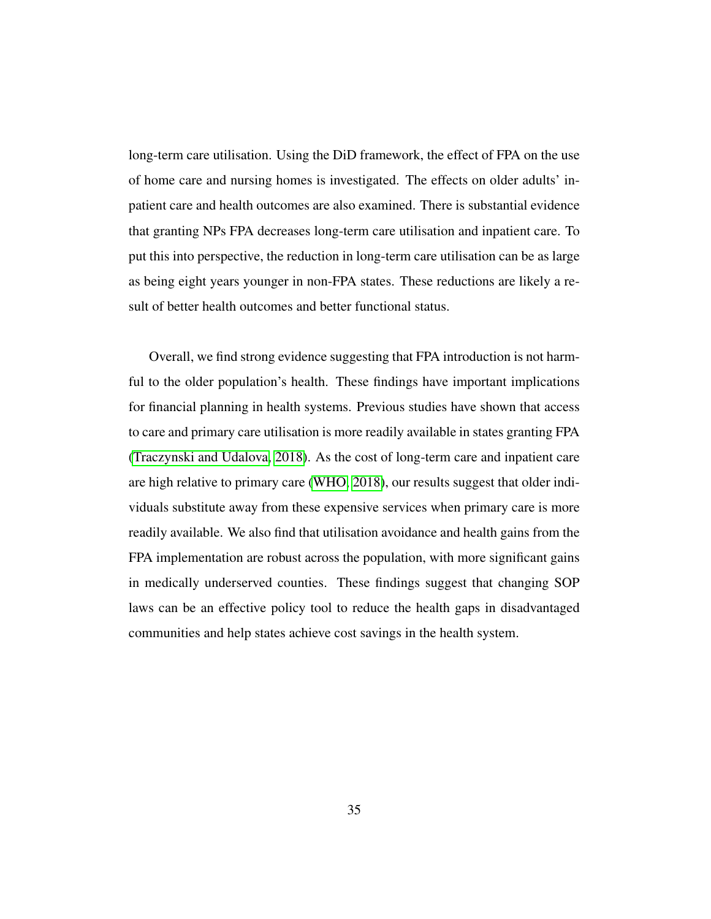long-term care utilisation. Using the DiD framework, the effect of FPA on the use of home care and nursing homes is investigated. The effects on older adults' inpatient care and health outcomes are also examined. There is substantial evidence that granting NPs FPA decreases long-term care utilisation and inpatient care. To put this into perspective, the reduction in long-term care utilisation can be as large as being eight years younger in non-FPA states. These reductions are likely a result of better health outcomes and better functional status.

Overall, we find strong evidence suggesting that FPA introduction is not harmful to the older population's health. These findings have important implications for financial planning in health systems. Previous studies have shown that access to care and primary care utilisation is more readily available in states granting FPA (Traczynski and Udalova, 2018). As the cost of long-term care and inpatient care are high relative to primary care (WHO, 2018), our results suggest that older individuals substitute away from these expensive services when primary care is more readily available. We also find that utilisation avoidance and health gains from the FPA implementation are robust across the population, with more significant gains in medically underserved counties. These findings suggest that changing SOP laws can be an effective policy tool to reduce the health gaps in disadvantaged communities and help states achieve cost savings in the health system.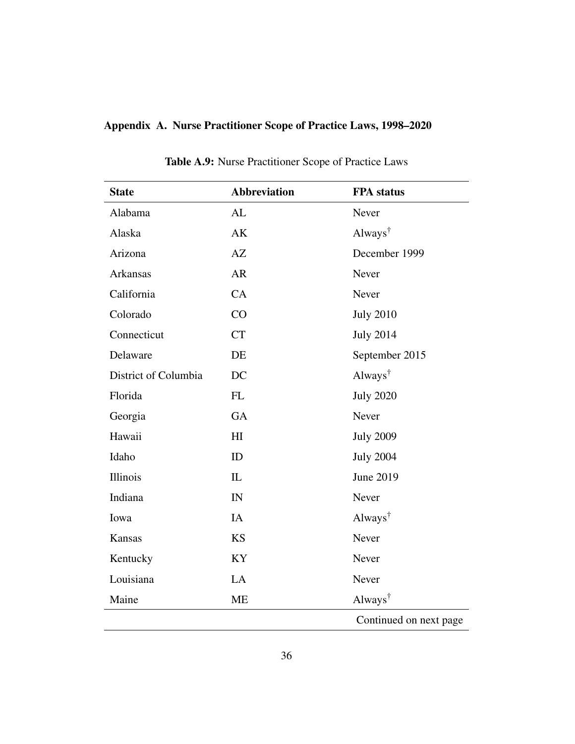## Appendix A. Nurse Practitioner Scope of Practice Laws, 1998–2020

**Table A.9:** Nurse Practitioner Scope of Practice Laws

| State | Abbreviation | FPA status |
|---|---|---|
| Alabama | AL | Never |
| Alaska | AK | Always† |
| Arizona | AZ | December 1999 |
| Arkansas | AR | Never |
| California | CA | Never |
| Colorado | CO | July 2010 |
| Connecticut | CT | July 2014 |
| Delaware | DE | September 2015 |
| District of Columbia | DC | Always† |
| Florida | FL | July 2020 |
| Georgia | GA | Never |
| Hawaii | HI | July 2009 |
| Idaho | ID | July 2004 |
| Illinois | IL | June 2019 |
| Indiana | IN | Never |
| Iowa | IA | Always† |
| Kansas | KS | Never |
| Kentucky | KY | Never |
| Louisiana | LA | Never |
| Maine | ME | Always† |
| | | Continued on next page |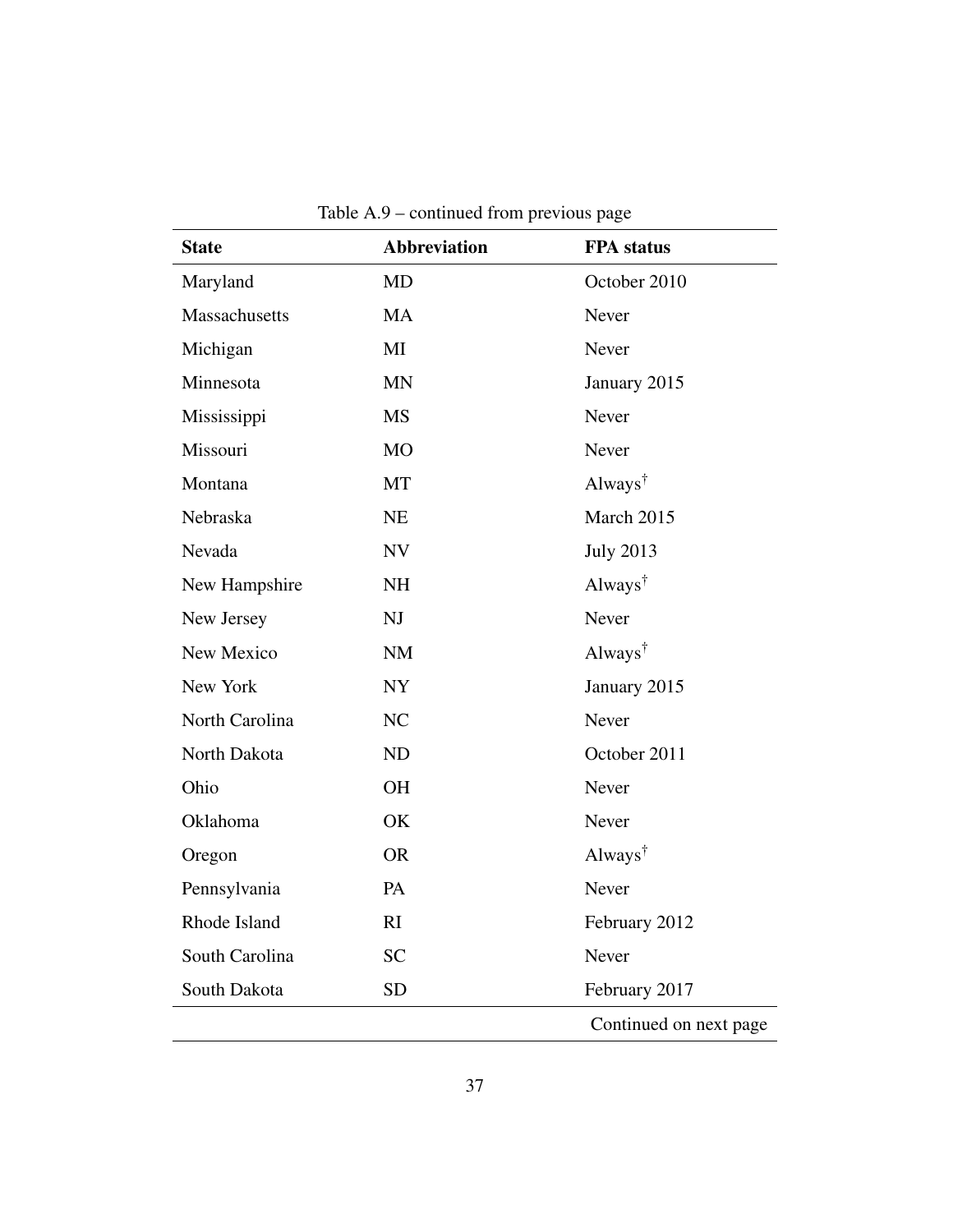Table A.9 – continued from previous page

| **State** | **Abbreviation** | **FPA status** |
|---|---|---|
| Maryland | MD | October 2010 |
| Massachusetts | MA | Never |
| Michigan | MI | Never |
| Minnesota | MN | January 2015 |
| Mississippi | MS | Never |
| Missouri | MO | Never |
| Montana | MT | Always$^{\dagger}$ |
| Nebraska | NE | March 2015 |
| Nevada | NV | July 2013 |
| New Hampshire | NH | Always$^{\dagger}$ |
| New Jersey | NJ | Never |
| New Mexico | NM | Always$^{\dagger}$ |
| New York | NY | January 2015 |
| North Carolina | NC | Never |
| North Dakota | ND | October 2011 |
| Ohio | OH | Never |
| Oklahoma | OK | Never |
| Oregon | OR | Always$^{\dagger}$ |
| Pennsylvania | PA | Never |
| Rhode Island | RI | February 2012 |
| South Carolina | SC | Never |
| South Dakota | SD | February 2017 |

Continued on next page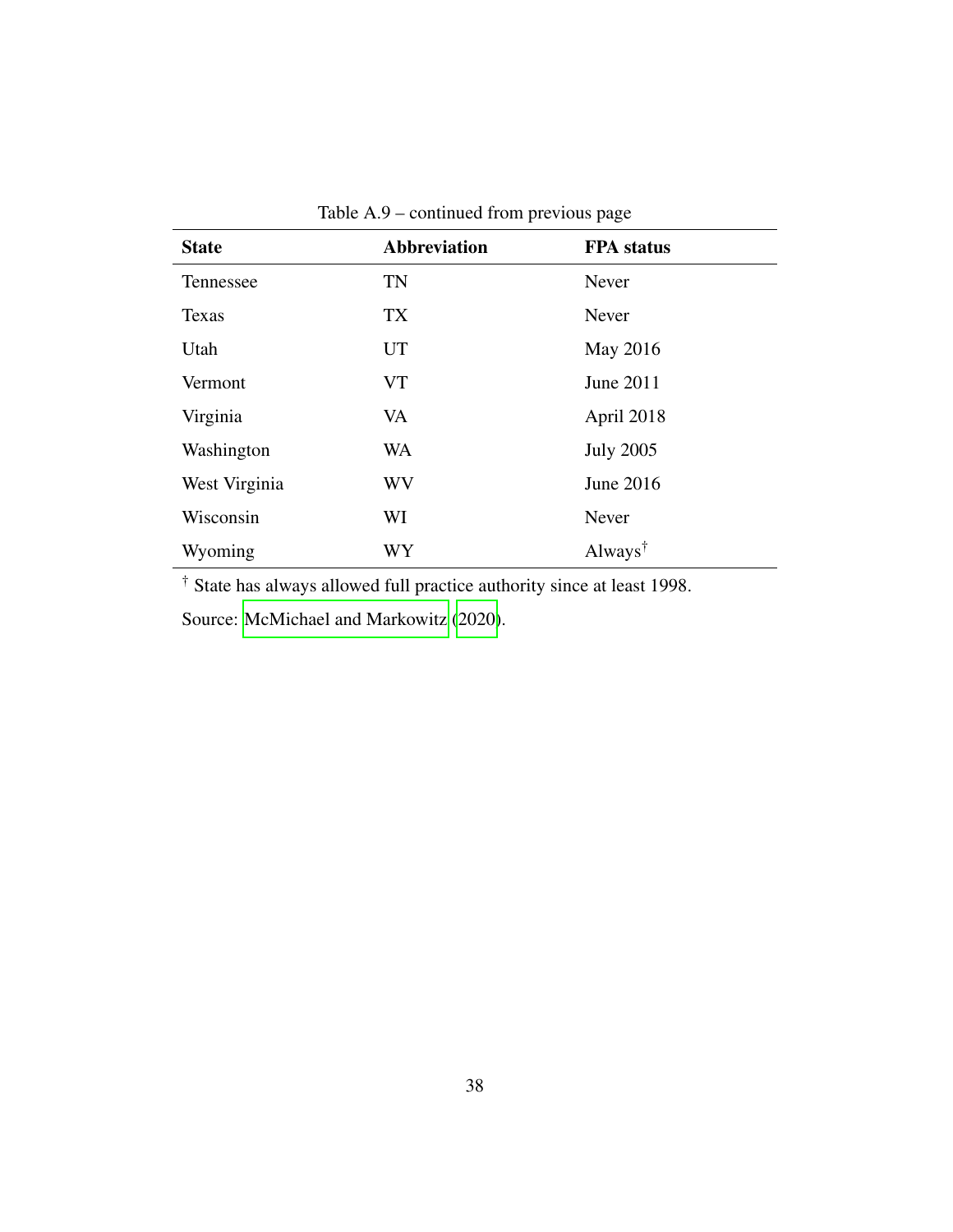Table A.9 – continued from previous page

| **State** | **Abbreviation** | **FPA status** |
|---|---|---|
| Tennessee | TN | Never |
| Texas | TX | Never |
| Utah | UT | May 2016 |
| Vermont | VT | June 2011 |
| Virginia | VA | April 2018 |
| Washington | WA | July 2005 |
| West Virginia | WV | June 2016 |
| Wisconsin | WI | Never |
| Wyoming | WY | Always† |

† State has always allowed full practice authority since at least 1998.

Source: McMichael and Markowitz (2020).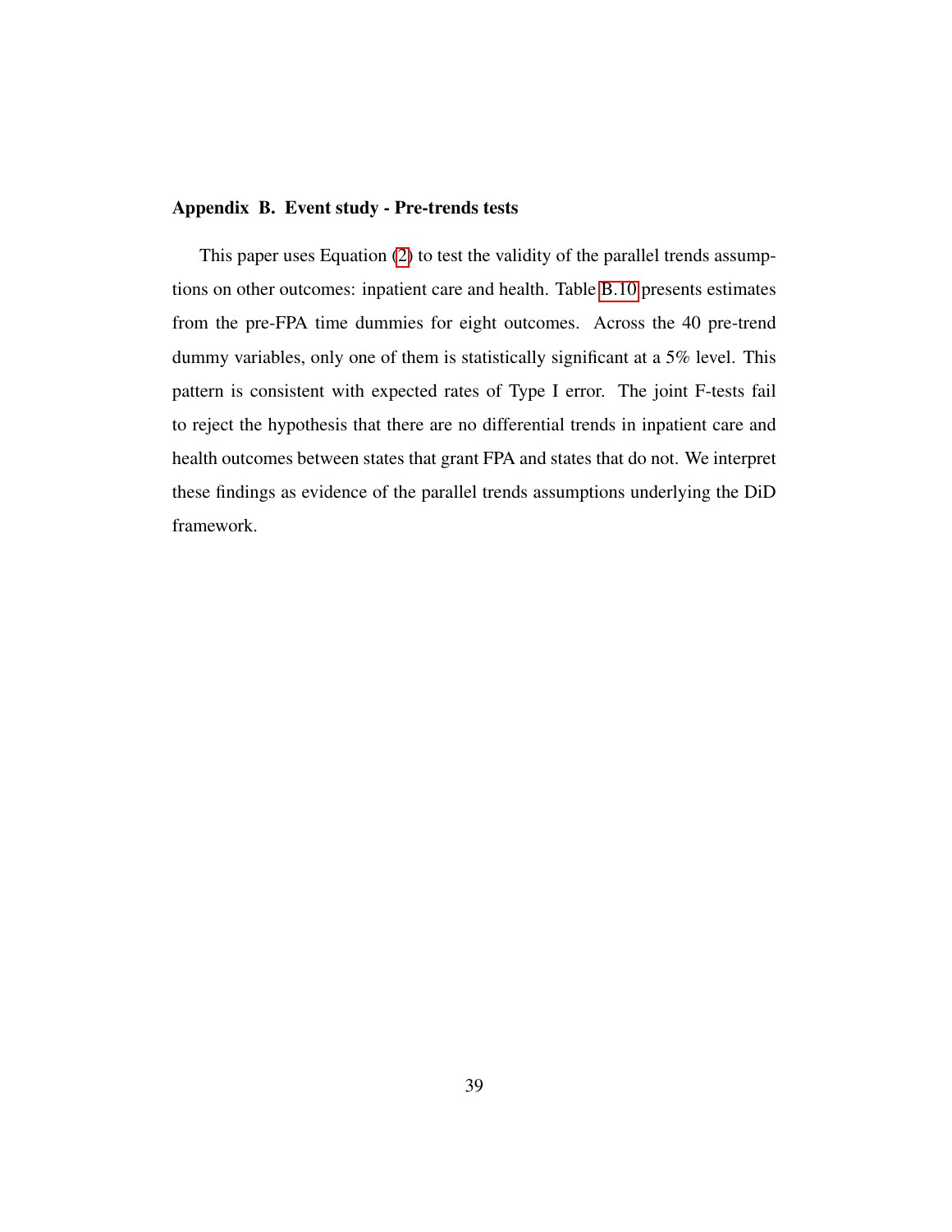## Appendix B. Event study - Pre-trends tests

This paper uses Equation (2) to test the validity of the parallel trends assumptions on other outcomes: inpatient care and health. Table B.10 presents estimates from the pre-FPA time dummies for eight outcomes. Across the 40 pre-trend dummy variables, only one of them is statistically significant at a 5% level. This pattern is consistent with expected rates of Type I error. The joint F-tests fail to reject the hypothesis that there are no differential trends in inpatient care and health outcomes between states that grant FPA and states that do not. We interpret these findings as evidence of the parallel trends assumptions underlying the DiD framework.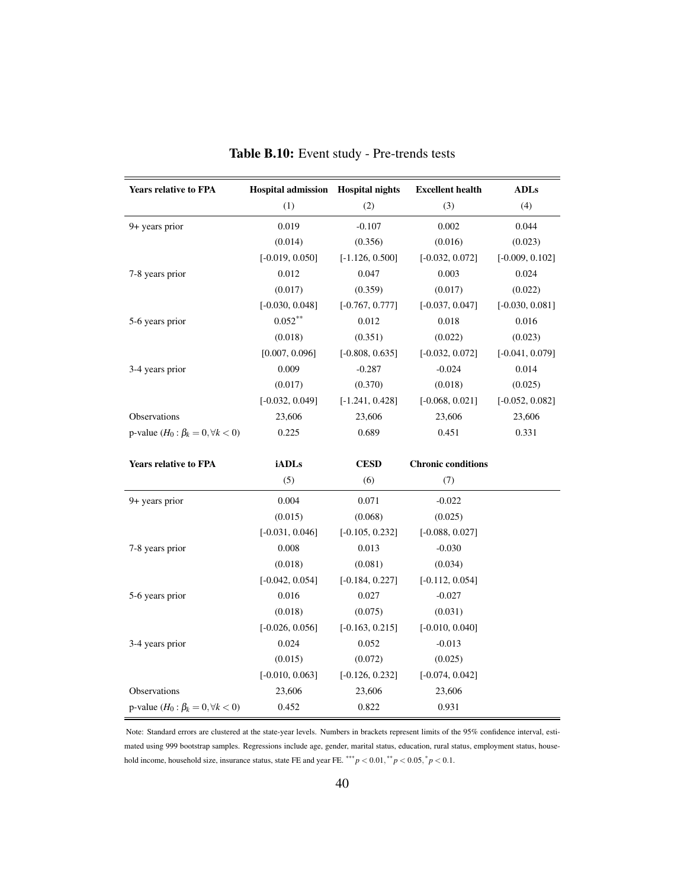**Table B.10:** Event study - Pre-trends tests

| Years relative to FPA | Hospital admission | Hospital nights | Excellent health | ADLs |
|---|---|---|---|---|
| | (1) | (2) | (3) | (4) |
| 9+ years prior | 0.019 | -0.107 | 0.002 | 0.044 |
| | (0.014) | (0.356) | (0.016) | (0.023) |
| | [-0.019, 0.050] | [-1.126, 0.500] | [-0.032, 0.072] | [-0.009, 0.102] |
| 7-8 years prior | 0.012 | 0.047 | 0.003 | 0.024 |
| | (0.017) | (0.359) | (0.017) | (0.022) |
| | [-0.030, 0.048] | [-0.767, 0.777] | [-0.037, 0.047] | [-0.030, 0.081] |
| 5-6 years prior | 0.052** | 0.012 | 0.018 | 0.016 |
| | (0.018) | (0.351) | (0.022) | (0.023) |
| | [0.007, 0.096] | [-0.808, 0.635] | [-0.032, 0.072] | [-0.041, 0.079] |
| 3-4 years prior | 0.009 | -0.287 | -0.024 | 0.014 |
| | (0.017) | (0.370) | (0.018) | (0.025) |
| | [-0.032, 0.049] | [-1.241, 0.428] | [-0.068, 0.021] | [-0.052, 0.082] |
| Observations | 23,606 | 23,606 | 23,606 | 23,606 |
| p-value ($H_0 : \beta_k = 0, \forall k < 0$) | 0.225 | 0.689 | 0.451 | 0.331 |

| Years relative to FPA | iADLs | CESD | Chronic conditions |
|---|---|---|---|
| | (5) | (6) | (7) |
| 9+ years prior | 0.004 | 0.071 | -0.022 |
| | (0.015) | (0.068) | (0.025) |
| | [-0.031, 0.046] | [-0.105, 0.232] | [-0.088, 0.027] |
| 7-8 years prior | 0.008 | 0.013 | -0.030 |
| | (0.018) | (0.081) | (0.034) |
| | [-0.042, 0.054] | [-0.184, 0.227] | [-0.112, 0.054] |
| 5-6 years prior | 0.016 | 0.027 | -0.027 |
| | (0.018) | (0.075) | (0.031) |
| | [-0.026, 0.056] | [-0.163, 0.215] | [-0.010, 0.040] |
| 3-4 years prior | 0.024 | 0.052 | -0.013 |
| | (0.015) | (0.072) | (0.025) |
| | [-0.010, 0.063] | [-0.126, 0.232] | [-0.074, 0.042] |
| Observations | 23,606 | 23,606 | 23,606 |
| p-value ($H_0 : \beta_k = 0, \forall k < 0$) | 0.452 | 0.822 | 0.931 |

Note: Standard errors are clustered at the state-year levels. Numbers in brackets represent limits of the 95% confidence interval, estimated using 999 bootstrap samples. Regressions include age, gender, marital status, education, rural status, employment status, household income, household size, insurance status, state FE and year FE. $^{***}p < 0.01$, $^{**}p < 0.05$, $^{*}p < 0.1$.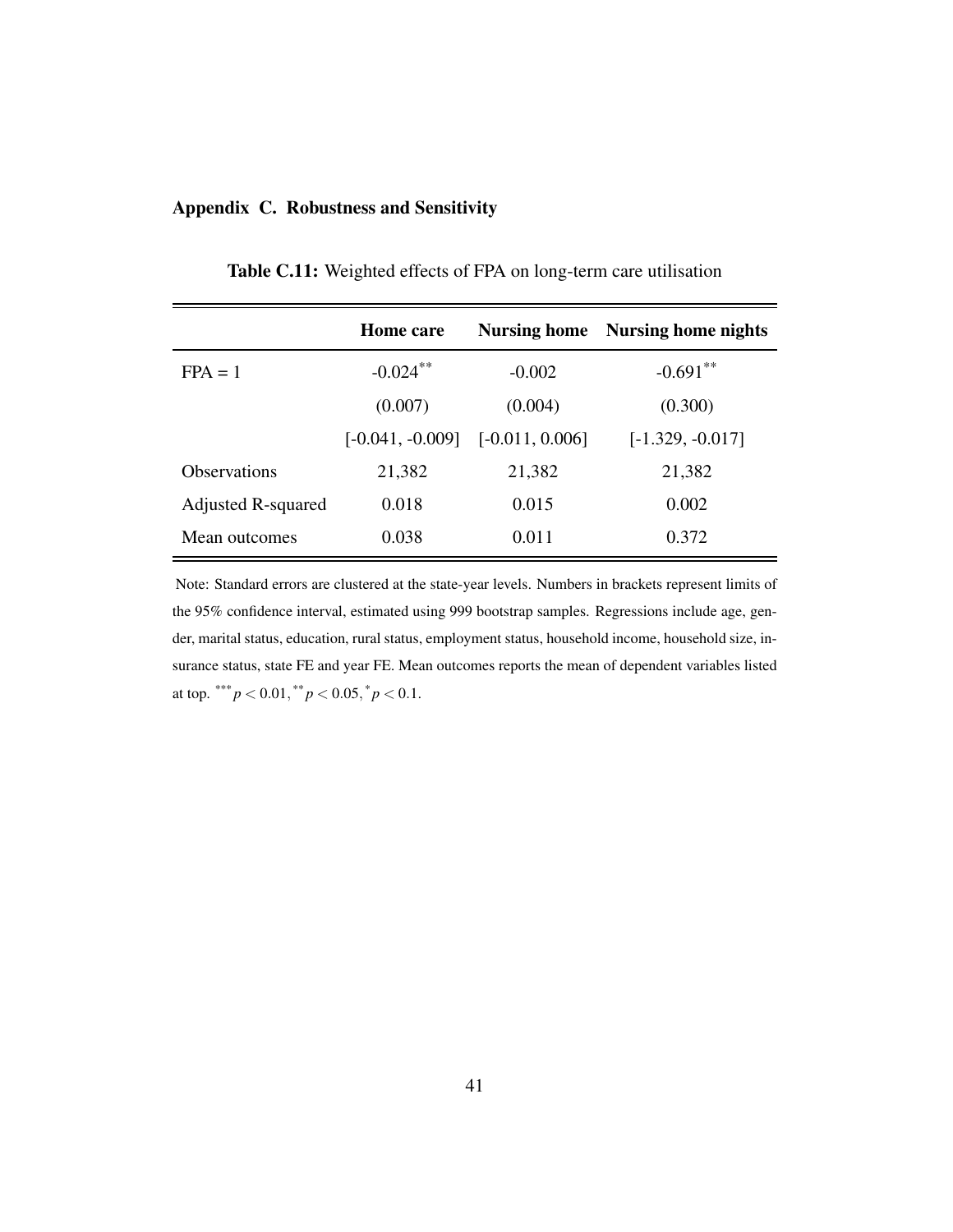## Appendix C. Robustness and Sensitivity

**Table C.11:** Weighted effects of FPA on long-term care utilisation

| | **Home care** | **Nursing home** | **Nursing home nights** |
|---|---|---|---|
| FPA = 1 | -0.024** | -0.002 | -0.691** |
| | (0.007) | (0.004) | (0.300) |
| | [-0.041, -0.009] | [-0.011, 0.006] | [-1.329, -0.017] |
| Observations | 21,382 | 21,382 | 21,382 |
| Adjusted R-squared | 0.018 | 0.015 | 0.002 |
| Mean outcomes | 0.038 | 0.011 | 0.372 |

Note: Standard errors are clustered at the state-year levels. Numbers in brackets represent limits of the 95% confidence interval, estimated using 999 bootstrap samples. Regressions include age, gender, marital status, education, rural status, employment status, household income, household size, insurance status, state FE and year FE. Mean outcomes reports the mean of dependent variables listed at top. $^{***}p < 0.01, ^{**}p < 0.05, ^{*}p < 0.1$.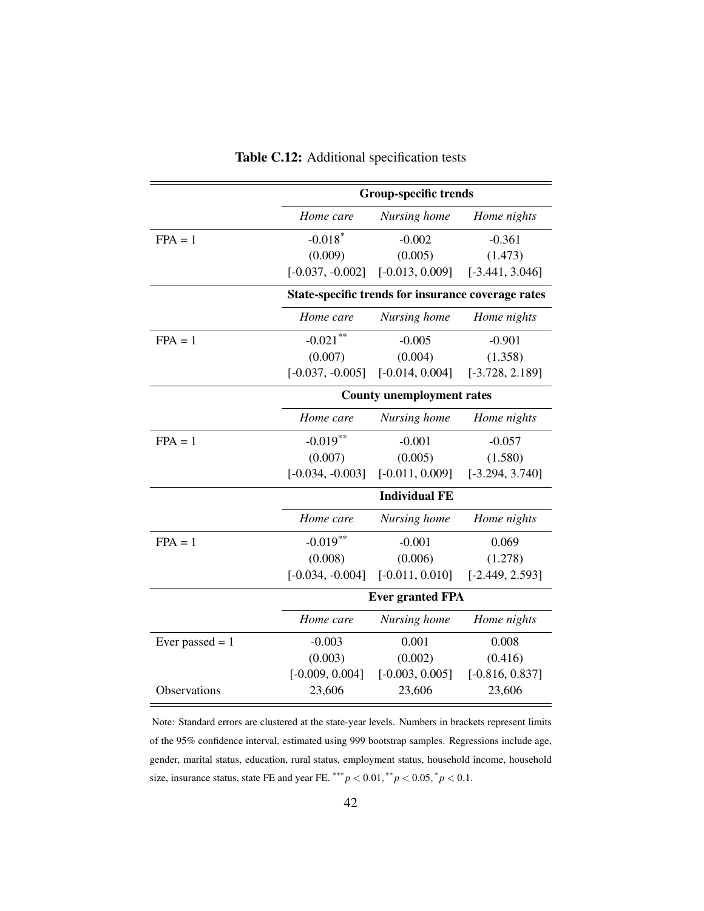**Table C.12:** Additional specification tests

| | Group-specific trends | | |
|---|---|---|---|
| | *Home care* | *Nursing home* | *Home nights* |
| FPA = 1 | -0.018$^{*}$ | -0.002 | -0.361 |
| | (0.009) | (0.005) | (1.473) |
| | [-0.037, -0.002] | [-0.013, 0.009] | [-3.441, 3.046] |
| | **State-specific trends for insurance coverage rates** | | |
| | *Home care* | *Nursing home* | *Home nights* |
| FPA = 1 | -0.021$^{**}$ | -0.005 | -0.901 |
| | (0.007) | (0.004) | (1.358) |
| | [-0.037, -0.005] | [-0.014, 0.004] | [-3.728, 2.189] |
| | **County unemployment rates** | | |
| | *Home care* | *Nursing home* | *Home nights* |
| FPA = 1 | -0.019$^{**}$ | -0.001 | -0.057 |
| | (0.007) | (0.005) | (1.580) |
| | [-0.034, -0.003] | [-0.011, 0.009] | [-3.294, 3.740] |
| | **Individual FE** | | |
| | *Home care* | *Nursing home* | *Home nights* |
| FPA = 1 | -0.019$^{**}$ | -0.001 | 0.069 |
| | (0.008) | (0.006) | (1.278) |
| | [-0.034, -0.004] | [-0.011, 0.010] | [-2.449, 2.593] |
| | **Ever granted FPA** | | |
| | *Home care* | *Nursing home* | *Home nights* |
| Ever passed = 1 | -0.003 | 0.001 | 0.008 |
| | (0.003) | (0.002) | (0.416) |
| | [-0.009, 0.004] | [-0.003, 0.005] | [-0.816, 0.837] |
| Observations | 23,606 | 23,606 | 23,606 |

Note: Standard errors are clustered at the state-year levels. Numbers in brackets represent limits of the 95% confidence interval, estimated using 999 bootstrap samples. Regressions include age, gender, marital status, education, rural status, employment status, household income, household size, insurance status, state FE and year FE. $^{***}p < 0.01$, $^{**}p < 0.05$, $^{*}p < 0.1$.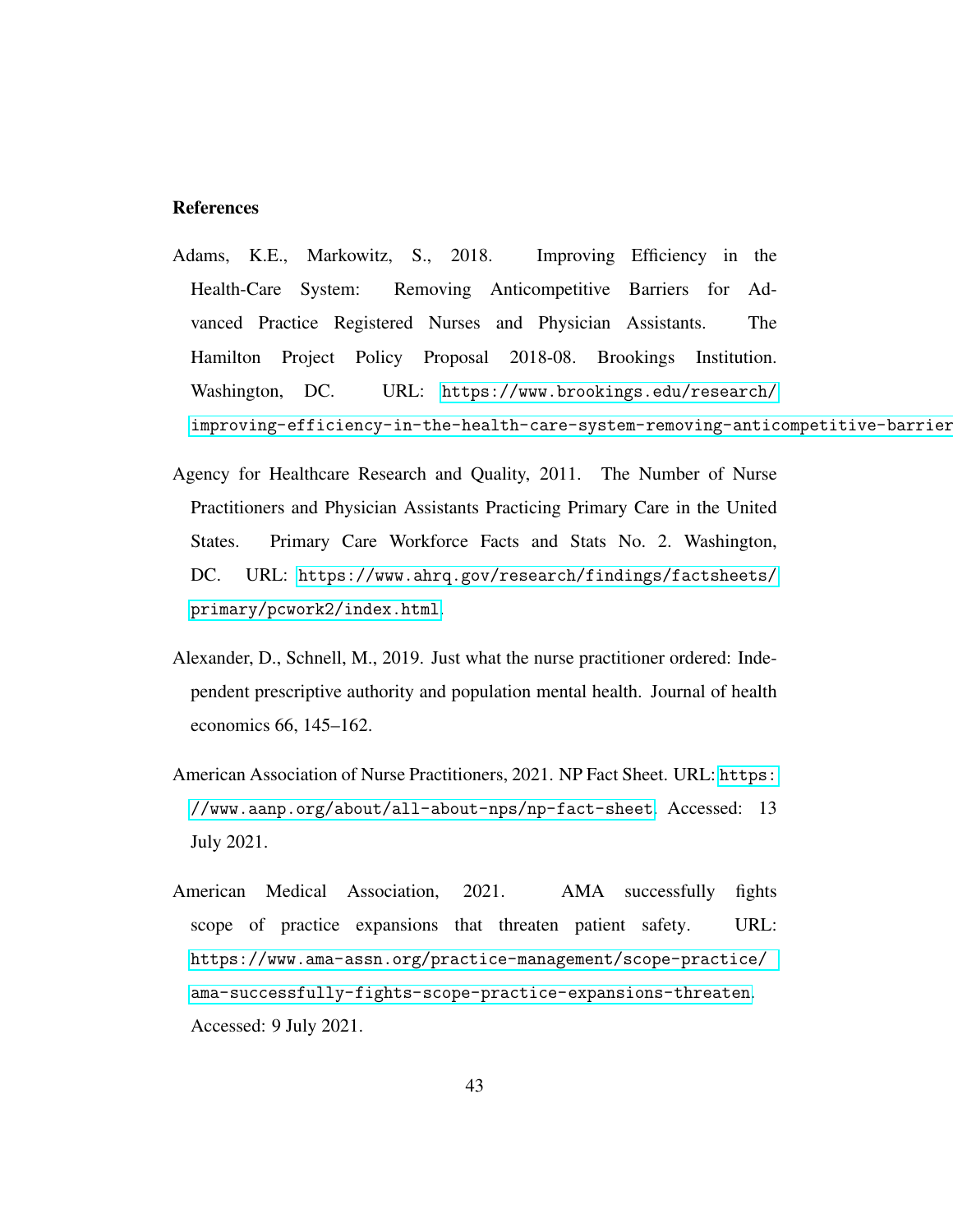## References

Adams, K.E., Markowitz, S., 2018. Improving Efficiency in the Health-Care System: Removing Anticompetitive Barriers for Advanced Practice Registered Nurses and Physician Assistants. The Hamilton Project Policy Proposal 2018-08. Brookings Institution. Washington, DC. URL: https://www.brookings.edu/research/improving-efficiency-in-the-health-care-system-removing-anticompetitive-barrier

Agency for Healthcare Research and Quality, 2011. The Number of Nurse Practitioners and Physician Assistants Practicing Primary Care in the United States. Primary Care Workforce Facts and Stats No. 2. Washington, DC. URL: https://www.ahrq.gov/research/findings/factsheets/primary/pcwork2/index.html.

Alexander, D., Schnell, M., 2019. Just what the nurse practitioner ordered: Independent prescriptive authority and population mental health. Journal of health economics 66, 145–162.

American Association of Nurse Practitioners, 2021. NP Fact Sheet. URL: https://www.aanp.org/about/all-about-nps/np-fact-sheet. Accessed: 13 July 2021.

American Medical Association, 2021. AMA successfully fights scope of practice expansions that threaten patient safety. URL: https://www.ama-assn.org/practice-management/scope-practice/ama-successfully-fights-scope-practice-expansions-threaten. Accessed: 9 July 2021.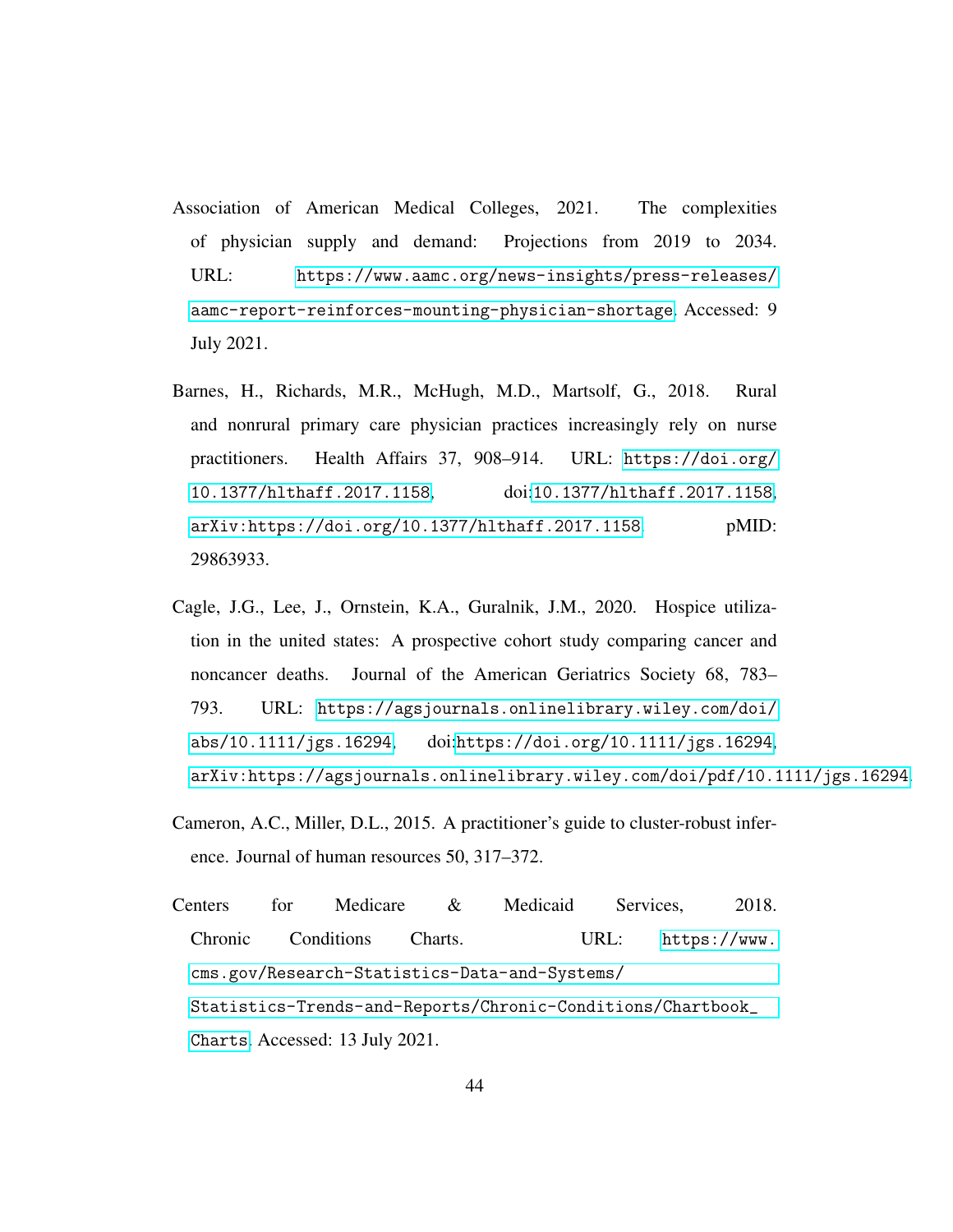Association of American Medical Colleges, 2021. The complexities of physician supply and demand: Projections from 2019 to 2034. URL: https://www.aamc.org/news-insights/press-releases/aamc-report-reinforces-mounting-physician-shortage. Accessed: 9 July 2021.

Barnes, H., Richards, M.R., McHugh, M.D., Martsolf, G., 2018. Rural and nonrural primary care physician practices increasingly rely on nurse practitioners. Health Affairs 37, 908–914. URL: https://doi.org/10.1377/hlthaff.2017.1158, doi:10.1377/hlthaff.2017.1158, arXiv:https://doi.org/10.1377/hlthaff.2017.1158. pMID: 29863933.

Cagle, J.G., Lee, J., Ornstein, K.A., Guralnik, J.M., 2020. Hospice utilization in the united states: A prospective cohort study comparing cancer and noncancer deaths. Journal of the American Geriatrics Society 68, 783–793. URL: https://agsjournals.onlinelibrary.wiley.com/doi/abs/10.1111/jgs.16294, doi:https://doi.org/10.1111/jgs.16294, arXiv:https://agsjournals.onlinelibrary.wiley.com/doi/pdf/10.1111/jgs.16294.

Cameron, A.C., Miller, D.L., 2015. A practitioner's guide to cluster-robust inference. Journal of human resources 50, 317–372.

Centers for Medicare & Medicaid Services, 2018. Chronic Conditions Charts. URL: https://www.cms.gov/Research-Statistics-Data-and-Systems/Statistics-Trends-and-Reports/Chronic-Conditions/Chartbook_Charts. Accessed: 13 July 2021.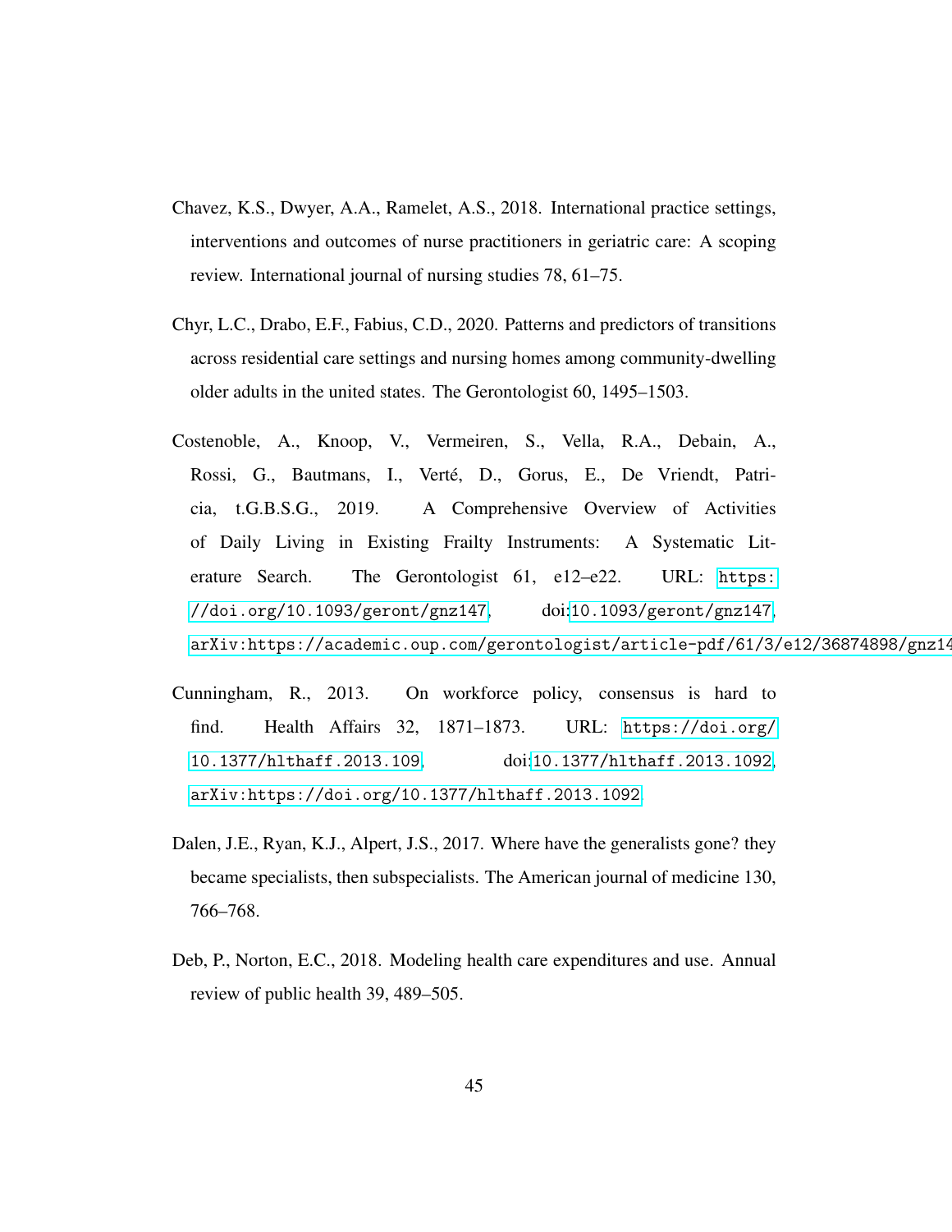Chavez, K.S., Dwyer, A.A., Ramelet, A.S., 2018. International practice settings, interventions and outcomes of nurse practitioners in geriatric care: A scoping review. International journal of nursing studies 78, 61–75.

Chyr, L.C., Drabo, E.F., Fabius, C.D., 2020. Patterns and predictors of transitions across residential care settings and nursing homes among community-dwelling older adults in the united states. The Gerontologist 60, 1495–1503.

Costenoble, A., Knoop, V., Vermeiren, S., Vella, R.A., Debain, A., Rossi, G., Bautmans, I., Verté, D., Gorus, E., De Vriendt, Patricia, t.G.B.S.G., 2019. A Comprehensive Overview of Activities of Daily Living in Existing Frailty Instruments: A Systematic Literature Search. The Gerontologist 61, e12–e22. URL: https://doi.org/10.1093/geront/gnz147, doi:10.1093/geront/gnz147, arXiv:https://academic.oup.com/gerontologist/article-pdf/61/3/e12/36874898/gnz14

Cunningham, R., 2013. On workforce policy, consensus is hard to find. Health Affairs 32, 1871–1873. URL: https://doi.org/10.1377/hlthaff.2013.109, doi:10.1377/hlthaff.2013.1092, arXiv:https://doi.org/10.1377/hlthaff.2013.1092

Dalen, J.E., Ryan, K.J., Alpert, J.S., 2017. Where have the generalists gone? they became specialists, then subspecialists. The American journal of medicine 130, 766–768.

Deb, P., Norton, E.C., 2018. Modeling health care expenditures and use. Annual review of public health 39, 489–505.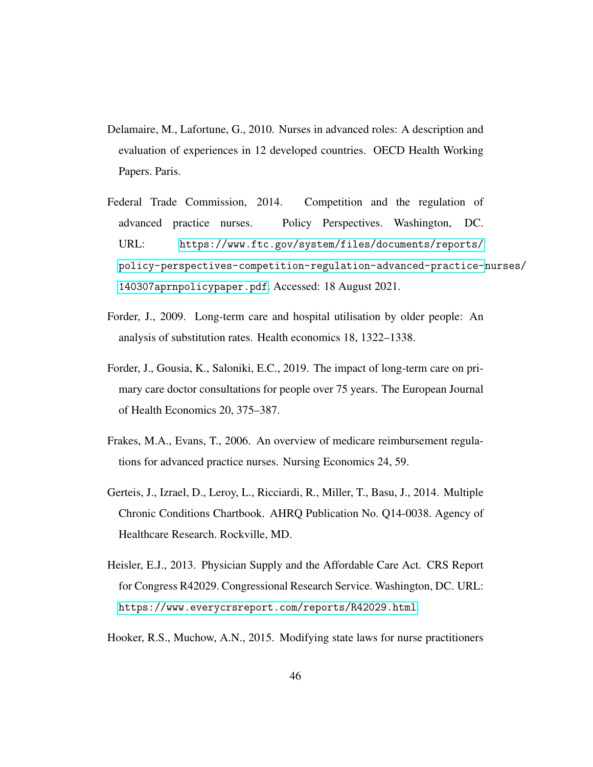Delamaire, M., Lafortune, G., 2010. Nurses in advanced roles: A description and evaluation of experiences in 12 developed countries. OECD Health Working Papers. Paris.

Federal Trade Commission, 2014. Competition and the regulation of advanced practice nurses. Policy Perspectives. Washington, DC. URL: https://www.ftc.gov/system/files/documents/reports/policy-perspectives-competition-regulation-advanced-practice-nurses/140307aprnpolicypaper.pdf. Accessed: 18 August 2021.

Forder, J., 2009. Long-term care and hospital utilisation by older people: An analysis of substitution rates. Health economics 18, 1322–1338.

Forder, J., Gousia, K., Saloniki, E.C., 2019. The impact of long-term care on primary care doctor consultations for people over 75 years. The European Journal of Health Economics 20, 375–387.

Frakes, M.A., Evans, T., 2006. An overview of medicare reimbursement regulations for advanced practice nurses. Nursing Economics 24, 59.

Gerteis, J., Izrael, D., Leroy, L., Ricciardi, R., Miller, T., Basu, J., 2014. Multiple Chronic Conditions Chartbook. AHRQ Publication No. Q14-0038. Agency of Healthcare Research. Rockville, MD.

Heisler, E.J., 2013. Physician Supply and the Affordable Care Act. CRS Report for Congress R42029. Congressional Research Service. Washington, DC. URL: https://www.everycrsreport.com/reports/R42029.html.

Hooker, R.S., Muchow, A.N., 2015. Modifying state laws for nurse practitioners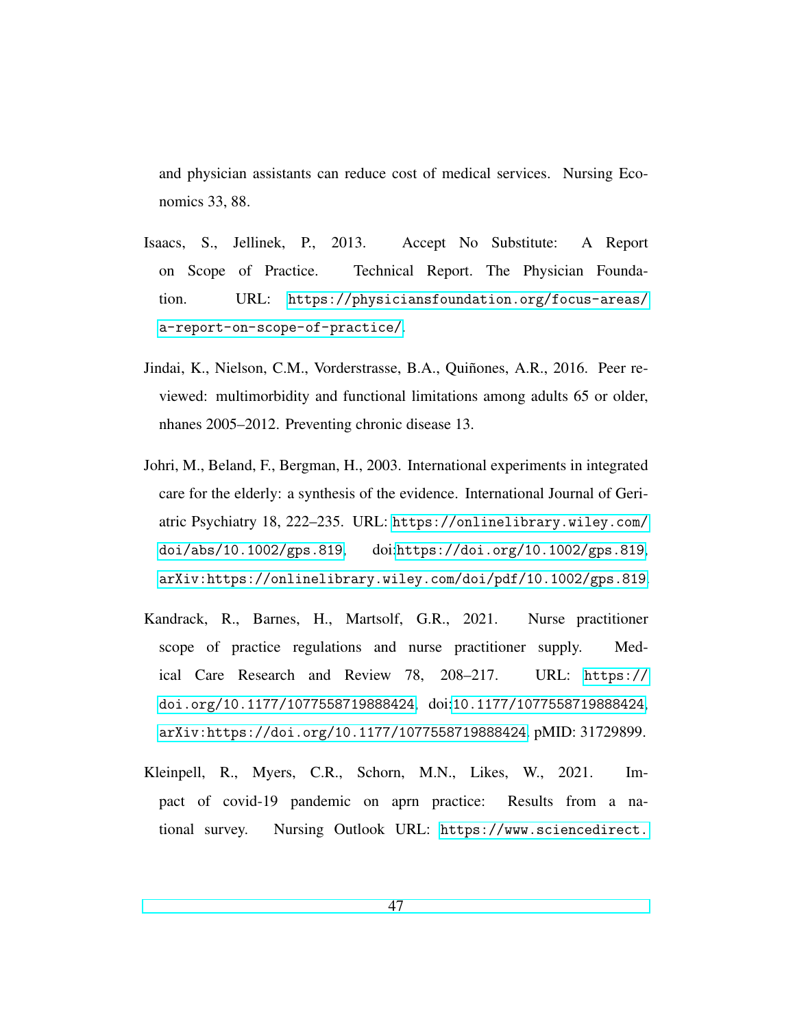and physician assistants can reduce cost of medical services. Nursing Economics 33, 88.

Isaacs, S., Jellinek, P., 2013. Accept No Substitute: A Report on Scope of Practice. Technical Report. The Physician Foundation. URL: https://physiciansfoundation.org/focus-areas/a-report-on-scope-of-practice/.

Jindai, K., Nielson, C.M., Vorderstrasse, B.A., Quiñones, A.R., 2016. Peer reviewed: multimorbidity and functional limitations among adults 65 or older, nhanes 2005–2012. Preventing chronic disease 13.

Johri, M., Beland, F., Bergman, H., 2003. International experiments in integrated care for the elderly: a synthesis of the evidence. International Journal of Geriatric Psychiatry 18, 222–235. URL: https://onlinelibrary.wiley.com/doi/abs/10.1002/gps.819, doi:https://doi.org/10.1002/gps.819, arXiv:https://onlinelibrary.wiley.com/doi/pdf/10.1002/gps.819.

Kandrack, R., Barnes, H., Martsolf, G.R., 2021. Nurse practitioner scope of practice regulations and nurse practitioner supply. Medical Care Research and Review 78, 208–217. URL: https://doi.org/10.1177/1077558719888424, doi:10.1177/1077558719888424, arXiv:https://doi.org/10.1177/1077558719888424. pMID: 31729899.

Kleinpell, R., Myers, C.R., Schorn, M.N., Likes, W., 2021. Impact of covid-19 pandemic on aprn practice: Results from a national survey. Nursing Outlook URL: https://www.sciencedirect.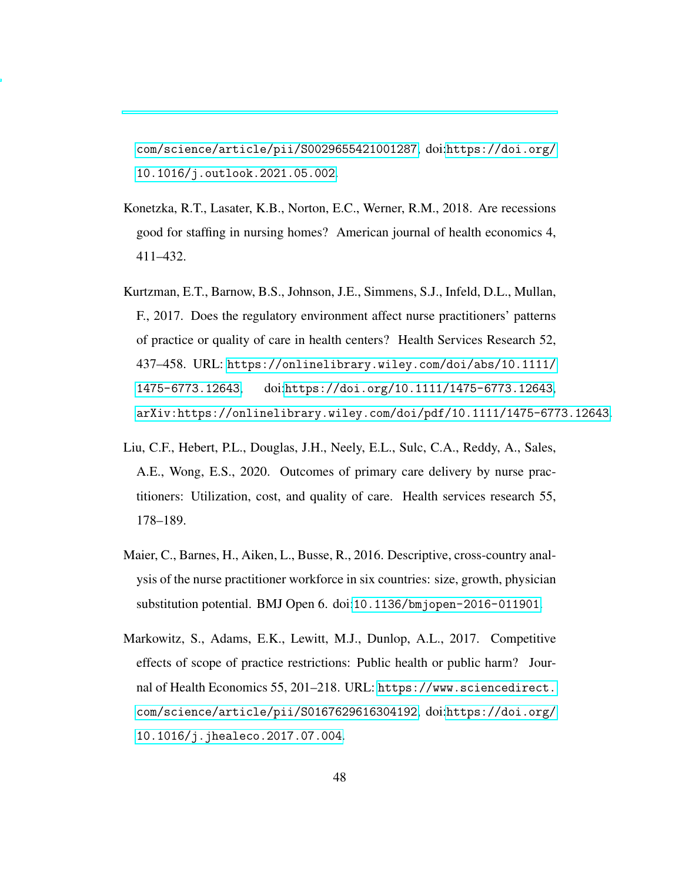com/science/article/pii/S0029655421001287, doi:https://doi.org/10.1016/j.outlook.2021.05.002.

Konetzka, R.T., Lasater, K.B., Norton, E.C., Werner, R.M., 2018. Are recessions good for staffing in nursing homes? American journal of health economics 4, 411–432.

Kurtzman, E.T., Barnow, B.S., Johnson, J.E., Simmens, S.J., Infeld, D.L., Mullan, F., 2017. Does the regulatory environment affect nurse practitioners' patterns of practice or quality of care in health centers? Health Services Research 52, 437–458. URL: https://onlinelibrary.wiley.com/doi/abs/10.1111/1475-6773.12643, doi:https://doi.org/10.1111/1475-6773.12643, arXiv:https://onlinelibrary.wiley.com/doi/pdf/10.1111/1475-6773.12643.

Liu, C.F., Hebert, P.L., Douglas, J.H., Neely, E.L., Sulc, C.A., Reddy, A., Sales, A.E., Wong, E.S., 2020. Outcomes of primary care delivery by nurse practitioners: Utilization, cost, and quality of care. Health services research 55, 178–189.

Maier, C., Barnes, H., Aiken, L., Busse, R., 2016. Descriptive, cross-country analysis of the nurse practitioner workforce in six countries: size, growth, physician substitution potential. BMJ Open 6. doi:10.1136/bmjopen-2016-011901.

Markowitz, S., Adams, E.K., Lewitt, M.J., Dunlop, A.L., 2017. Competitive effects of scope of practice restrictions: Public health or public harm? Journal of Health Economics 55, 201–218. URL: https://www.sciencedirect.com/science/article/pii/S0167629616304192, doi:https://doi.org/10.1016/j.jhealeco.2017.07.004.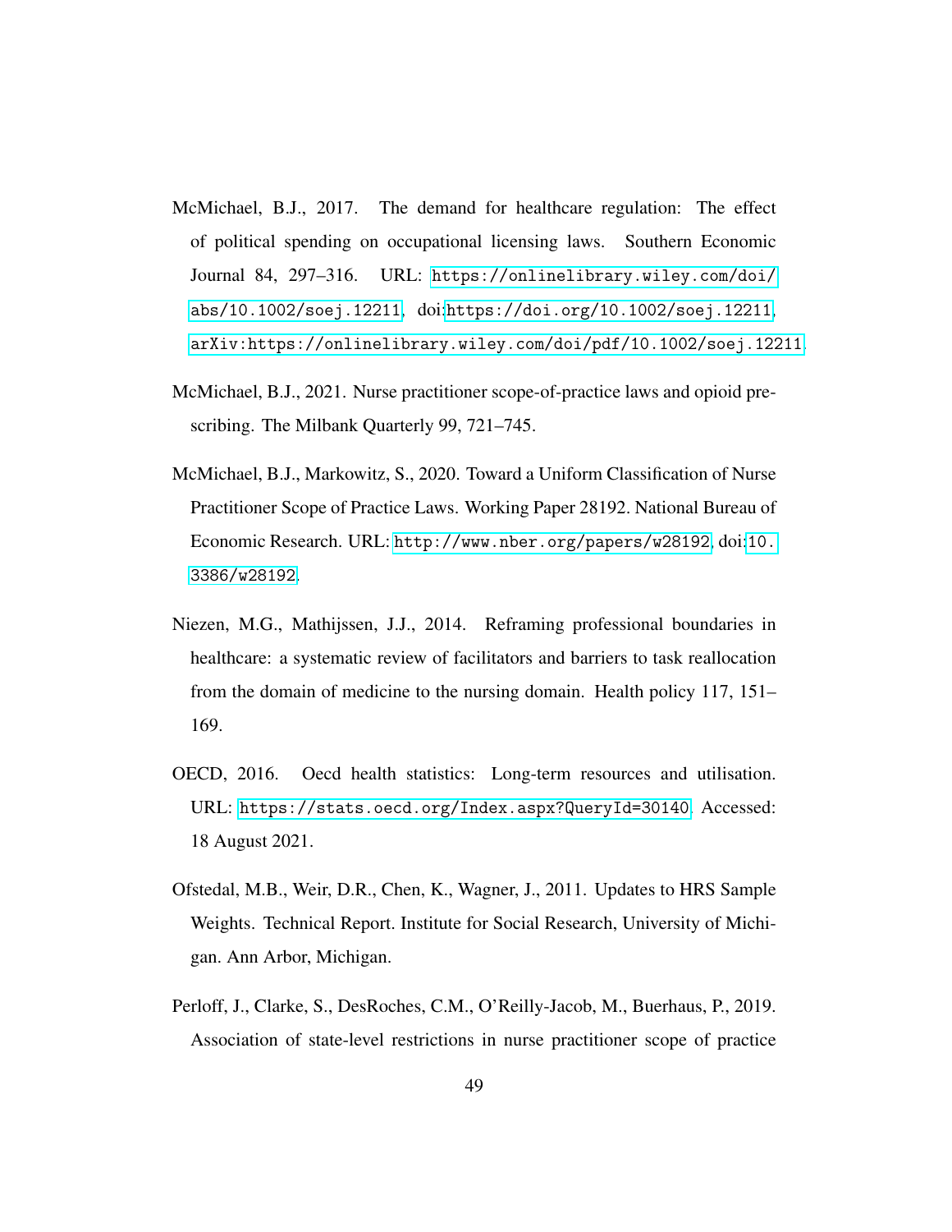McMichael, B.J., 2017. The demand for healthcare regulation: The effect of political spending on occupational licensing laws. Southern Economic Journal 84, 297–316. URL: https://onlinelibrary.wiley.com/doi/abs/10.1002/soej.12211, doi:https://doi.org/10.1002/soej.12211, arXiv:https://onlinelibrary.wiley.com/doi/pdf/10.1002/soej.12211.

McMichael, B.J., 2021. Nurse practitioner scope-of-practice laws and opioid prescribing. The Milbank Quarterly 99, 721–745.

McMichael, B.J., Markowitz, S., 2020. Toward a Uniform Classification of Nurse Practitioner Scope of Practice Laws. Working Paper 28192. National Bureau of Economic Research. URL: http://www.nber.org/papers/w28192, doi:10.3386/w28192.

Niezen, M.G., Mathijssen, J.J., 2014. Reframing professional boundaries in healthcare: a systematic review of facilitators and barriers to task reallocation from the domain of medicine to the nursing domain. Health policy 117, 151–169.

OECD, 2016. Oecd health statistics: Long-term resources and utilisation. URL: https://stats.oecd.org/Index.aspx?QueryId=30140. Accessed: 18 August 2021.

Ofstedal, M.B., Weir, D.R., Chen, K., Wagner, J., 2011. Updates to HRS Sample Weights. Technical Report. Institute for Social Research, University of Michigan. Ann Arbor, Michigan.

Perloff, J., Clarke, S., DesRoches, C.M., O'Reilly-Jacob, M., Buerhaus, P., 2019. Association of state-level restrictions in nurse practitioner scope of practice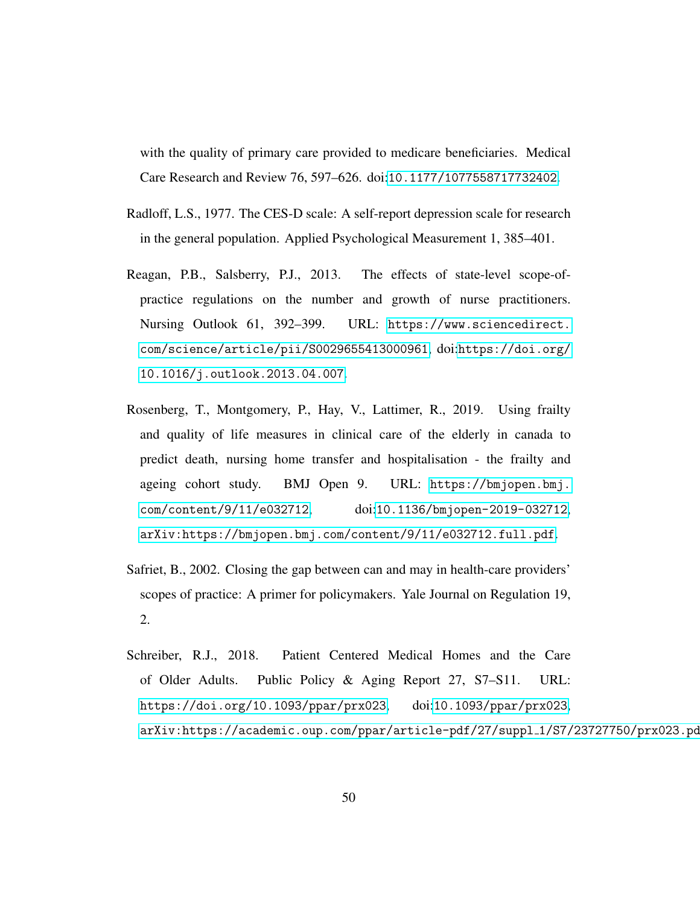with the quality of primary care provided to medicare beneficiaries. Medical Care Research and Review 76, 597–626. doi:10.1177/1077558717732402.

Radloff, L.S., 1977. The CES-D scale: A self-report depression scale for research in the general population. Applied Psychological Measurement 1, 385–401.

Reagan, P.B., Salsberry, P.J., 2013. The effects of state-level scope-of-practice regulations on the number and growth of nurse practitioners. Nursing Outlook 61, 392–399. URL: https://www.sciencedirect.com/science/article/pii/S0029655413000961, doi:https://doi.org/10.1016/j.outlook.2013.04.007.

Rosenberg, T., Montgomery, P., Hay, V., Lattimer, R., 2019. Using frailty and quality of life measures in clinical care of the elderly in canada to predict death, nursing home transfer and hospitalisation - the frailty and ageing cohort study. BMJ Open 9. URL: https://bmjopen.bmj.com/content/9/11/e032712, doi:10.1136/bmjopen-2019-032712, arXiv:https://bmjopen.bmj.com/content/9/11/e032712.full.pdf.

Safriet, B., 2002. Closing the gap between can and may in health-care providers' scopes of practice: A primer for policymakers. Yale Journal on Regulation 19, 2.

Schreiber, R.J., 2018. Patient Centered Medical Homes and the Care of Older Adults. Public Policy & Aging Report 27, S7–S11. URL: https://doi.org/10.1093/ppar/prx023, doi:10.1093/ppar/prx023, arXiv:https://academic.oup.com/ppar/article-pdf/27/suppl_1/S7/23727750/prx023.pd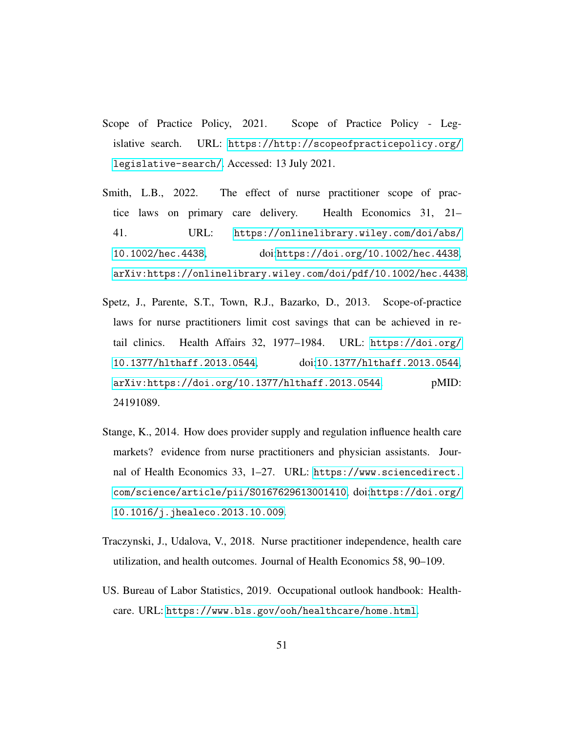Scope of Practice Policy, 2021. Scope of Practice Policy - Legislative search. URL: https://http://scopeofpracticepolicy.org/legislative-search/. Accessed: 13 July 2021.

Smith, L.B., 2022. The effect of nurse practitioner scope of practice laws on primary care delivery. Health Economics 31, 21–41. URL: https://onlinelibrary.wiley.com/doi/abs/10.1002/hec.4438, doi:https://doi.org/10.1002/hec.4438, arXiv:https://onlinelibrary.wiley.com/doi/pdf/10.1002/hec.4438.

Spetz, J., Parente, S.T., Town, R.J., Bazarko, D., 2013. Scope-of-practice laws for nurse practitioners limit cost savings that can be achieved in retail clinics. Health Affairs 32, 1977–1984. URL: https://doi.org/10.1377/hlthaff.2013.0544, doi:10.1377/hlthaff.2013.0544, arXiv:https://doi.org/10.1377/hlthaff.2013.0544 pMID: 24191089.

Stange, K., 2014. How does provider supply and regulation influence health care markets? evidence from nurse practitioners and physician assistants. Journal of Health Economics 33, 1–27. URL: https://www.sciencedirect.com/science/article/pii/S0167629613001410, doi:https://doi.org/10.1016/j.jhealeco.2013.10.009.

Traczynski, J., Udalova, V., 2018. Nurse practitioner independence, health care utilization, and health outcomes. Journal of Health Economics 58, 90–109.

US. Bureau of Labor Statistics, 2019. Occupational outlook handbook: Healthcare. URL: https://www.bls.gov/ooh/healthcare/home.html.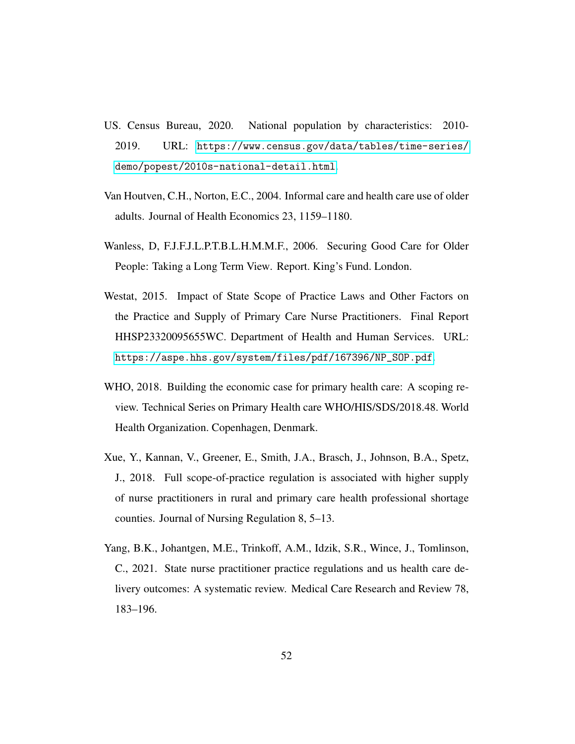US. Census Bureau, 2020. National population by characteristics: 2010-2019. URL: https://www.census.gov/data/tables/time-series/demo/popest/2010s-national-detail.html.

Van Houtven, C.H., Norton, E.C., 2004. Informal care and health care use of older adults. Journal of Health Economics 23, 1159–1180.

Wanless, D, F.J.F.J.L.P.T.B.L.H.M.M.F., 2006. Securing Good Care for Older People: Taking a Long Term View. Report. King's Fund. London.

Westat, 2015. Impact of State Scope of Practice Laws and Other Factors on the Practice and Supply of Primary Care Nurse Practitioners. Final Report HHSP23320095655WC. Department of Health and Human Services. URL: https://aspe.hhs.gov/system/files/pdf/167396/NP_SOP.pdf.

WHO, 2018. Building the economic case for primary health care: A scoping review. Technical Series on Primary Health care WHO/HIS/SDS/2018.48. World Health Organization. Copenhagen, Denmark.

Xue, Y., Kannan, V., Greener, E., Smith, J.A., Brasch, J., Johnson, B.A., Spetz, J., 2018. Full scope-of-practice regulation is associated with higher supply of nurse practitioners in rural and primary care health professional shortage counties. Journal of Nursing Regulation 8, 5–13.

Yang, B.K., Johantgen, M.E., Trinkoff, A.M., Idzik, S.R., Wince, J., Tomlinson, C., 2021. State nurse practitioner practice regulations and us health care delivery outcomes: A systematic review. Medical Care Research and Review 78, 183–196.